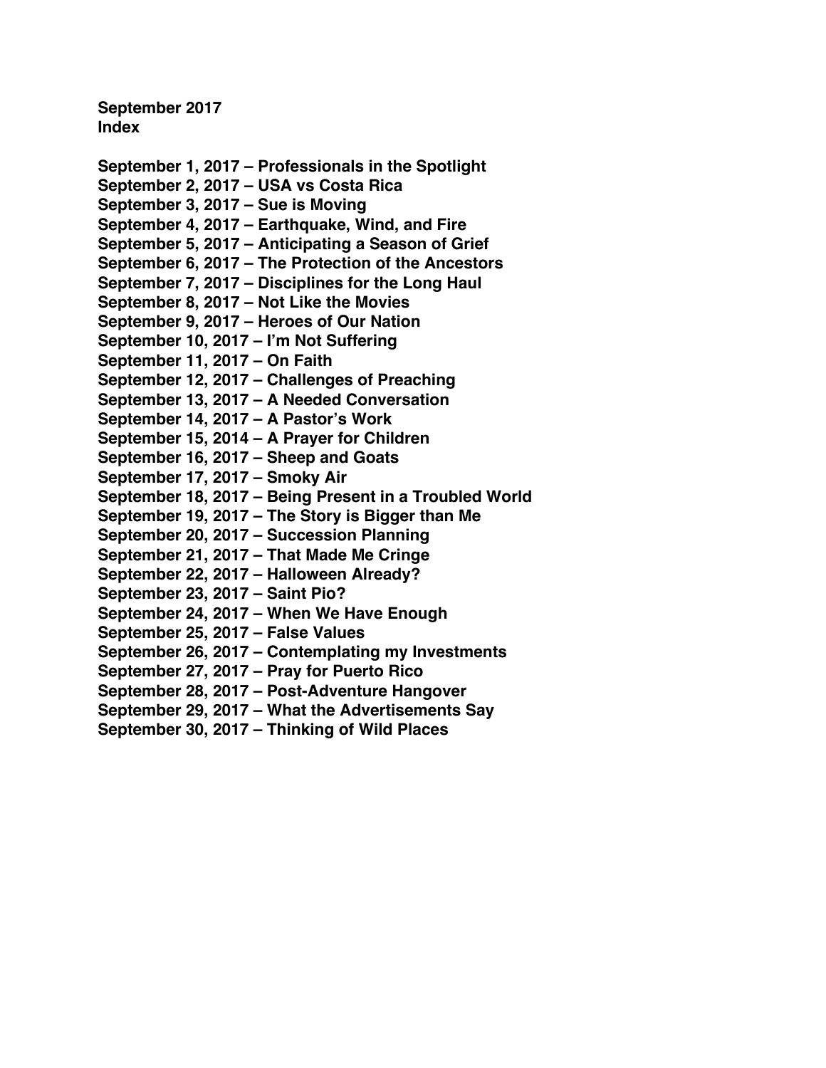**September 2017**
**Index**

**September 1, 2017 – Professionals in the Spotlight**
**September 2, 2017 – USA vs Costa Rica**
**September 3, 2017 – Sue is Moving**
**September 4, 2017 – Earthquake, Wind, and Fire**
**September 5, 2017 – Anticipating a Season of Grief**
**September 6, 2017 – The Protection of the Ancestors**
**September 7, 2017 – Disciplines for the Long Haul**
**September 8, 2017 – Not Like the Movies**
**September 9, 2017 – Heroes of Our Nation**
**September 10, 2017 – I'm Not Suffering**
**September 11, 2017 – On Faith**
**September 12, 2017 – Challenges of Preaching**
**September 13, 2017 – A Needed Conversation**
**September 14, 2017 – A Pastor's Work**
**September 15, 2014 – A Prayer for Children**
**September 16, 2017 – Sheep and Goats**
**September 17, 2017 – Smoky Air**
**September 18, 2017 – Being Present in a Troubled World**
**September 19, 2017 – The Story is Bigger than Me**
**September 20, 2017 – Succession Planning**
**September 21, 2017 – That Made Me Cringe**
**September 22, 2017 – Halloween Already?**
**September 23, 2017 – Saint Pio?**
**September 24, 2017 – When We Have Enough**
**September 25, 2017 – False Values**
**September 26, 2017 – Contemplating my Investments**
**September 27, 2017 – Pray for Puerto Rico**
**September 28, 2017 – Post-Adventure Hangover**
**September 29, 2017 – What the Advertisements Say**
**September 30, 2017 – Thinking of Wild Places**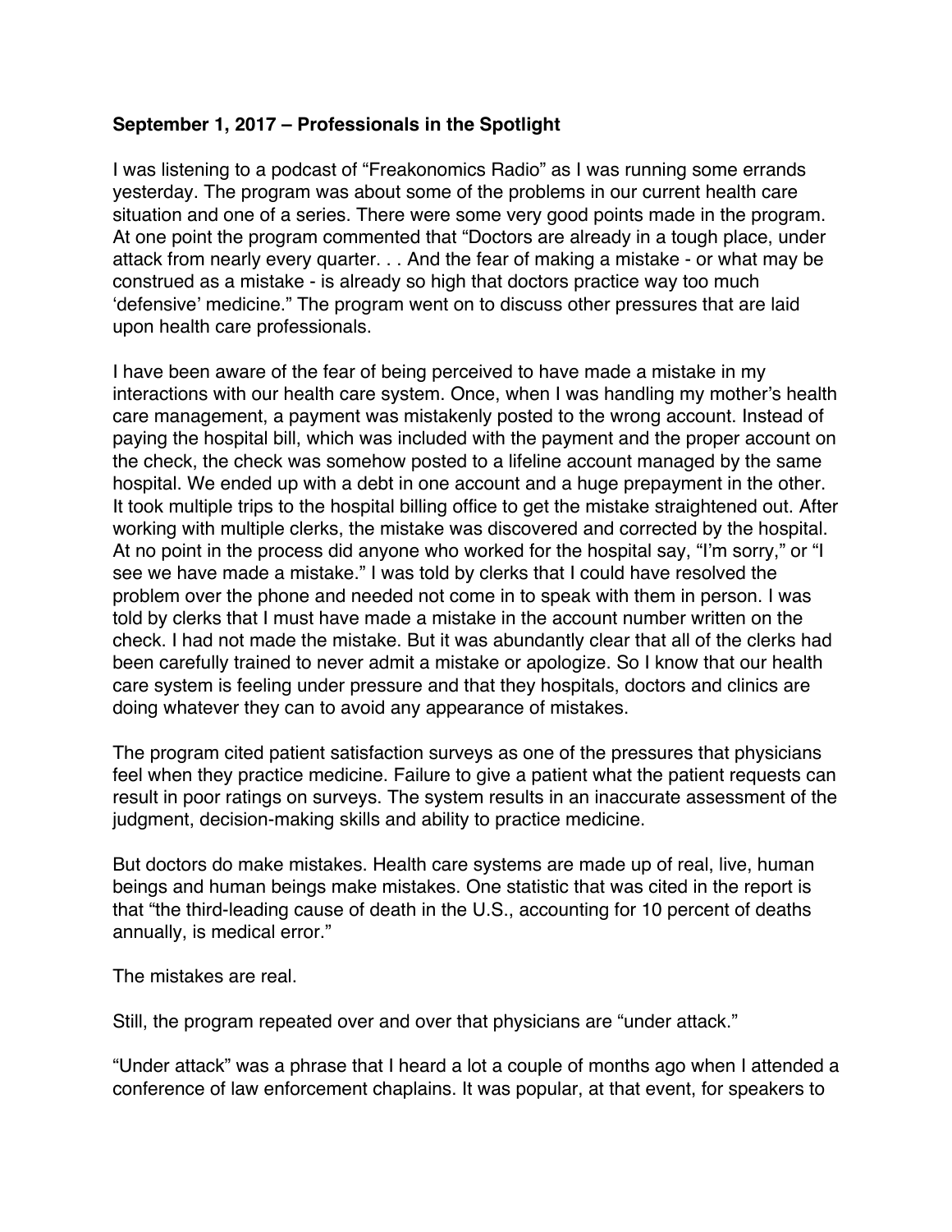**September 1, 2017 – Professionals in the Spotlight**

I was listening to a podcast of "Freakonomics Radio" as I was running some errands yesterday. The program was about some of the problems in our current health care situation and one of a series. There were some very good points made in the program. At one point the program commented that "Doctors are already in a tough place, under attack from nearly every quarter. . . And the fear of making a mistake - or what may be construed as a mistake - is already so high that doctors practice way too much 'defensive' medicine." The program went on to discuss other pressures that are laid upon health care professionals.

I have been aware of the fear of being perceived to have made a mistake in my interactions with our health care system. Once, when I was handling my mother's health care management, a payment was mistakenly posted to the wrong account. Instead of paying the hospital bill, which was included with the payment and the proper account on the check, the check was somehow posted to a lifeline account managed by the same hospital. We ended up with a debt in one account and a huge prepayment in the other. It took multiple trips to the hospital billing office to get the mistake straightened out. After working with multiple clerks, the mistake was discovered and corrected by the hospital. At no point in the process did anyone who worked for the hospital say, "I'm sorry," or "I see we have made a mistake." I was told by clerks that I could have resolved the problem over the phone and needed not come in to speak with them in person. I was told by clerks that I must have made a mistake in the account number written on the check. I had not made the mistake. But it was abundantly clear that all of the clerks had been carefully trained to never admit a mistake or apologize. So I know that our health care system is feeling under pressure and that they hospitals, doctors and clinics are doing whatever they can to avoid any appearance of mistakes.

The program cited patient satisfaction surveys as one of the pressures that physicians feel when they practice medicine. Failure to give a patient what the patient requests can result in poor ratings on surveys. The system results in an inaccurate assessment of the judgment, decision-making skills and ability to practice medicine.

But doctors do make mistakes. Health care systems are made up of real, live, human beings and human beings make mistakes. One statistic that was cited in the report is that "the third-leading cause of death in the U.S., accounting for 10 percent of deaths annually, is medical error."

The mistakes are real.

Still, the program repeated over and over that physicians are "under attack."

"Under attack" was a phrase that I heard a lot a couple of months ago when I attended a conference of law enforcement chaplains. It was popular, at that event, for speakers to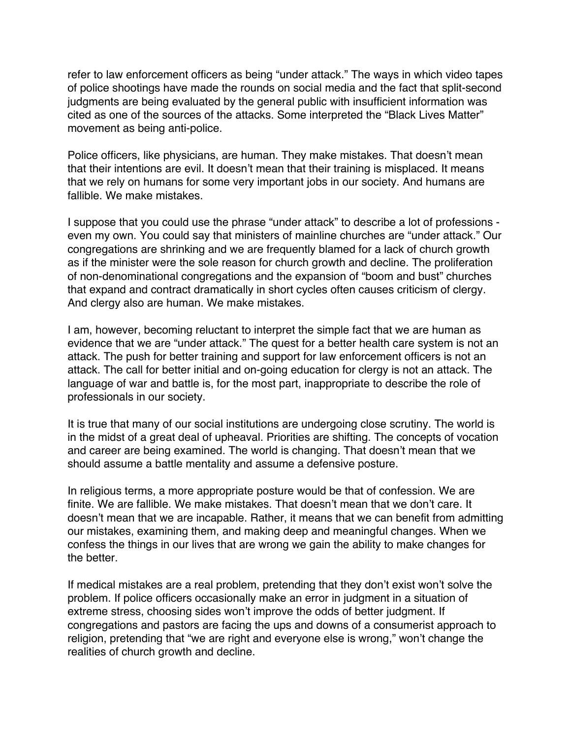refer to law enforcement officers as being “under attack.” The ways in which video tapes of police shootings have made the rounds on social media and the fact that split-second judgments are being evaluated by the general public with insufficient information was cited as one of the sources of the attacks. Some interpreted the “Black Lives Matter” movement as being anti-police.

Police officers, like physicians, are human. They make mistakes. That doesn’t mean that their intentions are evil. It doesn’t mean that their training is misplaced. It means that we rely on humans for some very important jobs in our society. And humans are fallible. We make mistakes.

I suppose that you could use the phrase “under attack” to describe a lot of professions - even my own. You could say that ministers of mainline churches are “under attack.” Our congregations are shrinking and we are frequently blamed for a lack of church growth as if the minister were the sole reason for church growth and decline. The proliferation of non-denominational congregations and the expansion of “boom and bust” churches that expand and contract dramatically in short cycles often causes criticism of clergy. And clergy also are human. We make mistakes.

I am, however, becoming reluctant to interpret the simple fact that we are human as evidence that we are “under attack.” The quest for a better health care system is not an attack. The push for better training and support for law enforcement officers is not an attack. The call for better initial and on-going education for clergy is not an attack. The language of war and battle is, for the most part, inappropriate to describe the role of professionals in our society.

It is true that many of our social institutions are undergoing close scrutiny. The world is in the midst of a great deal of upheaval. Priorities are shifting. The concepts of vocation and career are being examined. The world is changing. That doesn’t mean that we should assume a battle mentality and assume a defensive posture.

In religious terms, a more appropriate posture would be that of confession. We are finite. We are fallible. We make mistakes. That doesn’t mean that we don’t care. It doesn’t mean that we are incapable. Rather, it means that we can benefit from admitting our mistakes, examining them, and making deep and meaningful changes. When we confess the things in our lives that are wrong we gain the ability to make changes for the better.

If medical mistakes are a real problem, pretending that they don’t exist won’t solve the problem. If police officers occasionally make an error in judgment in a situation of extreme stress, choosing sides won’t improve the odds of better judgment. If congregations and pastors are facing the ups and downs of a consumerist approach to religion, pretending that “we are right and everyone else is wrong,” won’t change the realities of church growth and decline.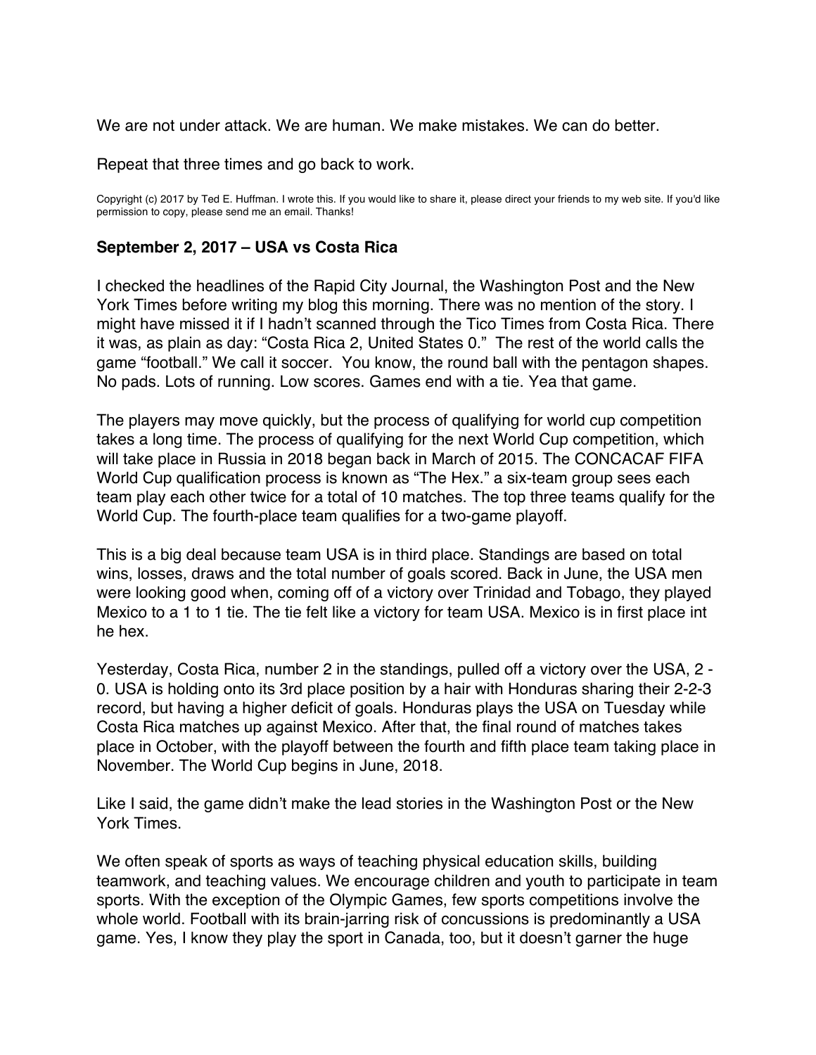We are not under attack. We are human. We make mistakes. We can do better.

Repeat that three times and go back to work.

Copyright (c) 2017 by Ted E. Huffman. I wrote this. If you would like to share it, please direct your friends to my web site. If you'd like permission to copy, please send me an email. Thanks!

### September 2, 2017 – USA vs Costa Rica

I checked the headlines of the Rapid City Journal, the Washington Post and the New York Times before writing my blog this morning. There was no mention of the story. I might have missed it if I hadn't scanned through the Tico Times from Costa Rica. There it was, as plain as day: "Costa Rica 2, United States 0." The rest of the world calls the game "football." We call it soccer. You know, the round ball with the pentagon shapes. No pads. Lots of running. Low scores. Games end with a tie. Yea that game.

The players may move quickly, but the process of qualifying for world cup competition takes a long time. The process of qualifying for the next World Cup competition, which will take place in Russia in 2018 began back in March of 2015. The CONCACAF FIFA World Cup qualification process is known as "The Hex." a six-team group sees each team play each other twice for a total of 10 matches. The top three teams qualify for the World Cup. The fourth-place team qualifies for a two-game playoff.

This is a big deal because team USA is in third place. Standings are based on total wins, losses, draws and the total number of goals scored. Back in June, the USA men were looking good when, coming off of a victory over Trinidad and Tobago, they played Mexico to a 1 to 1 tie. The tie felt like a victory for team USA. Mexico is in first place int he hex.

Yesterday, Costa Rica, number 2 in the standings, pulled off a victory over the USA, 2 - 0. USA is holding onto its 3rd place position by a hair with Honduras sharing their 2-2-3 record, but having a higher deficit of goals. Honduras plays the USA on Tuesday while Costa Rica matches up against Mexico. After that, the final round of matches takes place in October, with the playoff between the fourth and fifth place team taking place in November. The World Cup begins in June, 2018.

Like I said, the game didn't make the lead stories in the Washington Post or the New York Times.

We often speak of sports as ways of teaching physical education skills, building teamwork, and teaching values. We encourage children and youth to participate in team sports. With the exception of the Olympic Games, few sports competitions involve the whole world. Football with its brain-jarring risk of concussions is predominantly a USA game. Yes, I know they play the sport in Canada, too, but it doesn't garner the huge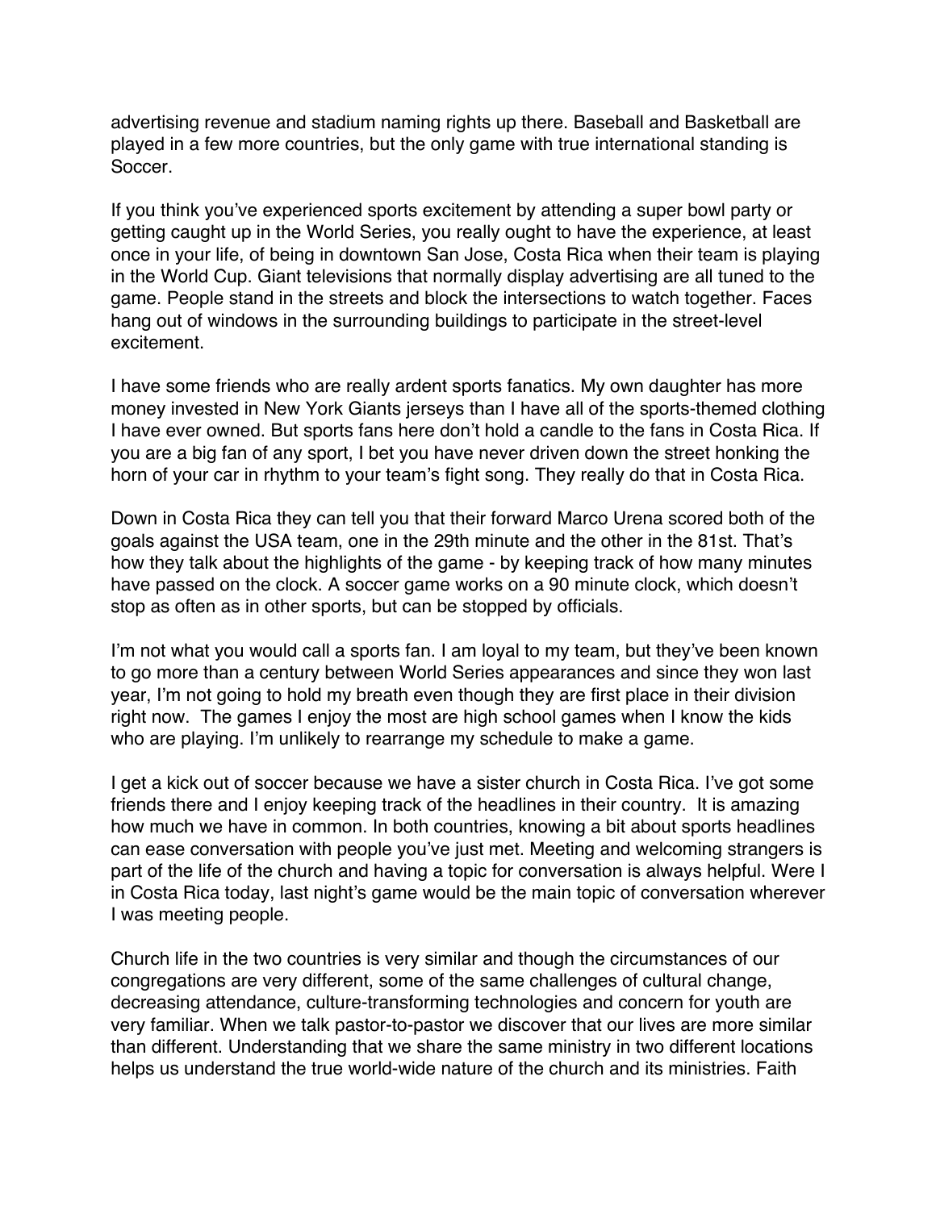advertising revenue and stadium naming rights up there. Baseball and Basketball are played in a few more countries, but the only game with true international standing is Soccer.

If you think you've experienced sports excitement by attending a super bowl party or getting caught up in the World Series, you really ought to have the experience, at least once in your life, of being in downtown San Jose, Costa Rica when their team is playing in the World Cup. Giant televisions that normally display advertising are all tuned to the game. People stand in the streets and block the intersections to watch together. Faces hang out of windows in the surrounding buildings to participate in the street-level excitement.

I have some friends who are really ardent sports fanatics. My own daughter has more money invested in New York Giants jerseys than I have all of the sports-themed clothing I have ever owned. But sports fans here don't hold a candle to the fans in Costa Rica. If you are a big fan of any sport, I bet you have never driven down the street honking the horn of your car in rhythm to your team's fight song. They really do that in Costa Rica.

Down in Costa Rica they can tell you that their forward Marco Urena scored both of the goals against the USA team, one in the 29th minute and the other in the 81st. That's how they talk about the highlights of the game - by keeping track of how many minutes have passed on the clock. A soccer game works on a 90 minute clock, which doesn't stop as often as in other sports, but can be stopped by officials.

I'm not what you would call a sports fan. I am loyal to my team, but they've been known to go more than a century between World Series appearances and since they won last year, I'm not going to hold my breath even though they are first place in their division right now. The games I enjoy the most are high school games when I know the kids who are playing. I'm unlikely to rearrange my schedule to make a game.

I get a kick out of soccer because we have a sister church in Costa Rica. I've got some friends there and I enjoy keeping track of the headlines in their country. It is amazing how much we have in common. In both countries, knowing a bit about sports headlines can ease conversation with people you've just met. Meeting and welcoming strangers is part of the life of the church and having a topic for conversation is always helpful. Were I in Costa Rica today, last night's game would be the main topic of conversation wherever I was meeting people.

Church life in the two countries is very similar and though the circumstances of our congregations are very different, some of the same challenges of cultural change, decreasing attendance, culture-transforming technologies and concern for youth are very familiar. When we talk pastor-to-pastor we discover that our lives are more similar than different. Understanding that we share the same ministry in two different locations helps us understand the true world-wide nature of the church and its ministries. Faith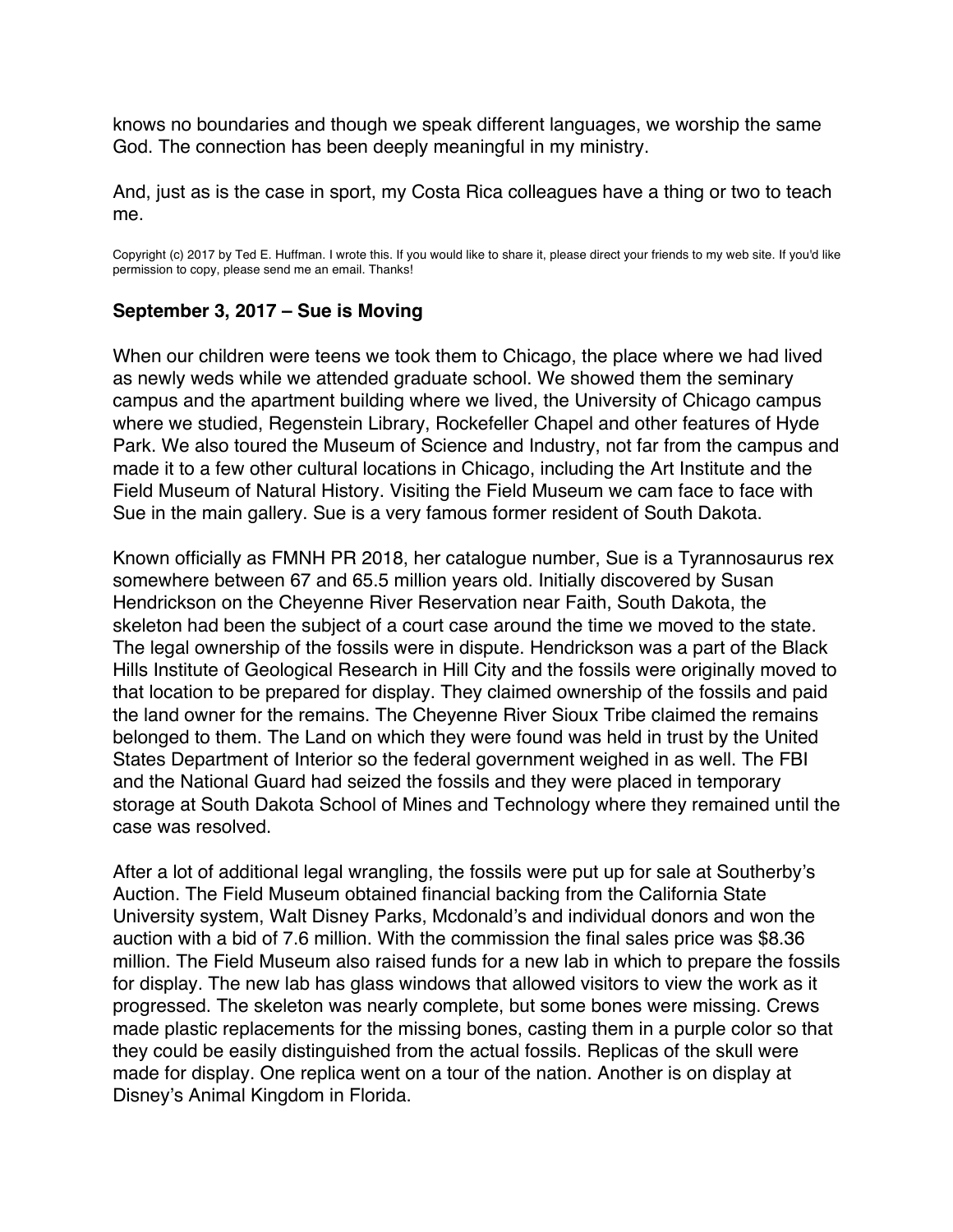knows no boundaries and though we speak different languages, we worship the same God. The connection has been deeply meaningful in my ministry.

And, just as is the case in sport, my Costa Rica colleagues have a thing or two to teach me.

Copyright (c) 2017 by Ted E. Huffman. I wrote this. If you would like to share it, please direct your friends to my web site. If you'd like permission to copy, please send me an email. Thanks!

### September 3, 2017 – Sue is Moving

When our children were teens we took them to Chicago, the place where we had lived as newly weds while we attended graduate school. We showed them the seminary campus and the apartment building where we lived, the University of Chicago campus where we studied, Regenstein Library, Rockefeller Chapel and other features of Hyde Park. We also toured the Museum of Science and Industry, not far from the campus and made it to a few other cultural locations in Chicago, including the Art Institute and the Field Museum of Natural History. Visiting the Field Museum we cam face to face with Sue in the main gallery. Sue is a very famous former resident of South Dakota.

Known officially as FMNH PR 2018, her catalogue number, Sue is a Tyrannosaurus rex somewhere between 67 and 65.5 million years old. Initially discovered by Susan Hendrickson on the Cheyenne River Reservation near Faith, South Dakota, the skeleton had been the subject of a court case around the time we moved to the state. The legal ownership of the fossils were in dispute. Hendrickson was a part of the Black Hills Institute of Geological Research in Hill City and the fossils were originally moved to that location to be prepared for display. They claimed ownership of the fossils and paid the land owner for the remains. The Cheyenne River Sioux Tribe claimed the remains belonged to them. The Land on which they were found was held in trust by the United States Department of Interior so the federal government weighed in as well. The FBI and the National Guard had seized the fossils and they were placed in temporary storage at South Dakota School of Mines and Technology where they remained until the case was resolved.

After a lot of additional legal wrangling, the fossils were put up for sale at Southerby's Auction. The Field Museum obtained financial backing from the California State University system, Walt Disney Parks, Mcdonald's and individual donors and won the auction with a bid of 7.6 million. With the commission the final sales price was $8.36 million. The Field Museum also raised funds for a new lab in which to prepare the fossils for display. The new lab has glass windows that allowed visitors to view the work as it progressed. The skeleton was nearly complete, but some bones were missing. Crews made plastic replacements for the missing bones, casting them in a purple color so that they could be easily distinguished from the actual fossils. Replicas of the skull were made for display. One replica went on a tour of the nation. Another is on display at Disney's Animal Kingdom in Florida.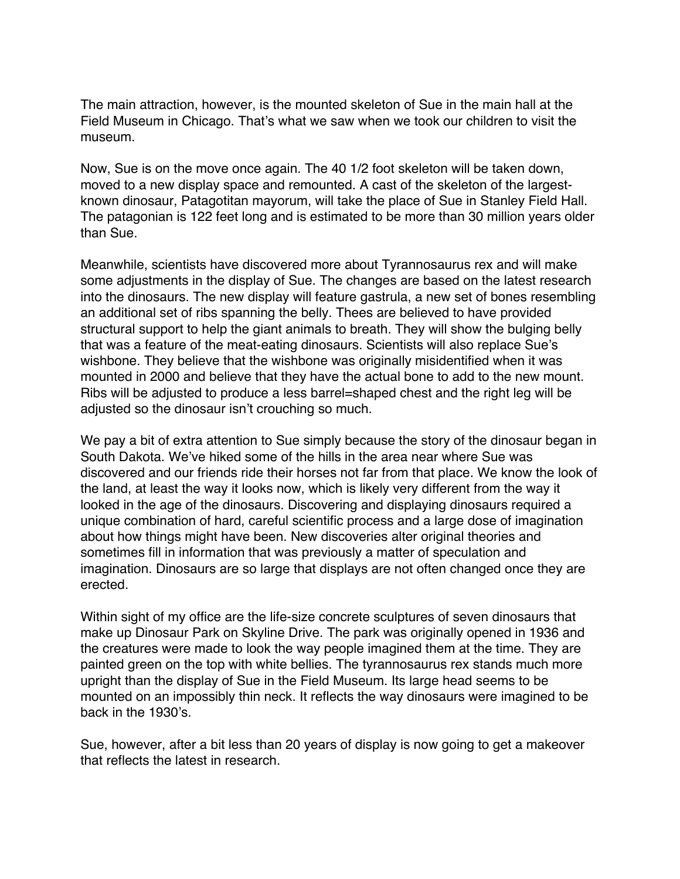The main attraction, however, is the mounted skeleton of Sue in the main hall at the Field Museum in Chicago. That's what we saw when we took our children to visit the museum.

Now, Sue is on the move once again. The 40 1/2 foot skeleton will be taken down, moved to a new display space and remounted. A cast of the skeleton of the largest-known dinosaur, Patagotitan mayorum, will take the place of Sue in Stanley Field Hall. The patagonian is 122 feet long and is estimated to be more than 30 million years older than Sue.

Meanwhile, scientists have discovered more about Tyrannosaurus rex and will make some adjustments in the display of Sue. The changes are based on the latest research into the dinosaurs. The new display will feature gastrula, a new set of bones resembling an additional set of ribs spanning the belly. Thees are believed to have provided structural support to help the giant animals to breath. They will show the bulging belly that was a feature of the meat-eating dinosaurs. Scientists will also replace Sue's wishbone. They believe that the wishbone was originally misidentified when it was mounted in 2000 and believe that they have the actual bone to add to the new mount. Ribs will be adjusted to produce a less barrel=shaped chest and the right leg will be adjusted so the dinosaur isn't crouching so much.

We pay a bit of extra attention to Sue simply because the story of the dinosaur began in South Dakota. We've hiked some of the hills in the area near where Sue was discovered and our friends ride their horses not far from that place. We know the look of the land, at least the way it looks now, which is likely very different from the way it looked in the age of the dinosaurs. Discovering and displaying dinosaurs required a unique combination of hard, careful scientific process and a large dose of imagination about how things might have been. New discoveries alter original theories and sometimes fill in information that was previously a matter of speculation and imagination. Dinosaurs are so large that displays are not often changed once they are erected.

Within sight of my office are the life-size concrete sculptures of seven dinosaurs that make up Dinosaur Park on Skyline Drive. The park was originally opened in 1936 and the creatures were made to look the way people imagined them at the time. They are painted green on the top with white bellies. The tyrannosaurus rex stands much more upright than the display of Sue in the Field Museum. Its large head seems to be mounted on an impossibly thin neck. It reflects the way dinosaurs were imagined to be back in the 1930's.

Sue, however, after a bit less than 20 years of display is now going to get a makeover that reflects the latest in research.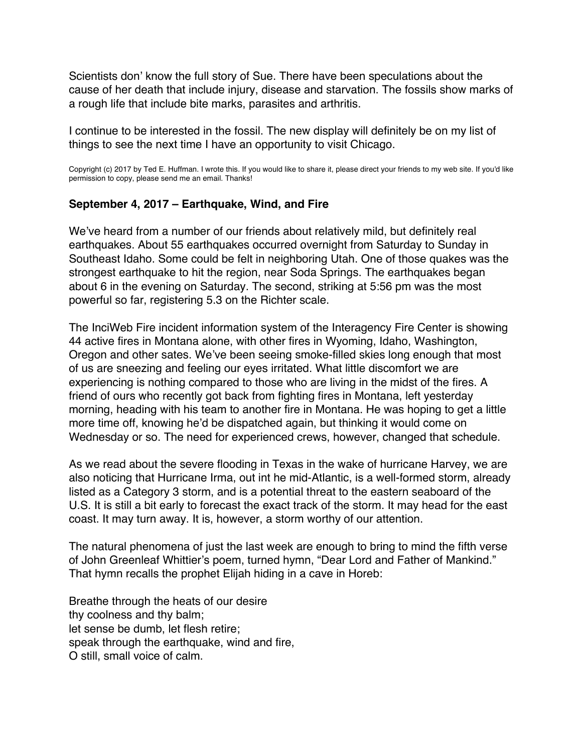Scientists don' know the full story of Sue. There have been speculations about the cause of her death that include injury, disease and starvation. The fossils show marks of a rough life that include bite marks, parasites and arthritis.

I continue to be interested in the fossil. The new display will definitely be on my list of things to see the next time I have an opportunity to visit Chicago.

Copyright (c) 2017 by Ted E. Huffman. I wrote this. If you would like to share it, please direct your friends to my web site. If you'd like permission to copy, please send me an email. Thanks!

### September 4, 2017 – Earthquake, Wind, and Fire

We've heard from a number of our friends about relatively mild, but definitely real earthquakes. About 55 earthquakes occurred overnight from Saturday to Sunday in Southeast Idaho. Some could be felt in neighboring Utah. One of those quakes was the strongest earthquake to hit the region, near Soda Springs. The earthquakes began about 6 in the evening on Saturday. The second, striking at 5:56 pm was the most powerful so far, registering 5.3 on the Richter scale.

The InciWeb Fire incident information system of the Interagency Fire Center is showing 44 active fires in Montana alone, with other fires in Wyoming, Idaho, Washington, Oregon and other sates. We've been seeing smoke-filled skies long enough that most of us are sneezing and feeling our eyes irritated. What little discomfort we are experiencing is nothing compared to those who are living in the midst of the fires. A friend of ours who recently got back from fighting fires in Montana, left yesterday morning, heading with his team to another fire in Montana. He was hoping to get a little more time off, knowing he'd be dispatched again, but thinking it would come on Wednesday or so. The need for experienced crews, however, changed that schedule.

As we read about the severe flooding in Texas in the wake of hurricane Harvey, we are also noticing that Hurricane Irma, out int he mid-Atlantic, is a well-formed storm, already listed as a Category 3 storm, and is a potential threat to the eastern seaboard of the U.S. It is still a bit early to forecast the exact track of the storm. It may head for the east coast. It may turn away. It is, however, a storm worthy of our attention.

The natural phenomena of just the last week are enough to bring to mind the fifth verse of John Greenleaf Whittier's poem, turned hymn, "Dear Lord and Father of Mankind." That hymn recalls the prophet Elijah hiding in a cave in Horeb:

Breathe through the heats of our desire
thy coolness and thy balm;
let sense be dumb, let flesh retire;
speak through the earthquake, wind and fire,
O still, small voice of calm.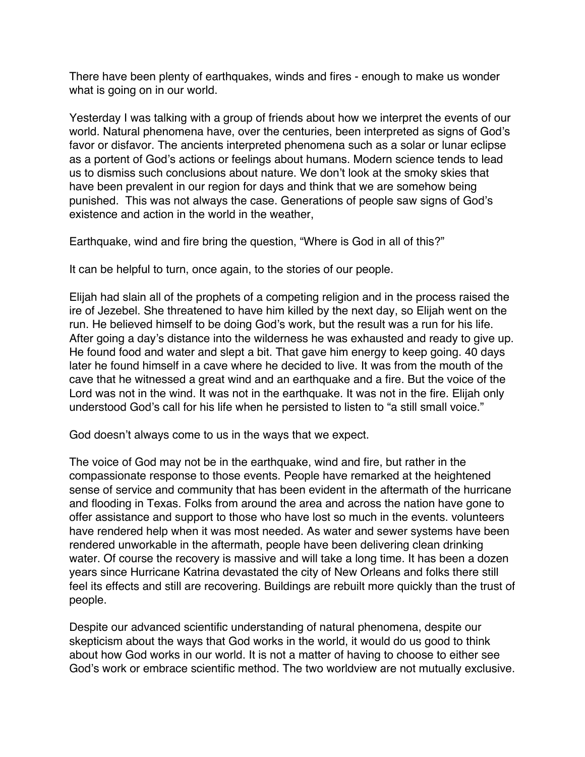There have been plenty of earthquakes, winds and fires - enough to make us wonder what is going on in our world.

Yesterday I was talking with a group of friends about how we interpret the events of our world. Natural phenomena have, over the centuries, been interpreted as signs of God's favor or disfavor. The ancients interpreted phenomena such as a solar or lunar eclipse as a portent of God's actions or feelings about humans. Modern science tends to lead us to dismiss such conclusions about nature. We don't look at the smoky skies that have been prevalent in our region for days and think that we are somehow being punished. This was not always the case. Generations of people saw signs of God's existence and action in the world in the weather,

Earthquake, wind and fire bring the question, "Where is God in all of this?"

It can be helpful to turn, once again, to the stories of our people.

Elijah had slain all of the prophets of a competing religion and in the process raised the ire of Jezebel. She threatened to have him killed by the next day, so Elijah went on the run. He believed himself to be doing God's work, but the result was a run for his life. After going a day's distance into the wilderness he was exhausted and ready to give up. He found food and water and slept a bit. That gave him energy to keep going. 40 days later he found himself in a cave where he decided to live. It was from the mouth of the cave that he witnessed a great wind and an earthquake and a fire. But the voice of the Lord was not in the wind. It was not in the earthquake. It was not in the fire. Elijah only understood God's call for his life when he persisted to listen to "a still small voice."

God doesn't always come to us in the ways that we expect.

The voice of God may not be in the earthquake, wind and fire, but rather in the compassionate response to those events. People have remarked at the heightened sense of service and community that has been evident in the aftermath of the hurricane and flooding in Texas. Folks from around the area and across the nation have gone to offer assistance and support to those who have lost so much in the events. volunteers have rendered help when it was most needed. As water and sewer systems have been rendered unworkable in the aftermath, people have been delivering clean drinking water. Of course the recovery is massive and will take a long time. It has been a dozen years since Hurricane Katrina devastated the city of New Orleans and folks there still feel its effects and still are recovering. Buildings are rebuilt more quickly than the trust of people.

Despite our advanced scientific understanding of natural phenomena, despite our skepticism about the ways that God works in the world, it would do us good to think about how God works in our world. It is not a matter of having to choose to either see God's work or embrace scientific method. The two worldview are not mutually exclusive.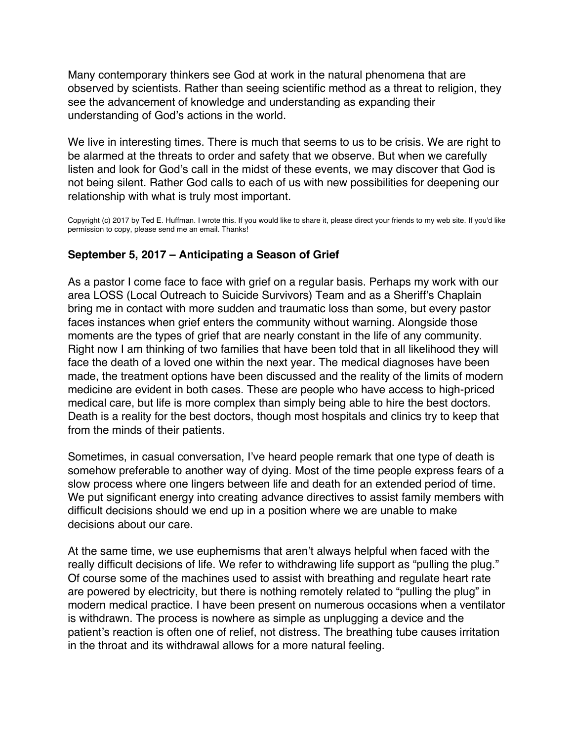Many contemporary thinkers see God at work in the natural phenomena that are observed by scientists. Rather than seeing scientific method as a threat to religion, they see the advancement of knowledge and understanding as expanding their understanding of God's actions in the world.

We live in interesting times. There is much that seems to us to be crisis. We are right to be alarmed at the threats to order and safety that we observe. But when we carefully listen and look for God's call in the midst of these events, we may discover that God is not being silent. Rather God calls to each of us with new possibilities for deepening our relationship with what is truly most important.

Copyright (c) 2017 by Ted E. Huffman. I wrote this. If you would like to share it, please direct your friends to my web site. If you'd like permission to copy, please send me an email. Thanks!

### September 5, 2017 – Anticipating a Season of Grief

As a pastor I come face to face with grief on a regular basis. Perhaps my work with our area LOSS (Local Outreach to Suicide Survivors) Team and as a Sheriff's Chaplain bring me in contact with more sudden and traumatic loss than some, but every pastor faces instances when grief enters the community without warning. Alongside those moments are the types of grief that are nearly constant in the life of any community. Right now I am thinking of two families that have been told that in all likelihood they will face the death of a loved one within the next year. The medical diagnoses have been made, the treatment options have been discussed and the reality of the limits of modern medicine are evident in both cases. These are people who have access to high-priced medical care, but life is more complex than simply being able to hire the best doctors. Death is a reality for the best doctors, though most hospitals and clinics try to keep that from the minds of their patients.

Sometimes, in casual conversation, I've heard people remark that one type of death is somehow preferable to another way of dying. Most of the time people express fears of a slow process where one lingers between life and death for an extended period of time. We put significant energy into creating advance directives to assist family members with difficult decisions should we end up in a position where we are unable to make decisions about our care.

At the same time, we use euphemisms that aren't always helpful when faced with the really difficult decisions of life. We refer to withdrawing life support as "pulling the plug." Of course some of the machines used to assist with breathing and regulate heart rate are powered by electricity, but there is nothing remotely related to "pulling the plug" in modern medical practice. I have been present on numerous occasions when a ventilator is withdrawn. The process is nowhere as simple as unplugging a device and the patient's reaction is often one of relief, not distress. The breathing tube causes irritation in the throat and its withdrawal allows for a more natural feeling.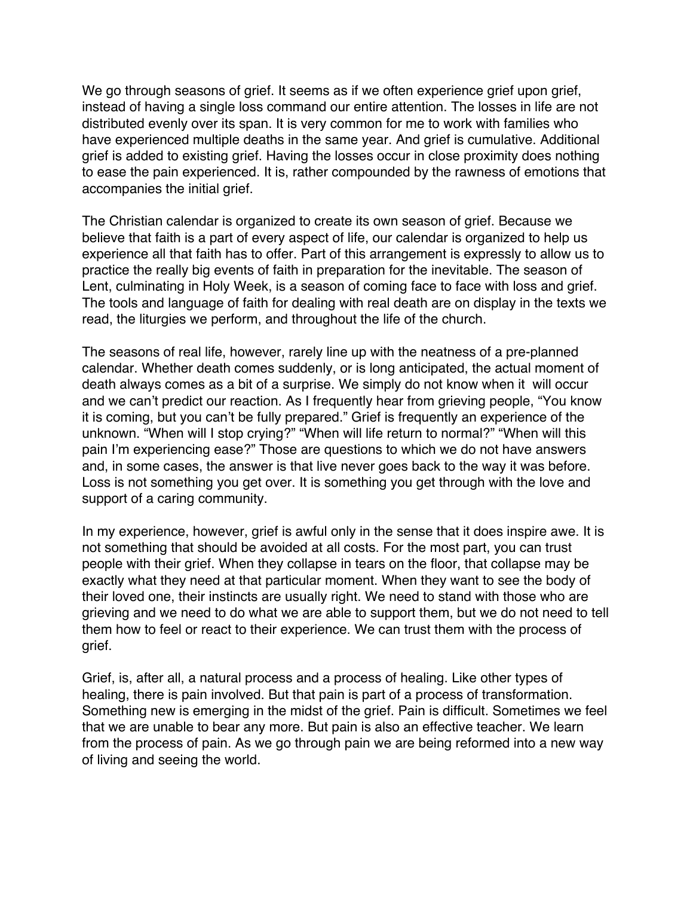We go through seasons of grief. It seems as if we often experience grief upon grief, instead of having a single loss command our entire attention. The losses in life are not distributed evenly over its span. It is very common for me to work with families who have experienced multiple deaths in the same year. And grief is cumulative. Additional grief is added to existing grief. Having the losses occur in close proximity does nothing to ease the pain experienced. It is, rather compounded by the rawness of emotions that accompanies the initial grief.

The Christian calendar is organized to create its own season of grief. Because we believe that faith is a part of every aspect of life, our calendar is organized to help us experience all that faith has to offer. Part of this arrangement is expressly to allow us to practice the really big events of faith in preparation for the inevitable. The season of Lent, culminating in Holy Week, is a season of coming face to face with loss and grief. The tools and language of faith for dealing with real death are on display in the texts we read, the liturgies we perform, and throughout the life of the church.

The seasons of real life, however, rarely line up with the neatness of a pre-planned calendar. Whether death comes suddenly, or is long anticipated, the actual moment of death always comes as a bit of a surprise. We simply do not know when it will occur and we can't predict our reaction. As I frequently hear from grieving people, "You know it is coming, but you can't be fully prepared." Grief is frequently an experience of the unknown. "When will I stop crying?" "When will life return to normal?" "When will this pain I'm experiencing ease?" Those are questions to which we do not have answers and, in some cases, the answer is that live never goes back to the way it was before. Loss is not something you get over. It is something you get through with the love and support of a caring community.

In my experience, however, grief is awful only in the sense that it does inspire awe. It is not something that should be avoided at all costs. For the most part, you can trust people with their grief. When they collapse in tears on the floor, that collapse may be exactly what they need at that particular moment. When they want to see the body of their loved one, their instincts are usually right. We need to stand with those who are grieving and we need to do what we are able to support them, but we do not need to tell them how to feel or react to their experience. We can trust them with the process of grief.

Grief, is, after all, a natural process and a process of healing. Like other types of healing, there is pain involved. But that pain is part of a process of transformation. Something new is emerging in the midst of the grief. Pain is difficult. Sometimes we feel that we are unable to bear any more. But pain is also an effective teacher. We learn from the process of pain. As we go through pain we are being reformed into a new way of living and seeing the world.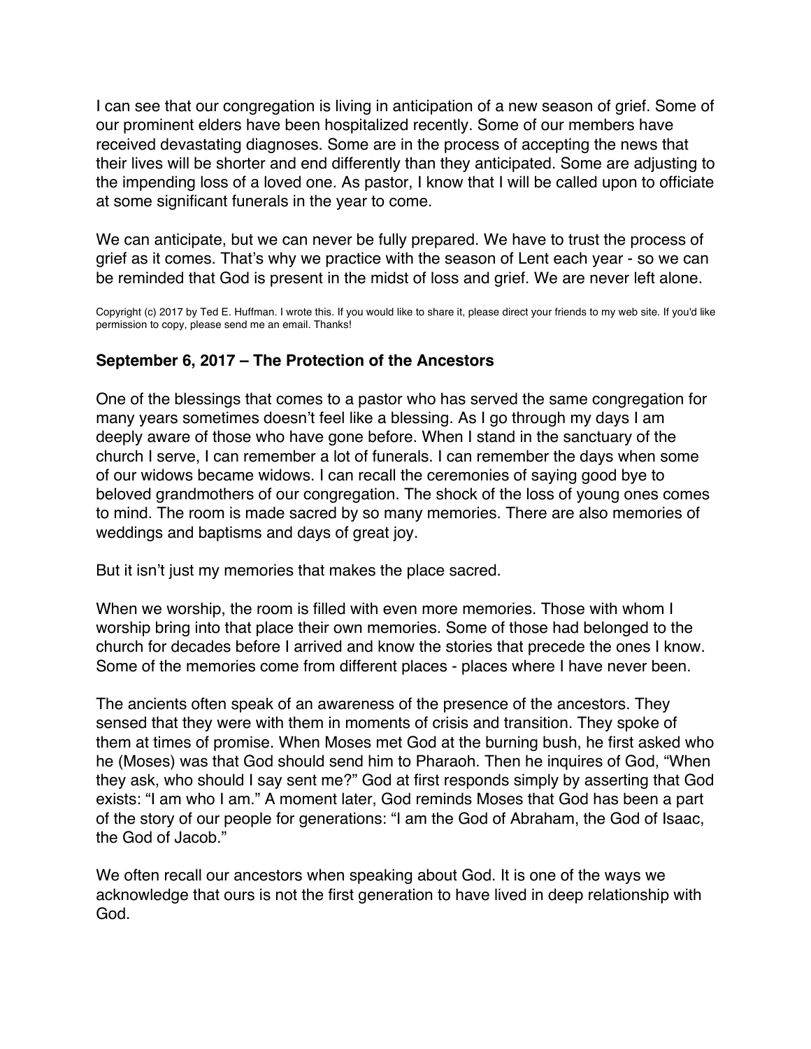I can see that our congregation is living in anticipation of a new season of grief. Some of our prominent elders have been hospitalized recently. Some of our members have received devastating diagnoses. Some are in the process of accepting the news that their lives will be shorter and end differently than they anticipated. Some are adjusting to the impending loss of a loved one. As pastor, I know that I will be called upon to officiate at some significant funerals in the year to come.

We can anticipate, but we can never be fully prepared. We have to trust the process of grief as it comes. That's why we practice with the season of Lent each year - so we can be reminded that God is present in the midst of loss and grief. We are never left alone.

Copyright (c) 2017 by Ted E. Huffman. I wrote this. If you would like to share it, please direct your friends to my web site. If you'd like permission to copy, please send me an email. Thanks!

### September 6, 2017 – The Protection of the Ancestors

One of the blessings that comes to a pastor who has served the same congregation for many years sometimes doesn't feel like a blessing. As I go through my days I am deeply aware of those who have gone before. When I stand in the sanctuary of the church I serve, I can remember a lot of funerals. I can remember the days when some of our widows became widows. I can recall the ceremonies of saying good bye to beloved grandmothers of our congregation. The shock of the loss of young ones comes to mind. The room is made sacred by so many memories. There are also memories of weddings and baptisms and days of great joy.

But it isn't just my memories that makes the place sacred.

When we worship, the room is filled with even more memories. Those with whom I worship bring into that place their own memories. Some of those had belonged to the church for decades before I arrived and know the stories that precede the ones I know. Some of the memories come from different places - places where I have never been.

The ancients often speak of an awareness of the presence of the ancestors. They sensed that they were with them in moments of crisis and transition. They spoke of them at times of promise. When Moses met God at the burning bush, he first asked who he (Moses) was that God should send him to Pharaoh. Then he inquires of God, "When they ask, who should I say sent me?" God at first responds simply by asserting that God exists: "I am who I am." A moment later, God reminds Moses that God has been a part of the story of our people for generations: "I am the God of Abraham, the God of Isaac, the God of Jacob."

We often recall our ancestors when speaking about God. It is one of the ways we acknowledge that ours is not the first generation to have lived in deep relationship with God.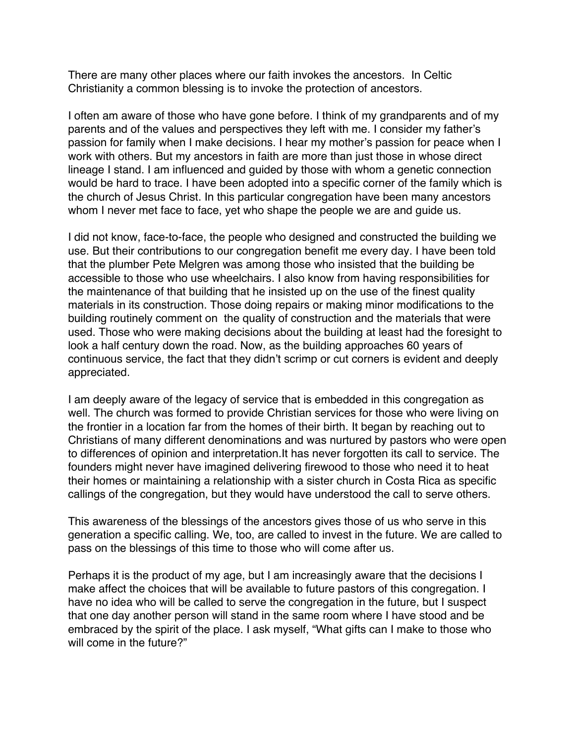There are many other places where our faith invokes the ancestors. In Celtic Christianity a common blessing is to invoke the protection of ancestors.

I often am aware of those who have gone before. I think of my grandparents and of my parents and of the values and perspectives they left with me. I consider my father's passion for family when I make decisions. I hear my mother's passion for peace when I work with others. But my ancestors in faith are more than just those in whose direct lineage I stand. I am influenced and guided by those with whom a genetic connection would be hard to trace. I have been adopted into a specific corner of the family which is the church of Jesus Christ. In this particular congregation have been many ancestors whom I never met face to face, yet who shape the people we are and guide us.

I did not know, face-to-face, the people who designed and constructed the building we use. But their contributions to our congregation benefit me every day. I have been told that the plumber Pete Melgren was among those who insisted that the building be accessible to those who use wheelchairs. I also know from having responsibilities for the maintenance of that building that he insisted up on the use of the finest quality materials in its construction. Those doing repairs or making minor modifications to the building routinely comment on the quality of construction and the materials that were used. Those who were making decisions about the building at least had the foresight to look a half century down the road. Now, as the building approaches 60 years of continuous service, the fact that they didn't scrimp or cut corners is evident and deeply appreciated.

I am deeply aware of the legacy of service that is embedded in this congregation as well. The church was formed to provide Christian services for those who were living on the frontier in a location far from the homes of their birth. It began by reaching out to Christians of many different denominations and was nurtured by pastors who were open to differences of opinion and interpretation.It has never forgotten its call to service. The founders might never have imagined delivering firewood to those who need it to heat their homes or maintaining a relationship with a sister church in Costa Rica as specific callings of the congregation, but they would have understood the call to serve others.

This awareness of the blessings of the ancestors gives those of us who serve in this generation a specific calling. We, too, are called to invest in the future. We are called to pass on the blessings of this time to those who will come after us.

Perhaps it is the product of my age, but I am increasingly aware that the decisions I make affect the choices that will be available to future pastors of this congregation. I have no idea who will be called to serve the congregation in the future, but I suspect that one day another person will stand in the same room where I have stood and be embraced by the spirit of the place. I ask myself, "What gifts can I make to those who will come in the future?"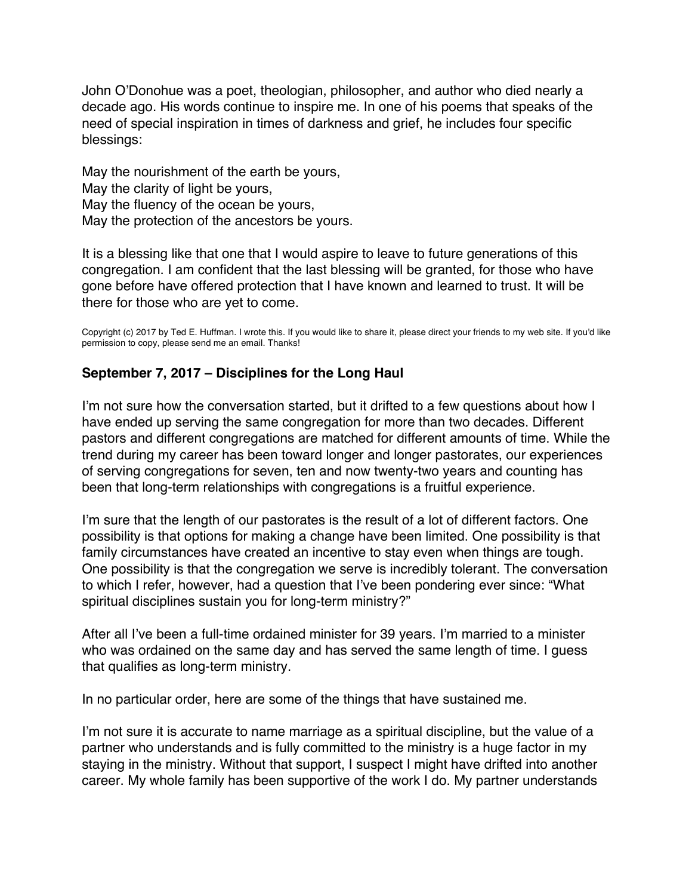John O'Donohue was a poet, theologian, philosopher, and author who died nearly a decade ago. His words continue to inspire me. In one of his poems that speaks of the need of special inspiration in times of darkness and grief, he includes four specific blessings:

May the nourishment of the earth be yours,  
May the clarity of light be yours,  
May the fluency of the ocean be yours,  
May the protection of the ancestors be yours.

It is a blessing like that one that I would aspire to leave to future generations of this congregation. I am confident that the last blessing will be granted, for those who have gone before have offered protection that I have known and learned to trust. It will be there for those who are yet to come.

Copyright (c) 2017 by Ted E. Huffman. I wrote this. If you would like to share it, please direct your friends to my web site. If you'd like permission to copy, please send me an email. Thanks!

### September 7, 2017 – Disciplines for the Long Haul

I'm not sure how the conversation started, but it drifted to a few questions about how I have ended up serving the same congregation for more than two decades. Different pastors and different congregations are matched for different amounts of time. While the trend during my career has been toward longer and longer pastorates, our experiences of serving congregations for seven, ten and now twenty-two years and counting has been that long-term relationships with congregations is a fruitful experience.

I'm sure that the length of our pastorates is the result of a lot of different factors. One possibility is that options for making a change have been limited. One possibility is that family circumstances have created an incentive to stay even when things are tough. One possibility is that the congregation we serve is incredibly tolerant. The conversation to which I refer, however, had a question that I've been pondering ever since: "What spiritual disciplines sustain you for long-term ministry?"

After all I've been a full-time ordained minister for 39 years. I'm married to a minister who was ordained on the same day and has served the same length of time. I guess that qualifies as long-term ministry.

In no particular order, here are some of the things that have sustained me.

I'm not sure it is accurate to name marriage as a spiritual discipline, but the value of a partner who understands and is fully committed to the ministry is a huge factor in my staying in the ministry. Without that support, I suspect I might have drifted into another career. My whole family has been supportive of the work I do. My partner understands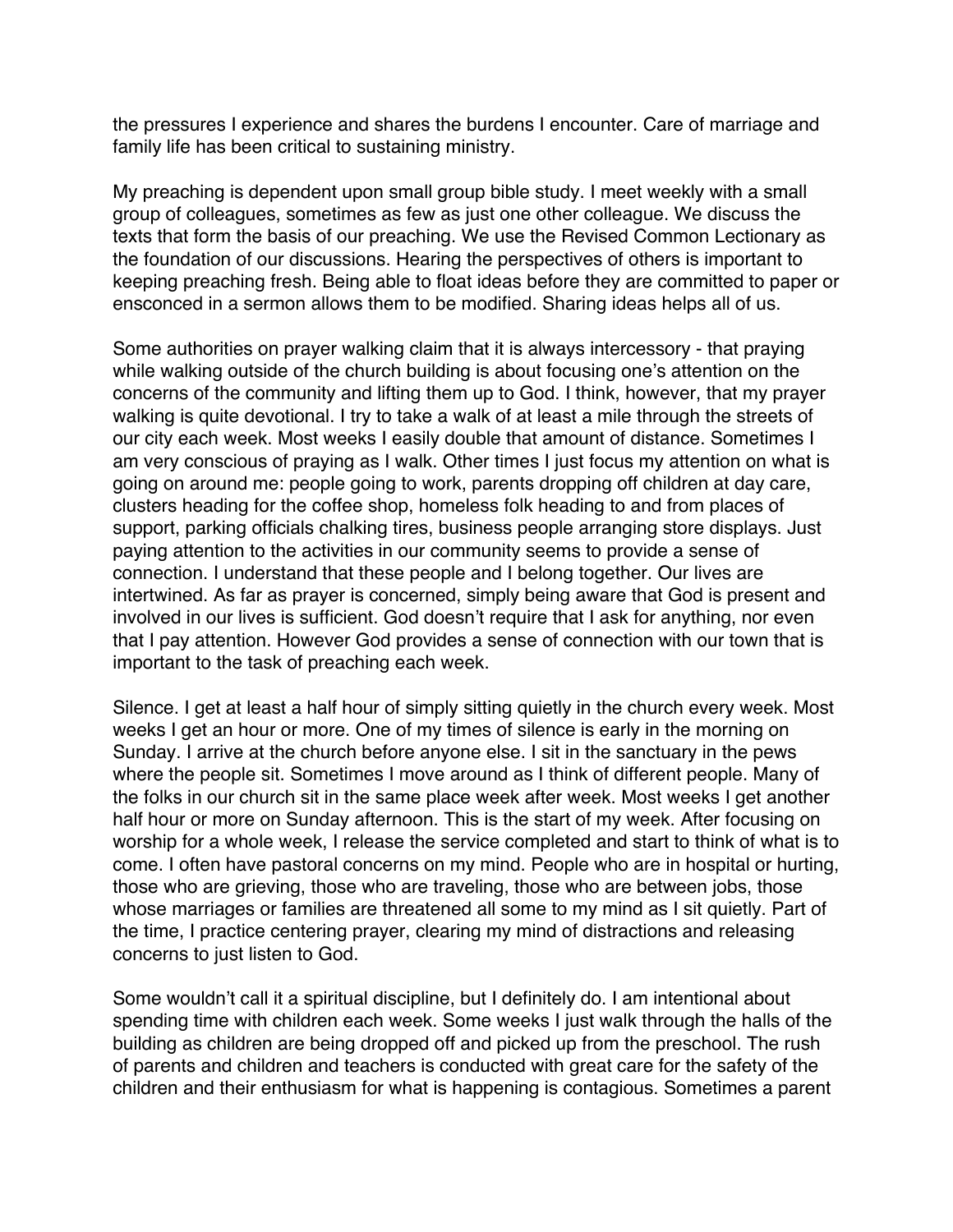the pressures I experience and shares the burdens I encounter. Care of marriage and family life has been critical to sustaining ministry.

My preaching is dependent upon small group bible study. I meet weekly with a small group of colleagues, sometimes as few as just one other colleague. We discuss the texts that form the basis of our preaching. We use the Revised Common Lectionary as the foundation of our discussions. Hearing the perspectives of others is important to keeping preaching fresh. Being able to float ideas before they are committed to paper or ensconced in a sermon allows them to be modified. Sharing ideas helps all of us.

Some authorities on prayer walking claim that it is always intercessory - that praying while walking outside of the church building is about focusing one's attention on the concerns of the community and lifting them up to God. I think, however, that my prayer walking is quite devotional. I try to take a walk of at least a mile through the streets of our city each week. Most weeks I easily double that amount of distance. Sometimes I am very conscious of praying as I walk. Other times I just focus my attention on what is going on around me: people going to work, parents dropping off children at day care, clusters heading for the coffee shop, homeless folk heading to and from places of support, parking officials chalking tires, business people arranging store displays. Just paying attention to the activities in our community seems to provide a sense of connection. I understand that these people and I belong together. Our lives are intertwined. As far as prayer is concerned, simply being aware that God is present and involved in our lives is sufficient. God doesn't require that I ask for anything, nor even that I pay attention. However God provides a sense of connection with our town that is important to the task of preaching each week.

Silence. I get at least a half hour of simply sitting quietly in the church every week. Most weeks I get an hour or more. One of my times of silence is early in the morning on Sunday. I arrive at the church before anyone else. I sit in the sanctuary in the pews where the people sit. Sometimes I move around as I think of different people. Many of the folks in our church sit in the same place week after week. Most weeks I get another half hour or more on Sunday afternoon. This is the start of my week. After focusing on worship for a whole week, I release the service completed and start to think of what is to come. I often have pastoral concerns on my mind. People who are in hospital or hurting, those who are grieving, those who are traveling, those who are between jobs, those whose marriages or families are threatened all some to my mind as I sit quietly. Part of the time, I practice centering prayer, clearing my mind of distractions and releasing concerns to just listen to God.

Some wouldn't call it a spiritual discipline, but I definitely do. I am intentional about spending time with children each week. Some weeks I just walk through the halls of the building as children are being dropped off and picked up from the preschool. The rush of parents and children and teachers is conducted with great care for the safety of the children and their enthusiasm for what is happening is contagious. Sometimes a parent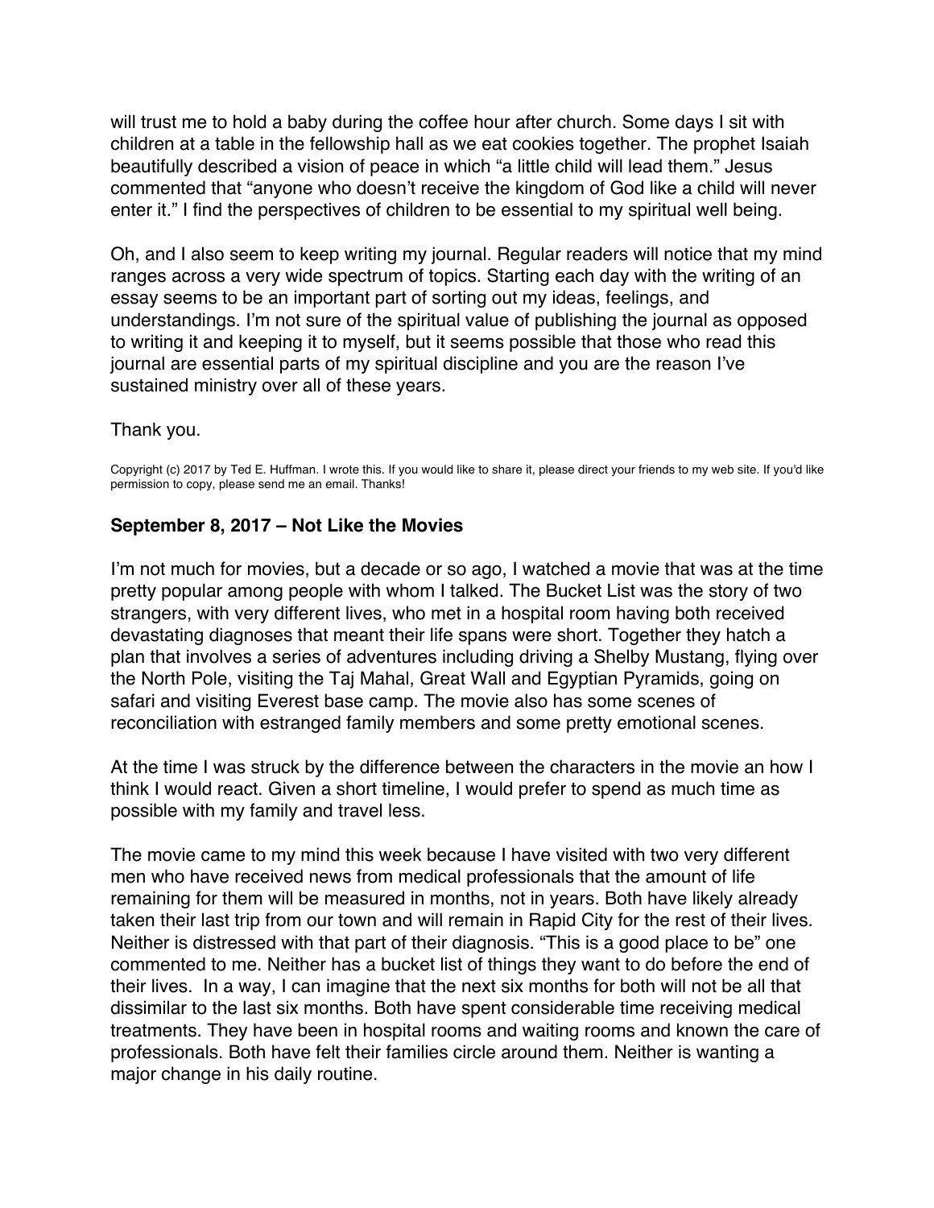will trust me to hold a baby during the coffee hour after church. Some days I sit with children at a table in the fellowship hall as we eat cookies together. The prophet Isaiah beautifully described a vision of peace in which "a little child will lead them." Jesus commented that "anyone who doesn't receive the kingdom of God like a child will never enter it." I find the perspectives of children to be essential to my spiritual well being.

Oh, and I also seem to keep writing my journal. Regular readers will notice that my mind ranges across a very wide spectrum of topics. Starting each day with the writing of an essay seems to be an important part of sorting out my ideas, feelings, and understandings. I'm not sure of the spiritual value of publishing the journal as opposed to writing it and keeping it to myself, but it seems possible that those who read this journal are essential parts of my spiritual discipline and you are the reason I've sustained ministry over all of these years.

Thank you.

Copyright (c) 2017 by Ted E. Huffman. I wrote this. If you would like to share it, please direct your friends to my web site. If you'd like permission to copy, please send me an email. Thanks!

### September 8, 2017 – Not Like the Movies

I'm not much for movies, but a decade or so ago, I watched a movie that was at the time pretty popular among people with whom I talked. The Bucket List was the story of two strangers, with very different lives, who met in a hospital room having both received devastating diagnoses that meant their life spans were short. Together they hatch a plan that involves a series of adventures including driving a Shelby Mustang, flying over the North Pole, visiting the Taj Mahal, Great Wall and Egyptian Pyramids, going on safari and visiting Everest base camp. The movie also has some scenes of reconciliation with estranged family members and some pretty emotional scenes.

At the time I was struck by the difference between the characters in the movie an how I think I would react. Given a short timeline, I would prefer to spend as much time as possible with my family and travel less.

The movie came to my mind this week because I have visited with two very different men who have received news from medical professionals that the amount of life remaining for them will be measured in months, not in years. Both have likely already taken their last trip from our town and will remain in Rapid City for the rest of their lives. Neither is distressed with that part of their diagnosis. "This is a good place to be" one commented to me. Neither has a bucket list of things they want to do before the end of their lives. In a way, I can imagine that the next six months for both will not be all that dissimilar to the last six months. Both have spent considerable time receiving medical treatments. They have been in hospital rooms and waiting rooms and known the care of professionals. Both have felt their families circle around them. Neither is wanting a major change in his daily routine.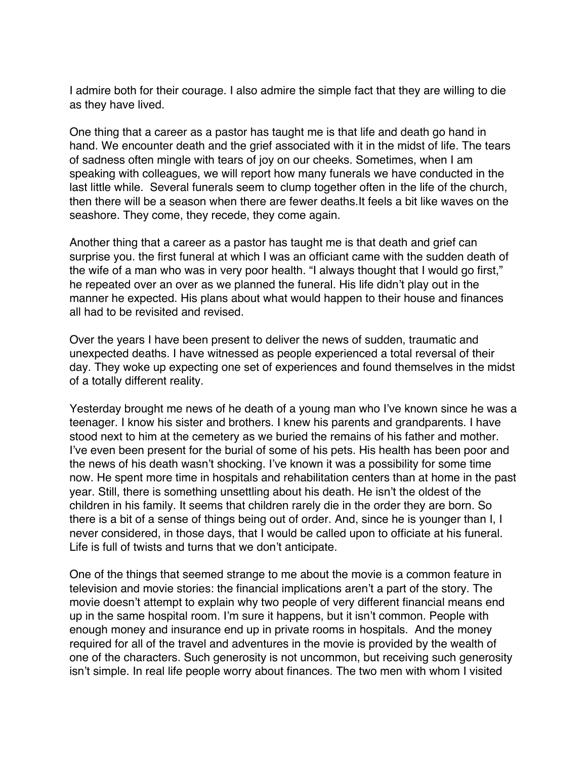I admire both for their courage. I also admire the simple fact that they are willing to die as they have lived.

One thing that a career as a pastor has taught me is that life and death go hand in hand. We encounter death and the grief associated with it in the midst of life. The tears of sadness often mingle with tears of joy on our cheeks. Sometimes, when I am speaking with colleagues, we will report how many funerals we have conducted in the last little while. Several funerals seem to clump together often in the life of the church, then there will be a season when there are fewer deaths.It feels a bit like waves on the seashore. They come, they recede, they come again.

Another thing that a career as a pastor has taught me is that death and grief can surprise you. the first funeral at which I was an officiant came with the sudden death of the wife of a man who was in very poor health. "I always thought that I would go first," he repeated over an over as we planned the funeral. His life didn't play out in the manner he expected. His plans about what would happen to their house and finances all had to be revisited and revised.

Over the years I have been present to deliver the news of sudden, traumatic and unexpected deaths. I have witnessed as people experienced a total reversal of their day. They woke up expecting one set of experiences and found themselves in the midst of a totally different reality.

Yesterday brought me news of he death of a young man who I've known since he was a teenager. I know his sister and brothers. I knew his parents and grandparents. I have stood next to him at the cemetery as we buried the remains of his father and mother. I've even been present for the burial of some of his pets. His health has been poor and the news of his death wasn't shocking. I've known it was a possibility for some time now. He spent more time in hospitals and rehabilitation centers than at home in the past year. Still, there is something unsettling about his death. He isn't the oldest of the children in his family. It seems that children rarely die in the order they are born. So there is a bit of a sense of things being out of order. And, since he is younger than I, I never considered, in those days, that I would be called upon to officiate at his funeral. Life is full of twists and turns that we don't anticipate.

One of the things that seemed strange to me about the movie is a common feature in television and movie stories: the financial implications aren't a part of the story. The movie doesn't attempt to explain why two people of very different financial means end up in the same hospital room. I'm sure it happens, but it isn't common. People with enough money and insurance end up in private rooms in hospitals. And the money required for all of the travel and adventures in the movie is provided by the wealth of one of the characters. Such generosity is not uncommon, but receiving such generosity isn't simple. In real life people worry about finances. The two men with whom I visited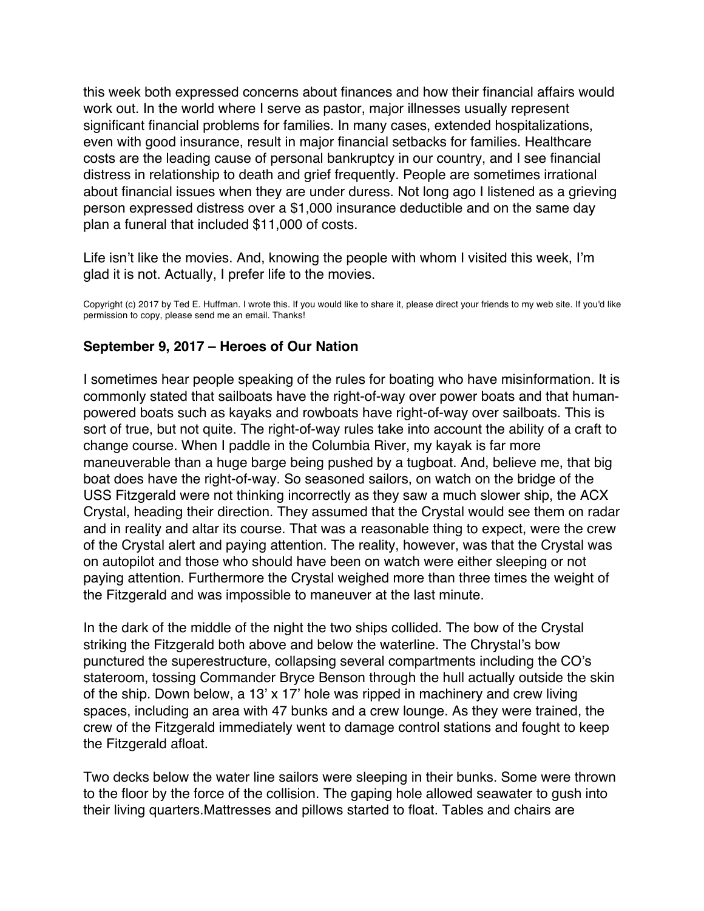this week both expressed concerns about finances and how their financial affairs would work out. In the world where I serve as pastor, major illnesses usually represent significant financial problems for families. In many cases, extended hospitalizations, even with good insurance, result in major financial setbacks for families. Healthcare costs are the leading cause of personal bankruptcy in our country, and I see financial distress in relationship to death and grief frequently. People are sometimes irrational about financial issues when they are under duress. Not long ago I listened as a grieving person expressed distress over a $1,000 insurance deductible and on the same day plan a funeral that included $11,000 of costs.

Life isn't like the movies. And, knowing the people with whom I visited this week, I'm glad it is not. Actually, I prefer life to the movies.

Copyright (c) 2017 by Ted E. Huffman. I wrote this. If you would like to share it, please direct your friends to my web site. If you'd like permission to copy, please send me an email. Thanks!

## September 9, 2017 – Heroes of Our Nation

I sometimes hear people speaking of the rules for boating who have misinformation. It is commonly stated that sailboats have the right-of-way over power boats and that human-powered boats such as kayaks and rowboats have right-of-way over sailboats. This is sort of true, but not quite. The right-of-way rules take into account the ability of a craft to change course. When I paddle in the Columbia River, my kayak is far more maneuverable than a huge barge being pushed by a tugboat. And, believe me, that big boat does have the right-of-way. So seasoned sailors, on watch on the bridge of the USS Fitzgerald were not thinking incorrectly as they saw a much slower ship, the ACX Crystal, heading their direction. They assumed that the Crystal would see them on radar and in reality and altar its course. That was a reasonable thing to expect, were the crew of the Crystal alert and paying attention. The reality, however, was that the Crystal was on autopilot and those who should have been on watch were either sleeping or not paying attention. Furthermore the Crystal weighed more than three times the weight of the Fitzgerald and was impossible to maneuver at the last minute.

In the dark of the middle of the night the two ships collided. The bow of the Crystal striking the Fitzgerald both above and below the waterline. The Chrystal's bow punctured the superestructure, collapsing several compartments including the CO's stateroom, tossing Commander Bryce Benson through the hull actually outside the skin of the ship. Down below, a 13' x 17' hole was ripped in machinery and crew living spaces, including an area with 47 bunks and a crew lounge. As they were trained, the crew of the Fitzgerald immediately went to damage control stations and fought to keep the Fitzgerald afloat.

Two decks below the water line sailors were sleeping in their bunks. Some were thrown to the floor by the force of the collision. The gaping hole allowed seawater to gush into their living quarters.Mattresses and pillows started to float. Tables and chairs are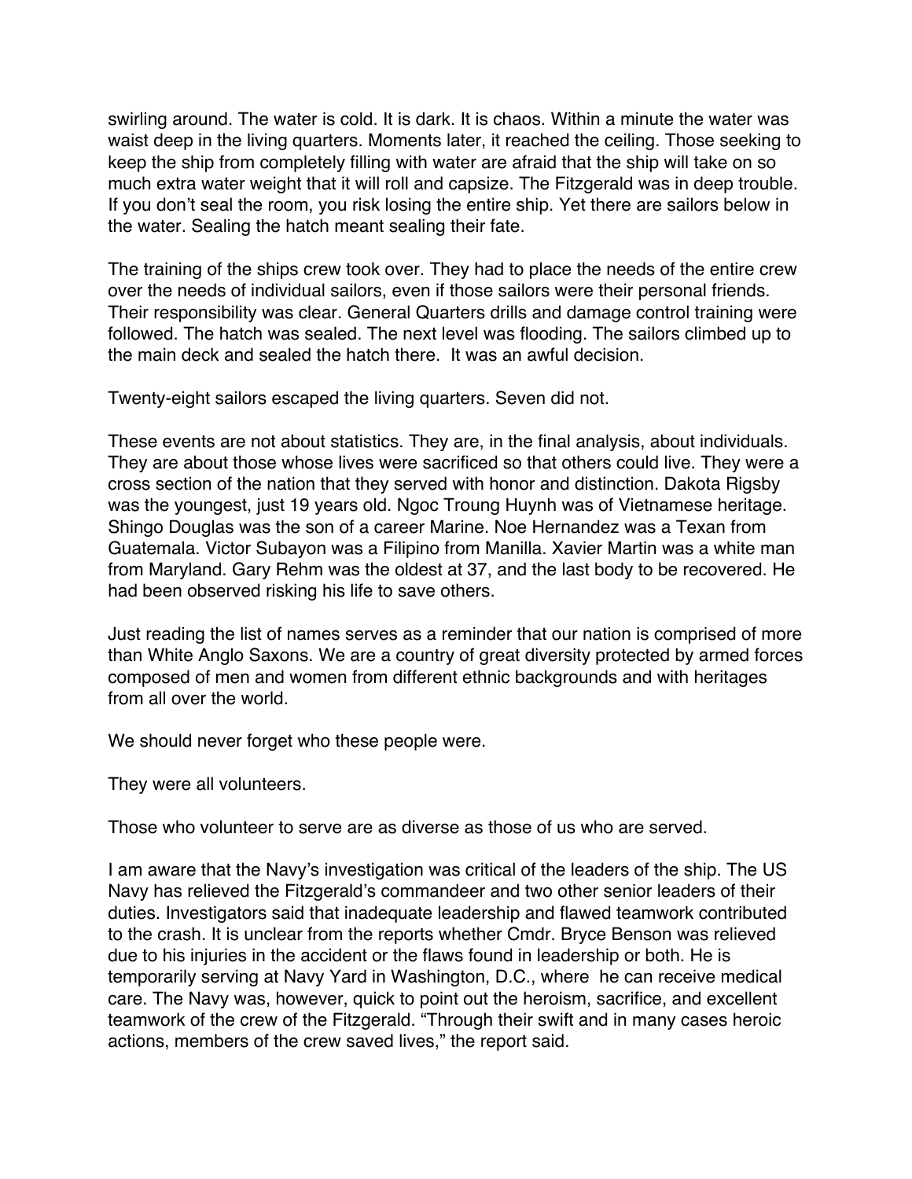swirling around. The water is cold. It is dark. It is chaos. Within a minute the water was waist deep in the living quarters. Moments later, it reached the ceiling. Those seeking to keep the ship from completely filling with water are afraid that the ship will take on so much extra water weight that it will roll and capsize. The Fitzgerald was in deep trouble. If you don't seal the room, you risk losing the entire ship. Yet there are sailors below in the water. Sealing the hatch meant sealing their fate.

The training of the ships crew took over. They had to place the needs of the entire crew over the needs of individual sailors, even if those sailors were their personal friends. Their responsibility was clear. General Quarters drills and damage control training were followed. The hatch was sealed. The next level was flooding. The sailors climbed up to the main deck and sealed the hatch there. It was an awful decision.

Twenty-eight sailors escaped the living quarters. Seven did not.

These events are not about statistics. They are, in the final analysis, about individuals. They are about those whose lives were sacrificed so that others could live. They were a cross section of the nation that they served with honor and distinction. Dakota Rigsby was the youngest, just 19 years old. Ngoc Troung Huynh was of Vietnamese heritage. Shingo Douglas was the son of a career Marine. Noe Hernandez was a Texan from Guatemala. Victor Subayon was a Filipino from Manilla. Xavier Martin was a white man from Maryland. Gary Rehm was the oldest at 37, and the last body to be recovered. He had been observed risking his life to save others.

Just reading the list of names serves as a reminder that our nation is comprised of more than White Anglo Saxons. We are a country of great diversity protected by armed forces composed of men and women from different ethnic backgrounds and with heritages from all over the world.

We should never forget who these people were.

They were all volunteers.

Those who volunteer to serve are as diverse as those of us who are served.

I am aware that the Navy's investigation was critical of the leaders of the ship. The US Navy has relieved the Fitzgerald's commandeer and two other senior leaders of their duties. Investigators said that inadequate leadership and flawed teamwork contributed to the crash. It is unclear from the reports whether Cmdr. Bryce Benson was relieved due to his injuries in the accident or the flaws found in leadership or both. He is temporarily serving at Navy Yard in Washington, D.C., where he can receive medical care. The Navy was, however, quick to point out the heroism, sacrifice, and excellent teamwork of the crew of the Fitzgerald. "Through their swift and in many cases heroic actions, members of the crew saved lives," the report said.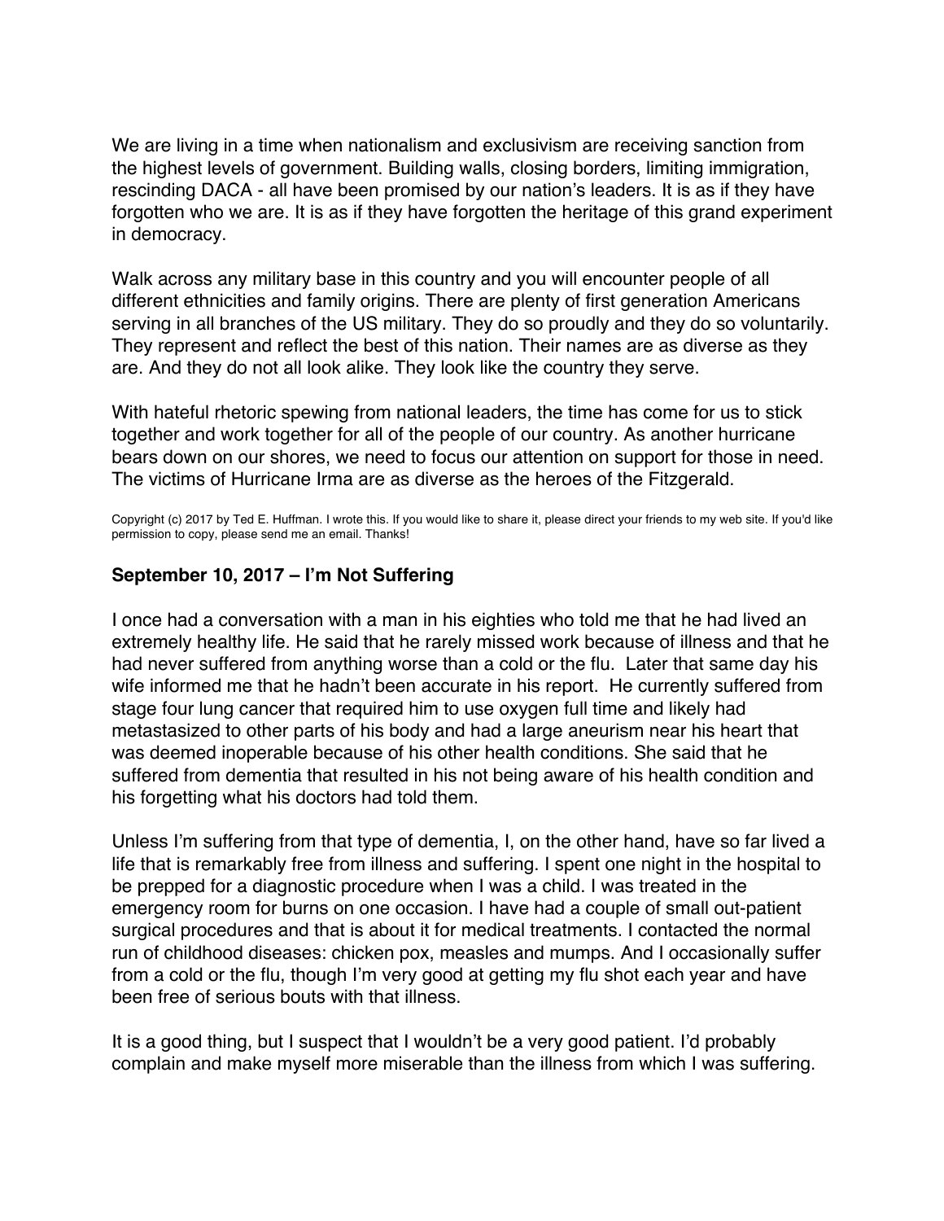We are living in a time when nationalism and exclusivism are receiving sanction from the highest levels of government. Building walls, closing borders, limiting immigration, rescinding DACA - all have been promised by our nation's leaders. It is as if they have forgotten who we are. It is as if they have forgotten the heritage of this grand experiment in democracy.

Walk across any military base in this country and you will encounter people of all different ethnicities and family origins. There are plenty of first generation Americans serving in all branches of the US military. They do so proudly and they do so voluntarily. They represent and reflect the best of this nation. Their names are as diverse as they are. And they do not all look alike. They look like the country they serve.

With hateful rhetoric spewing from national leaders, the time has come for us to stick together and work together for all of the people of our country. As another hurricane bears down on our shores, we need to focus our attention on support for those in need. The victims of Hurricane Irma are as diverse as the heroes of the Fitzgerald.

Copyright (c) 2017 by Ted E. Huffman. I wrote this. If you would like to share it, please direct your friends to my web site. If you'd like permission to copy, please send me an email. Thanks!

### September 10, 2017 – I'm Not Suffering

I once had a conversation with a man in his eighties who told me that he had lived an extremely healthy life. He said that he rarely missed work because of illness and that he had never suffered from anything worse than a cold or the flu. Later that same day his wife informed me that he hadn't been accurate in his report. He currently suffered from stage four lung cancer that required him to use oxygen full time and likely had metastasized to other parts of his body and had a large aneurism near his heart that was deemed inoperable because of his other health conditions. She said that he suffered from dementia that resulted in his not being aware of his health condition and his forgetting what his doctors had told them.

Unless I'm suffering from that type of dementia, I, on the other hand, have so far lived a life that is remarkably free from illness and suffering. I spent one night in the hospital to be prepped for a diagnostic procedure when I was a child. I was treated in the emergency room for burns on one occasion. I have had a couple of small out-patient surgical procedures and that is about it for medical treatments. I contacted the normal run of childhood diseases: chicken pox, measles and mumps. And I occasionally suffer from a cold or the flu, though I'm very good at getting my flu shot each year and have been free of serious bouts with that illness.

It is a good thing, but I suspect that I wouldn't be a very good patient. I'd probably complain and make myself more miserable than the illness from which I was suffering.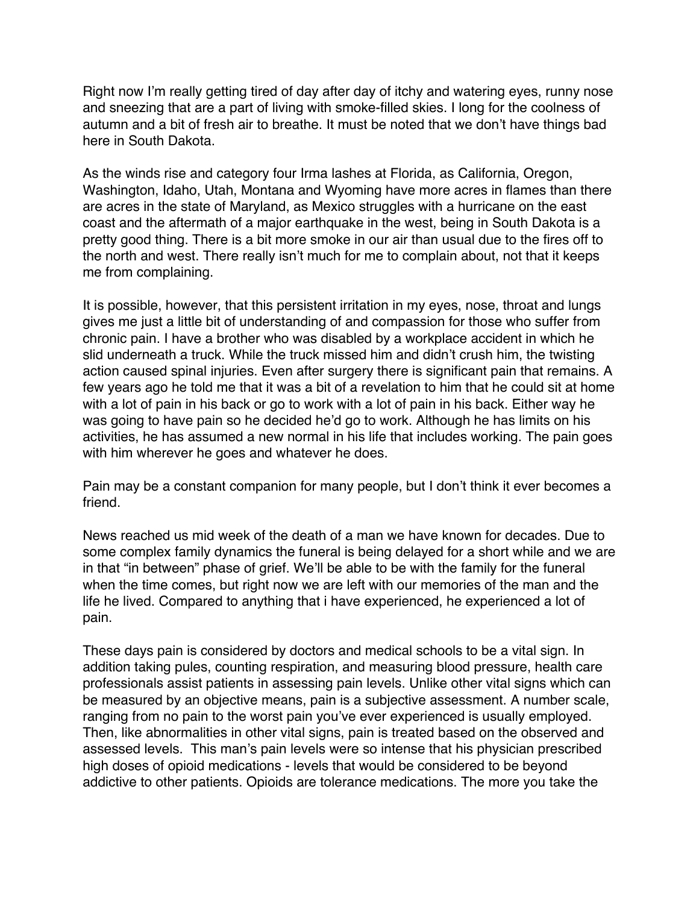Right now I'm really getting tired of day after day of itchy and watering eyes, runny nose and sneezing that are a part of living with smoke-filled skies. I long for the coolness of autumn and a bit of fresh air to breathe. It must be noted that we don't have things bad here in South Dakota.

As the winds rise and category four Irma lashes at Florida, as California, Oregon, Washington, Idaho, Utah, Montana and Wyoming have more acres in flames than there are acres in the state of Maryland, as Mexico struggles with a hurricane on the east coast and the aftermath of a major earthquake in the west, being in South Dakota is a pretty good thing. There is a bit more smoke in our air than usual due to the fires off to the north and west. There really isn't much for me to complain about, not that it keeps me from complaining.

It is possible, however, that this persistent irritation in my eyes, nose, throat and lungs gives me just a little bit of understanding of and compassion for those who suffer from chronic pain. I have a brother who was disabled by a workplace accident in which he slid underneath a truck. While the truck missed him and didn't crush him, the twisting action caused spinal injuries. Even after surgery there is significant pain that remains. A few years ago he told me that it was a bit of a revelation to him that he could sit at home with a lot of pain in his back or go to work with a lot of pain in his back. Either way he was going to have pain so he decided he'd go to work. Although he has limits on his activities, he has assumed a new normal in his life that includes working. The pain goes with him wherever he goes and whatever he does.

Pain may be a constant companion for many people, but I don't think it ever becomes a friend.

News reached us mid week of the death of a man we have known for decades. Due to some complex family dynamics the funeral is being delayed for a short while and we are in that "in between" phase of grief. We'll be able to be with the family for the funeral when the time comes, but right now we are left with our memories of the man and the life he lived. Compared to anything that i have experienced, he experienced a lot of pain.

These days pain is considered by doctors and medical schools to be a vital sign. In addition taking pules, counting respiration, and measuring blood pressure, health care professionals assist patients in assessing pain levels. Unlike other vital signs which can be measured by an objective means, pain is a subjective assessment. A number scale, ranging from no pain to the worst pain you've ever experienced is usually employed. Then, like abnormalities in other vital signs, pain is treated based on the observed and assessed levels. This man's pain levels were so intense that his physician prescribed high doses of opioid medications - levels that would be considered to be beyond addictive to other patients. Opioids are tolerance medications. The more you take the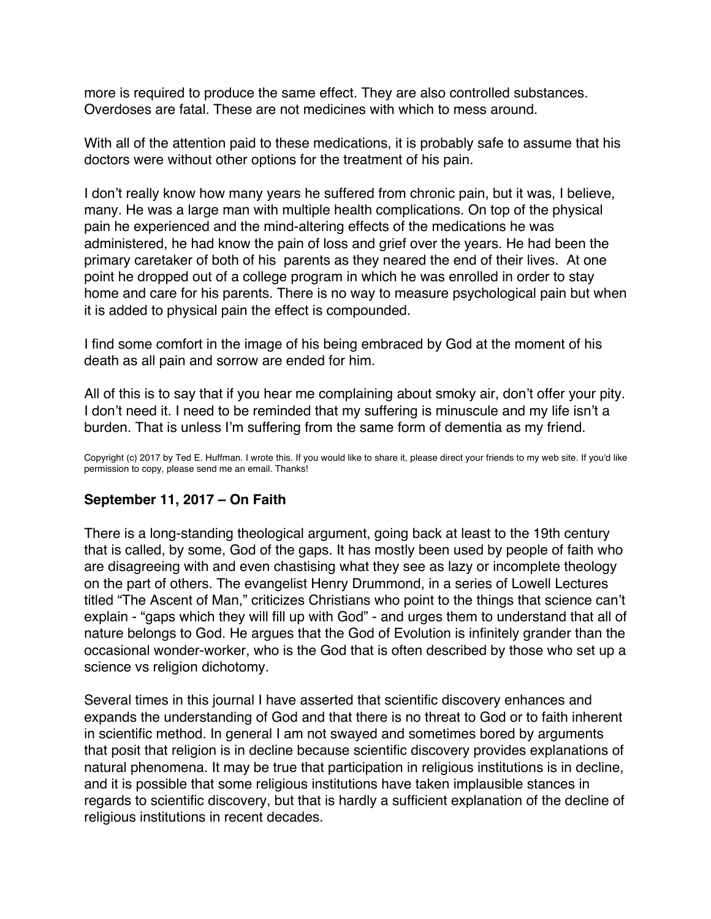more is required to produce the same effect. They are also controlled substances. Overdoses are fatal. These are not medicines with which to mess around.

With all of the attention paid to these medications, it is probably safe to assume that his doctors were without other options for the treatment of his pain.

I don't really know how many years he suffered from chronic pain, but it was, I believe, many. He was a large man with multiple health complications. On top of the physical pain he experienced and the mind-altering effects of the medications he was administered, he had know the pain of loss and grief over the years. He had been the primary caretaker of both of his parents as they neared the end of their lives. At one point he dropped out of a college program in which he was enrolled in order to stay home and care for his parents. There is no way to measure psychological pain but when it is added to physical pain the effect is compounded.

I find some comfort in the image of his being embraced by God at the moment of his death as all pain and sorrow are ended for him.

All of this is to say that if you hear me complaining about smoky air, don't offer your pity. I don't need it. I need to be reminded that my suffering is minuscule and my life isn't a burden. That is unless I'm suffering from the same form of dementia as my friend.

Copyright (c) 2017 by Ted E. Huffman. I wrote this. If you would like to share it, please direct your friends to my web site. If you'd like permission to copy, please send me an email. Thanks!

### September 11, 2017 – On Faith

There is a long-standing theological argument, going back at least to the 19th century that is called, by some, God of the gaps. It has mostly been used by people of faith who are disagreeing with and even chastising what they see as lazy or incomplete theology on the part of others. The evangelist Henry Drummond, in a series of Lowell Lectures titled "The Ascent of Man," criticizes Christians who point to the things that science can't explain - "gaps which they will fill up with God" - and urges them to understand that all of nature belongs to God. He argues that the God of Evolution is infinitely grander than the occasional wonder-worker, who is the God that is often described by those who set up a science vs religion dichotomy.

Several times in this journal I have asserted that scientific discovery enhances and expands the understanding of God and that there is no threat to God or to faith inherent in scientific method. In general I am not swayed and sometimes bored by arguments that posit that religion is in decline because scientific discovery provides explanations of natural phenomena. It may be true that participation in religious institutions is in decline, and it is possible that some religious institutions have taken implausible stances in regards to scientific discovery, but that is hardly a sufficient explanation of the decline of religious institutions in recent decades.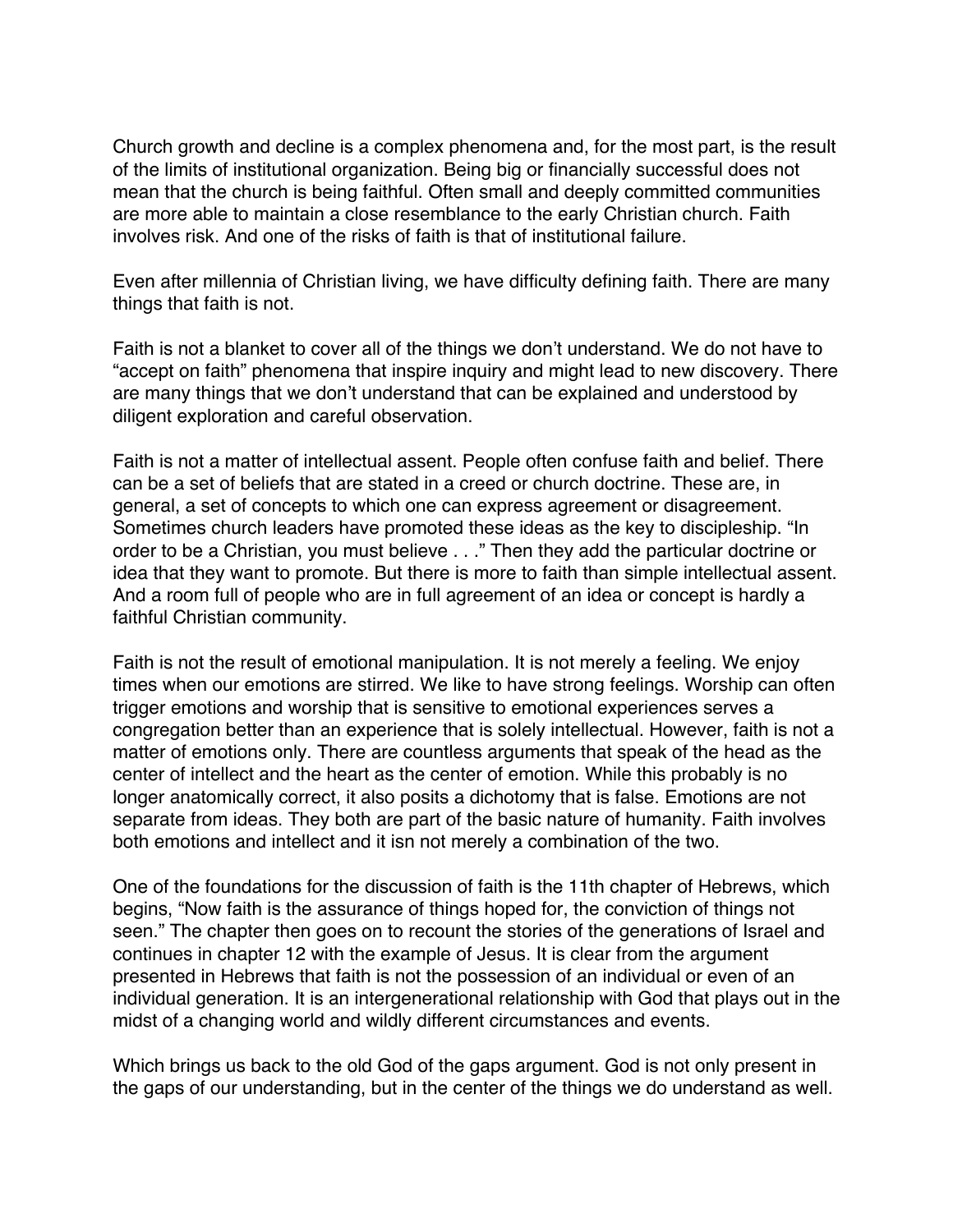Church growth and decline is a complex phenomena and, for the most part, is the result of the limits of institutional organization. Being big or financially successful does not mean that the church is being faithful. Often small and deeply committed communities are more able to maintain a close resemblance to the early Christian church. Faith involves risk. And one of the risks of faith is that of institutional failure.

Even after millennia of Christian living, we have difficulty defining faith. There are many things that faith is not.

Faith is not a blanket to cover all of the things we don't understand. We do not have to "accept on faith" phenomena that inspire inquiry and might lead to new discovery. There are many things that we don't understand that can be explained and understood by diligent exploration and careful observation.

Faith is not a matter of intellectual assent. People often confuse faith and belief. There can be a set of beliefs that are stated in a creed or church doctrine. These are, in general, a set of concepts to which one can express agreement or disagreement. Sometimes church leaders have promoted these ideas as the key to discipleship. "In order to be a Christian, you must believe . . ." Then they add the particular doctrine or idea that they want to promote. But there is more to faith than simple intellectual assent. And a room full of people who are in full agreement of an idea or concept is hardly a faithful Christian community.

Faith is not the result of emotional manipulation. It is not merely a feeling. We enjoy times when our emotions are stirred. We like to have strong feelings. Worship can often trigger emotions and worship that is sensitive to emotional experiences serves a congregation better than an experience that is solely intellectual. However, faith is not a matter of emotions only. There are countless arguments that speak of the head as the center of intellect and the heart as the center of emotion. While this probably is no longer anatomically correct, it also posits a dichotomy that is false. Emotions are not separate from ideas. They both are part of the basic nature of humanity. Faith involves both emotions and intellect and it isn not merely a combination of the two.

One of the foundations for the discussion of faith is the 11th chapter of Hebrews, which begins, "Now faith is the assurance of things hoped for, the conviction of things not seen." The chapter then goes on to recount the stories of the generations of Israel and continues in chapter 12 with the example of Jesus. It is clear from the argument presented in Hebrews that faith is not the possession of an individual or even of an individual generation. It is an intergenerational relationship with God that plays out in the midst of a changing world and wildly different circumstances and events.

Which brings us back to the old God of the gaps argument. God is not only present in the gaps of our understanding, but in the center of the things we do understand as well.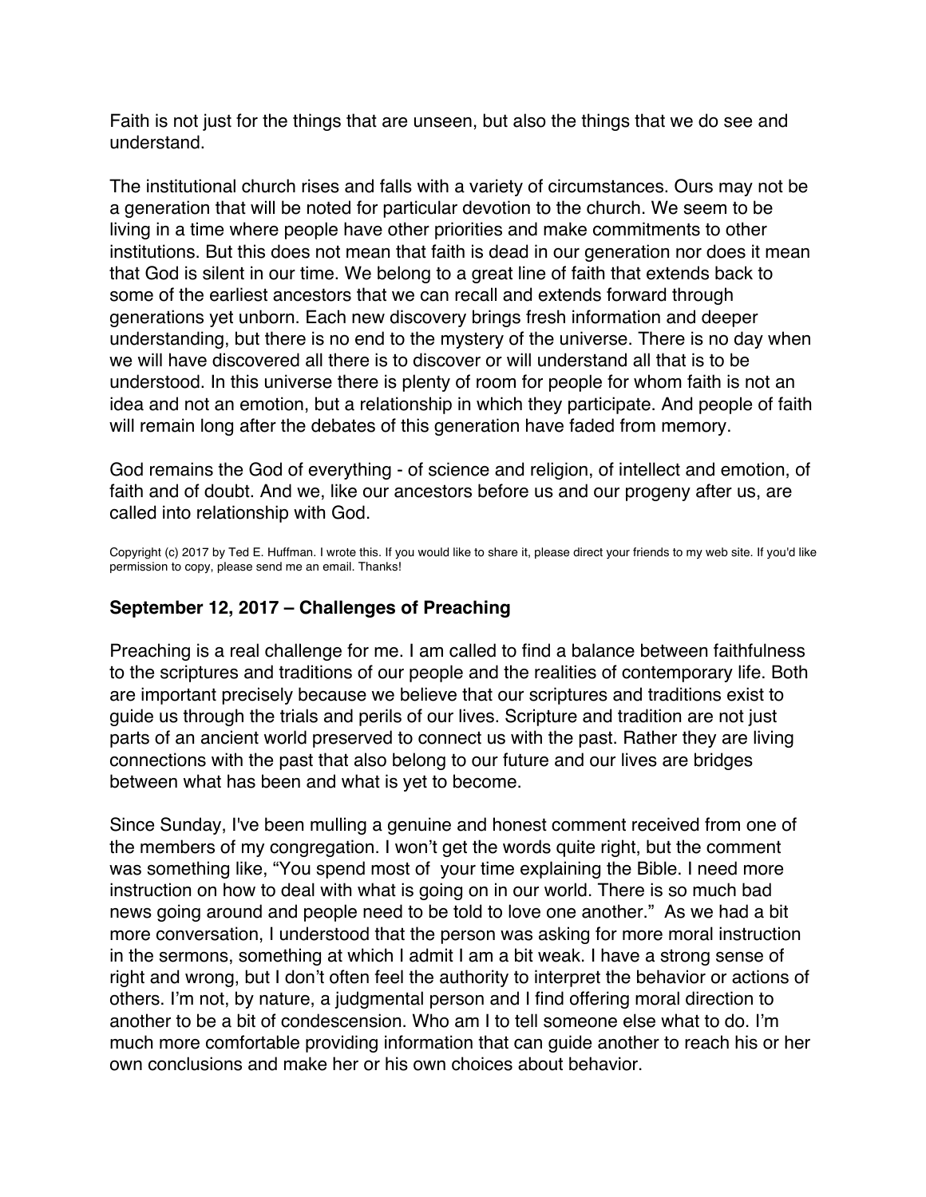Faith is not just for the things that are unseen, but also the things that we do see and understand.

The institutional church rises and falls with a variety of circumstances. Ours may not be a generation that will be noted for particular devotion to the church. We seem to be living in a time where people have other priorities and make commitments to other institutions. But this does not mean that faith is dead in our generation nor does it mean that God is silent in our time. We belong to a great line of faith that extends back to some of the earliest ancestors that we can recall and extends forward through generations yet unborn. Each new discovery brings fresh information and deeper understanding, but there is no end to the mystery of the universe. There is no day when we will have discovered all there is to discover or will understand all that is to be understood. In this universe there is plenty of room for people for whom faith is not an idea and not an emotion, but a relationship in which they participate. And people of faith will remain long after the debates of this generation have faded from memory.

God remains the God of everything - of science and religion, of intellect and emotion, of faith and of doubt. And we, like our ancestors before us and our progeny after us, are called into relationship with God.

Copyright (c) 2017 by Ted E. Huffman. I wrote this. If you would like to share it, please direct your friends to my web site. If you'd like permission to copy, please send me an email. Thanks!

### September 12, 2017 – Challenges of Preaching

Preaching is a real challenge for me. I am called to find a balance between faithfulness to the scriptures and traditions of our people and the realities of contemporary life. Both are important precisely because we believe that our scriptures and traditions exist to guide us through the trials and perils of our lives. Scripture and tradition are not just parts of an ancient world preserved to connect us with the past. Rather they are living connections with the past that also belong to our future and our lives are bridges between what has been and what is yet to become.

Since Sunday, I've been mulling a genuine and honest comment received from one of the members of my congregation. I won't get the words quite right, but the comment was something like, "You spend most of your time explaining the Bible. I need more instruction on how to deal with what is going on in our world. There is so much bad news going around and people need to be told to love one another." As we had a bit more conversation, I understood that the person was asking for more moral instruction in the sermons, something at which I admit I am a bit weak. I have a strong sense of right and wrong, but I don't often feel the authority to interpret the behavior or actions of others. I'm not, by nature, a judgmental person and I find offering moral direction to another to be a bit of condescension. Who am I to tell someone else what to do. I'm much more comfortable providing information that can guide another to reach his or her own conclusions and make her or his own choices about behavior.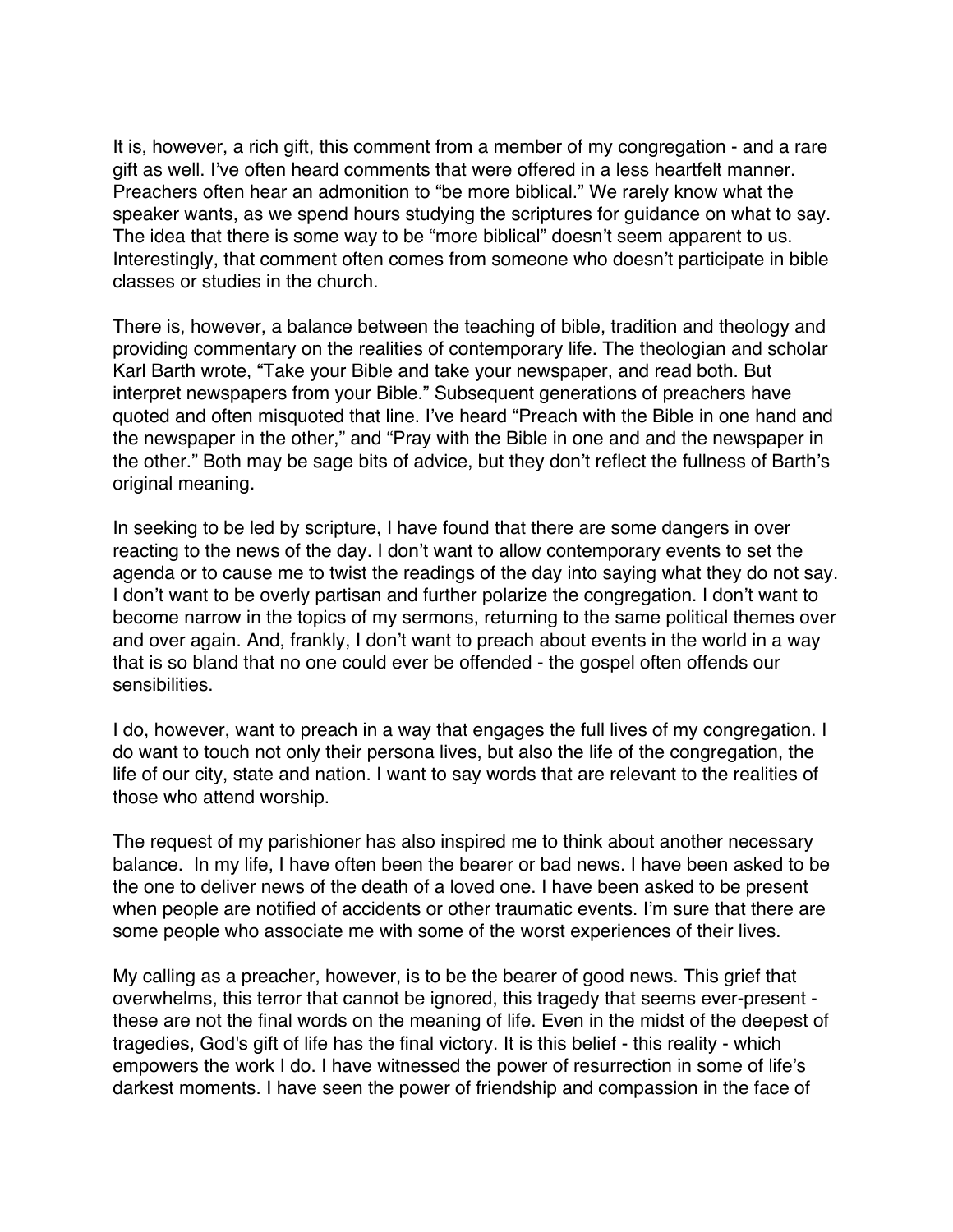It is, however, a rich gift, this comment from a member of my congregation - and a rare gift as well. I've often heard comments that were offered in a less heartfelt manner. Preachers often hear an admonition to "be more biblical." We rarely know what the speaker wants, as we spend hours studying the scriptures for guidance on what to say. The idea that there is some way to be "more biblical" doesn't seem apparent to us. Interestingly, that comment often comes from someone who doesn't participate in bible classes or studies in the church.

There is, however, a balance between the teaching of bible, tradition and theology and providing commentary on the realities of contemporary life. The theologian and scholar Karl Barth wrote, "Take your Bible and take your newspaper, and read both. But interpret newspapers from your Bible." Subsequent generations of preachers have quoted and often misquoted that line. I've heard "Preach with the Bible in one hand and the newspaper in the other," and "Pray with the Bible in one and and the newspaper in the other." Both may be sage bits of advice, but they don't reflect the fullness of Barth's original meaning.

In seeking to be led by scripture, I have found that there are some dangers in over reacting to the news of the day. I don't want to allow contemporary events to set the agenda or to cause me to twist the readings of the day into saying what they do not say. I don't want to be overly partisan and further polarize the congregation. I don't want to become narrow in the topics of my sermons, returning to the same political themes over and over again. And, frankly, I don't want to preach about events in the world in a way that is so bland that no one could ever be offended - the gospel often offends our sensibilities.

I do, however, want to preach in a way that engages the full lives of my congregation. I do want to touch not only their persona lives, but also the life of the congregation, the life of our city, state and nation. I want to say words that are relevant to the realities of those who attend worship.

The request of my parishioner has also inspired me to think about another necessary balance. In my life, I have often been the bearer or bad news. I have been asked to be the one to deliver news of the death of a loved one. I have been asked to be present when people are notified of accidents or other traumatic events. I'm sure that there are some people who associate me with some of the worst experiences of their lives.

My calling as a preacher, however, is to be the bearer of good news. This grief that overwhelms, this terror that cannot be ignored, this tragedy that seems ever-present - these are not the final words on the meaning of life. Even in the midst of the deepest of tragedies, God's gift of life has the final victory. It is this belief - this reality - which empowers the work I do. I have witnessed the power of resurrection in some of life's darkest moments. I have seen the power of friendship and compassion in the face of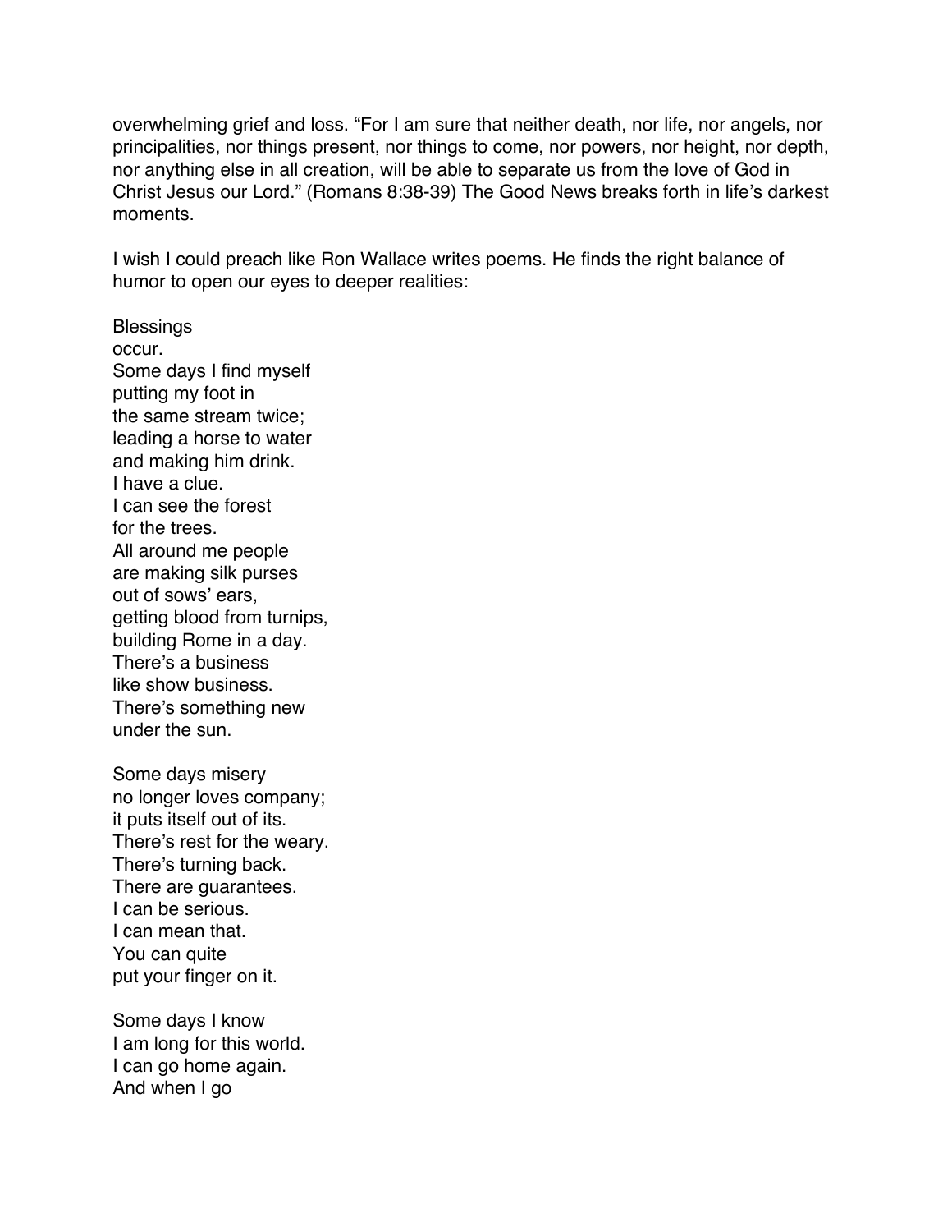overwhelming grief and loss. “For I am sure that neither death, nor life, nor angels, nor principalities, nor things present, nor things to come, nor powers, nor height, nor depth, nor anything else in all creation, will be able to separate us from the love of God in Christ Jesus our Lord.” (Romans 8:38-39) The Good News breaks forth in life’s darkest moments.

I wish I could preach like Ron Wallace writes poems. He finds the right balance of humor to open our eyes to deeper realities:

Blessings  
occur.  
Some days I find myself  
putting my foot in  
the same stream twice;  
leading a horse to water  
and making him drink.  
I have a clue.  
I can see the forest  
for the trees.  
All around me people  
are making silk purses  
out of sows’ ears,  
getting blood from turnips,  
building Rome in a day.  
There’s a business  
like show business.  
There’s something new  
under the sun.

Some days misery  
no longer loves company;  
it puts itself out of its.  
There’s rest for the weary.  
There’s turning back.  
There are guarantees.  
I can be serious.  
I can mean that.  
You can quite  
put your finger on it.

Some days I know  
I am long for this world.  
I can go home again.  
And when I go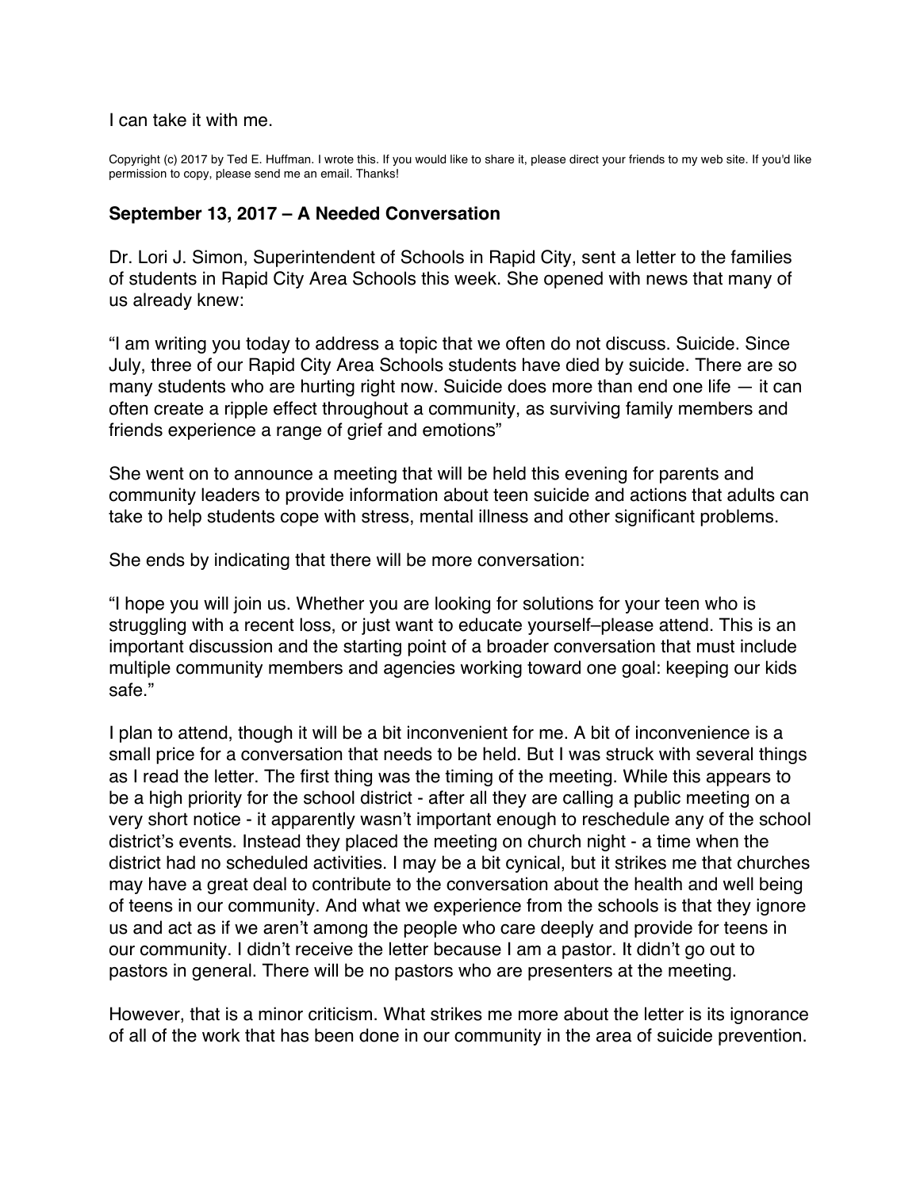I can take it with me.

Copyright (c) 2017 by Ted E. Huffman. I wrote this. If you would like to share it, please direct your friends to my web site. If you'd like permission to copy, please send me an email. Thanks!

### September 13, 2017 – A Needed Conversation

Dr. Lori J. Simon, Superintendent of Schools in Rapid City, sent a letter to the families of students in Rapid City Area Schools this week. She opened with news that many of us already knew:

"I am writing you today to address a topic that we often do not discuss. Suicide. Since July, three of our Rapid City Area Schools students have died by suicide. There are so many students who are hurting right now. Suicide does more than end one life — it can often create a ripple effect throughout a community, as surviving family members and friends experience a range of grief and emotions"

She went on to announce a meeting that will be held this evening for parents and community leaders to provide information about teen suicide and actions that adults can take to help students cope with stress, mental illness and other significant problems.

She ends by indicating that there will be more conversation:

"I hope you will join us. Whether you are looking for solutions for your teen who is struggling with a recent loss, or just want to educate yourself–please attend. This is an important discussion and the starting point of a broader conversation that must include multiple community members and agencies working toward one goal: keeping our kids safe."

I plan to attend, though it will be a bit inconvenient for me. A bit of inconvenience is a small price for a conversation that needs to be held. But I was struck with several things as I read the letter. The first thing was the timing of the meeting. While this appears to be a high priority for the school district - after all they are calling a public meeting on a very short notice - it apparently wasn't important enough to reschedule any of the school district's events. Instead they placed the meeting on church night - a time when the district had no scheduled activities. I may be a bit cynical, but it strikes me that churches may have a great deal to contribute to the conversation about the health and well being of teens in our community. And what we experience from the schools is that they ignore us and act as if we aren't among the people who care deeply and provide for teens in our community. I didn't receive the letter because I am a pastor. It didn't go out to pastors in general. There will be no pastors who are presenters at the meeting.

However, that is a minor criticism. What strikes me more about the letter is its ignorance of all of the work that has been done in our community in the area of suicide prevention.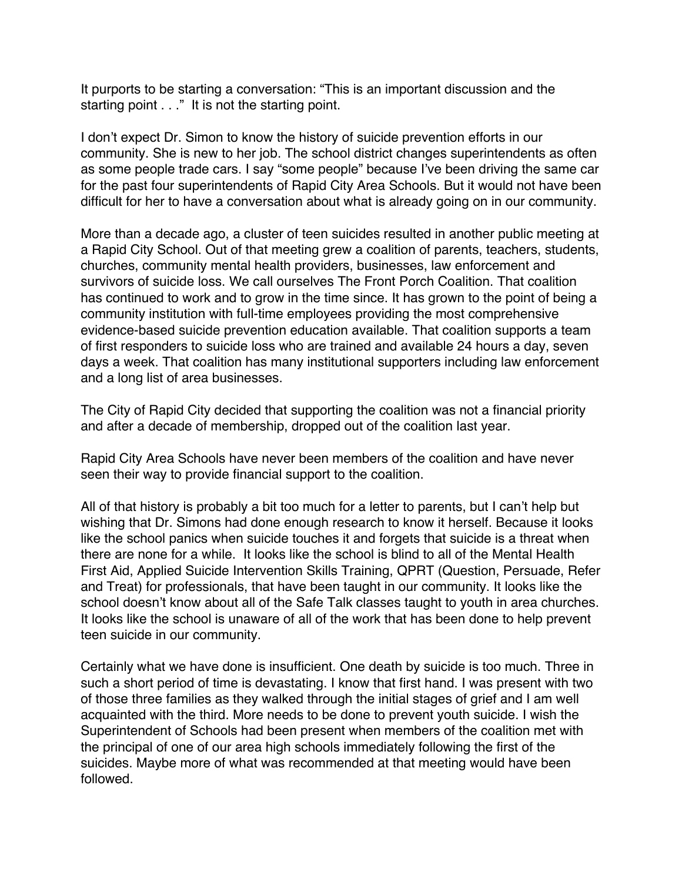It purports to be starting a conversation: "This is an important discussion and the starting point . . ." It is not the starting point.

I don't expect Dr. Simon to know the history of suicide prevention efforts in our community. She is new to her job. The school district changes superintendents as often as some people trade cars. I say "some people" because I've been driving the same car for the past four superintendents of Rapid City Area Schools. But it would not have been difficult for her to have a conversation about what is already going on in our community.

More than a decade ago, a cluster of teen suicides resulted in another public meeting at a Rapid City School. Out of that meeting grew a coalition of parents, teachers, students, churches, community mental health providers, businesses, law enforcement and survivors of suicide loss. We call ourselves The Front Porch Coalition. That coalition has continued to work and to grow in the time since. It has grown to the point of being a community institution with full-time employees providing the most comprehensive evidence-based suicide prevention education available. That coalition supports a team of first responders to suicide loss who are trained and available 24 hours a day, seven days a week. That coalition has many institutional supporters including law enforcement and a long list of area businesses.

The City of Rapid City decided that supporting the coalition was not a financial priority and after a decade of membership, dropped out of the coalition last year.

Rapid City Area Schools have never been members of the coalition and have never seen their way to provide financial support to the coalition.

All of that history is probably a bit too much for a letter to parents, but I can't help but wishing that Dr. Simons had done enough research to know it herself. Because it looks like the school panics when suicide touches it and forgets that suicide is a threat when there are none for a while. It looks like the school is blind to all of the Mental Health First Aid, Applied Suicide Intervention Skills Training, QPRT (Question, Persuade, Refer and Treat) for professionals, that have been taught in our community. It looks like the school doesn't know about all of the Safe Talk classes taught to youth in area churches. It looks like the school is unaware of all of the work that has been done to help prevent teen suicide in our community.

Certainly what we have done is insufficient. One death by suicide is too much. Three in such a short period of time is devastating. I know that first hand. I was present with two of those three families as they walked through the initial stages of grief and I am well acquainted with the third. More needs to be done to prevent youth suicide. I wish the Superintendent of Schools had been present when members of the coalition met with the principal of one of our area high schools immediately following the first of the suicides. Maybe more of what was recommended at that meeting would have been followed.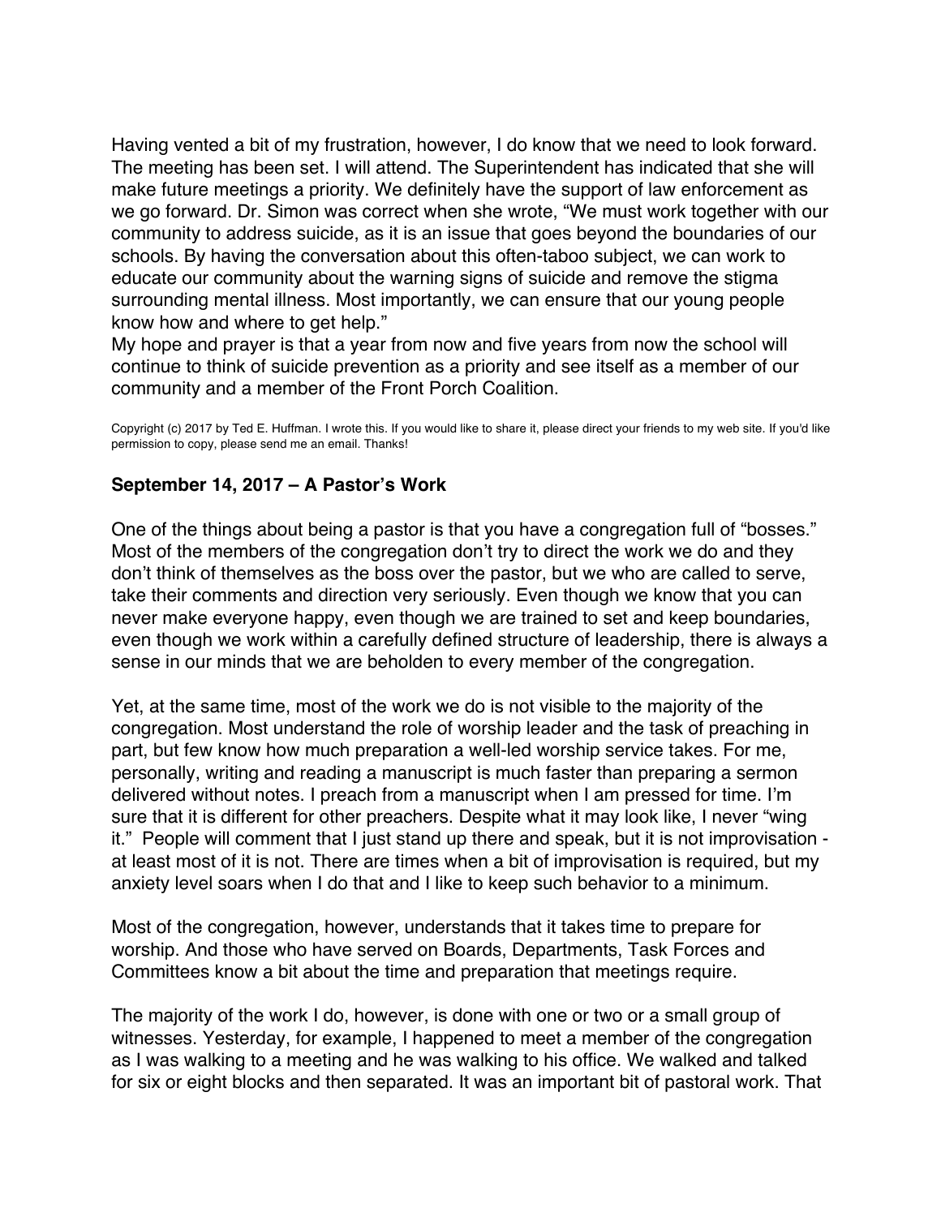Having vented a bit of my frustration, however, I do know that we need to look forward. The meeting has been set. I will attend. The Superintendent has indicated that she will make future meetings a priority. We definitely have the support of law enforcement as we go forward. Dr. Simon was correct when she wrote, "We must work together with our community to address suicide, as it is an issue that goes beyond the boundaries of our schools. By having the conversation about this often-taboo subject, we can work to educate our community about the warning signs of suicide and remove the stigma surrounding mental illness. Most importantly, we can ensure that our young people know how and where to get help."

My hope and prayer is that a year from now and five years from now the school will continue to think of suicide prevention as a priority and see itself as a member of our community and a member of the Front Porch Coalition.

Copyright (c) 2017 by Ted E. Huffman. I wrote this. If you would like to share it, please direct your friends to my web site. If you'd like permission to copy, please send me an email. Thanks!

### September 14, 2017 – A Pastor's Work

One of the things about being a pastor is that you have a congregation full of "bosses." Most of the members of the congregation don't try to direct the work we do and they don't think of themselves as the boss over the pastor, but we who are called to serve, take their comments and direction very seriously. Even though we know that you can never make everyone happy, even though we are trained to set and keep boundaries, even though we work within a carefully defined structure of leadership, there is always a sense in our minds that we are beholden to every member of the congregation.

Yet, at the same time, most of the work we do is not visible to the majority of the congregation. Most understand the role of worship leader and the task of preaching in part, but few know how much preparation a well-led worship service takes. For me, personally, writing and reading a manuscript is much faster than preparing a sermon delivered without notes. I preach from a manuscript when I am pressed for time. I'm sure that it is different for other preachers. Despite what it may look like, I never "wing it." People will comment that I just stand up there and speak, but it is not improvisation - at least most of it is not. There are times when a bit of improvisation is required, but my anxiety level soars when I do that and I like to keep such behavior to a minimum.

Most of the congregation, however, understands that it takes time to prepare for worship. And those who have served on Boards, Departments, Task Forces and Committees know a bit about the time and preparation that meetings require.

The majority of the work I do, however, is done with one or two or a small group of witnesses. Yesterday, for example, I happened to meet a member of the congregation as I was walking to a meeting and he was walking to his office. We walked and talked for six or eight blocks and then separated. It was an important bit of pastoral work. That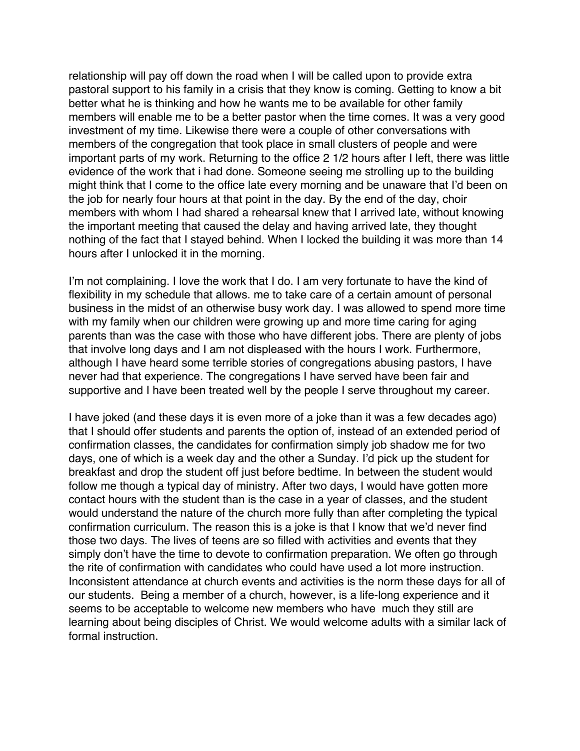relationship will pay off down the road when I will be called upon to provide extra pastoral support to his family in a crisis that they know is coming. Getting to know a bit better what he is thinking and how he wants me to be available for other family members will enable me to be a better pastor when the time comes. It was a very good investment of my time. Likewise there were a couple of other conversations with members of the congregation that took place in small clusters of people and were important parts of my work. Returning to the office 2 1/2 hours after I left, there was little evidence of the work that i had done. Someone seeing me strolling up to the building might think that I come to the office late every morning and be unaware that I'd been on the job for nearly four hours at that point in the day. By the end of the day, choir members with whom I had shared a rehearsal knew that I arrived late, without knowing the important meeting that caused the delay and having arrived late, they thought nothing of the fact that I stayed behind. When I locked the building it was more than 14 hours after I unlocked it in the morning.

I'm not complaining. I love the work that I do. I am very fortunate to have the kind of flexibility in my schedule that allows. me to take care of a certain amount of personal business in the midst of an otherwise busy work day. I was allowed to spend more time with my family when our children were growing up and more time caring for aging parents than was the case with those who have different jobs. There are plenty of jobs that involve long days and I am not displeased with the hours I work. Furthermore, although I have heard some terrible stories of congregations abusing pastors, I have never had that experience. The congregations I have served have been fair and supportive and I have been treated well by the people I serve throughout my career.

I have joked (and these days it is even more of a joke than it was a few decades ago) that I should offer students and parents the option of, instead of an extended period of confirmation classes, the candidates for confirmation simply job shadow me for two days, one of which is a week day and the other a Sunday. I'd pick up the student for breakfast and drop the student off just before bedtime. In between the student would follow me though a typical day of ministry. After two days, I would have gotten more contact hours with the student than is the case in a year of classes, and the student would understand the nature of the church more fully than after completing the typical confirmation curriculum. The reason this is a joke is that I know that we'd never find those two days. The lives of teens are so filled with activities and events that they simply don't have the time to devote to confirmation preparation. We often go through the rite of confirmation with candidates who could have used a lot more instruction. Inconsistent attendance at church events and activities is the norm these days for all of our students. Being a member of a church, however, is a life-long experience and it seems to be acceptable to welcome new members who have much they still are learning about being disciples of Christ. We would welcome adults with a similar lack of formal instruction.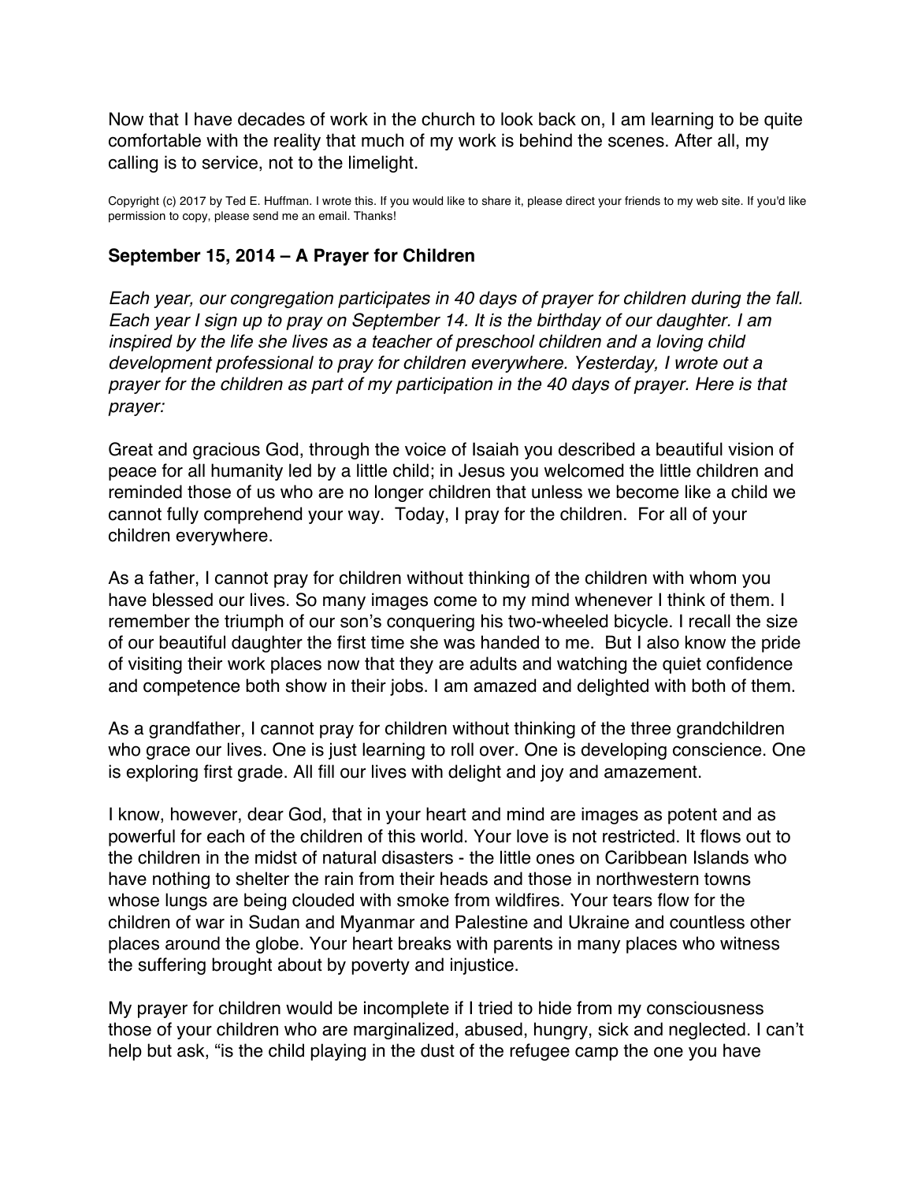Now that I have decades of work in the church to look back on, I am learning to be quite comfortable with the reality that much of my work is behind the scenes. After all, my calling is to service, not to the limelight.

Copyright (c) 2017 by Ted E. Huffman. I wrote this. If you would like to share it, please direct your friends to my web site. If you'd like permission to copy, please send me an email. Thanks!

### September 15, 2014 – A Prayer for Children

*Each year, our congregation participates in 40 days of prayer for children during the fall. Each year I sign up to pray on September 14. It is the birthday of our daughter. I am inspired by the life she lives as a teacher of preschool children and a loving child development professional to pray for children everywhere. Yesterday, I wrote out a prayer for the children as part of my participation in the 40 days of prayer. Here is that prayer:*

Great and gracious God, through the voice of Isaiah you described a beautiful vision of peace for all humanity led by a little child; in Jesus you welcomed the little children and reminded those of us who are no longer children that unless we become like a child we cannot fully comprehend your way. Today, I pray for the children. For all of your children everywhere.

As a father, I cannot pray for children without thinking of the children with whom you have blessed our lives. So many images come to my mind whenever I think of them. I remember the triumph of our son's conquering his two-wheeled bicycle. I recall the size of our beautiful daughter the first time she was handed to me. But I also know the pride of visiting their work places now that they are adults and watching the quiet confidence and competence both show in their jobs. I am amazed and delighted with both of them.

As a grandfather, I cannot pray for children without thinking of the three grandchildren who grace our lives. One is just learning to roll over. One is developing conscience. One is exploring first grade. All fill our lives with delight and joy and amazement.

I know, however, dear God, that in your heart and mind are images as potent and as powerful for each of the children of this world. Your love is not restricted. It flows out to the children in the midst of natural disasters - the little ones on Caribbean Islands who have nothing to shelter the rain from their heads and those in northwestern towns whose lungs are being clouded with smoke from wildfires. Your tears flow for the children of war in Sudan and Myanmar and Palestine and Ukraine and countless other places around the globe. Your heart breaks with parents in many places who witness the suffering brought about by poverty and injustice.

My prayer for children would be incomplete if I tried to hide from my consciousness those of your children who are marginalized, abused, hungry, sick and neglected. I can't help but ask, "is the child playing in the dust of the refugee camp the one you have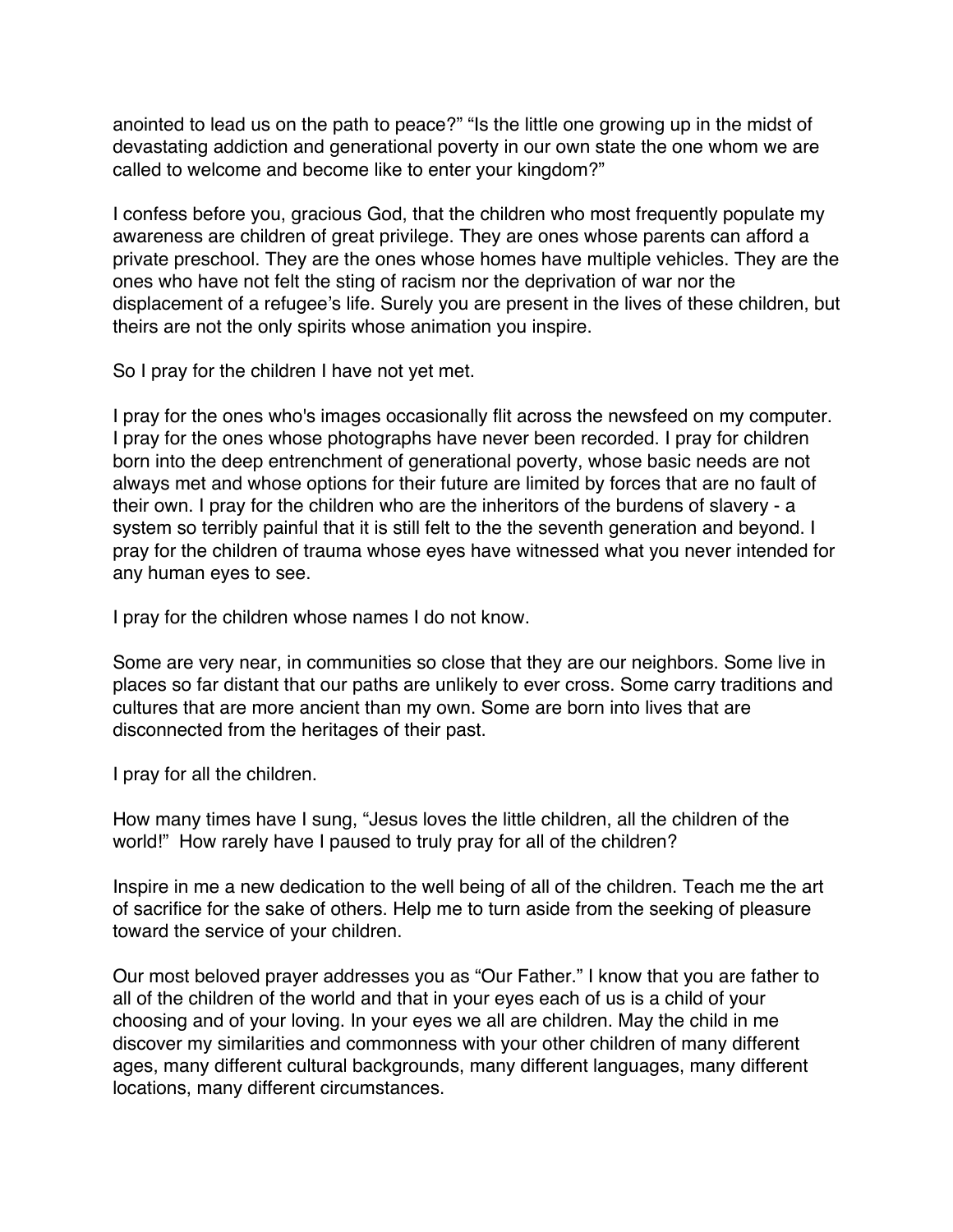anointed to lead us on the path to peace?" "Is the little one growing up in the midst of devastating addiction and generational poverty in our own state the one whom we are called to welcome and become like to enter your kingdom?"

I confess before you, gracious God, that the children who most frequently populate my awareness are children of great privilege. They are ones whose parents can afford a private preschool. They are the ones whose homes have multiple vehicles. They are the ones who have not felt the sting of racism nor the deprivation of war nor the displacement of a refugee's life. Surely you are present in the lives of these children, but theirs are not the only spirits whose animation you inspire.

So I pray for the children I have not yet met.

I pray for the ones who's images occasionally flit across the newsfeed on my computer. I pray for the ones whose photographs have never been recorded. I pray for children born into the deep entrenchment of generational poverty, whose basic needs are not always met and whose options for their future are limited by forces that are no fault of their own. I pray for the children who are the inheritors of the burdens of slavery - a system so terribly painful that it is still felt to the the seventh generation and beyond. I pray for the children of trauma whose eyes have witnessed what you never intended for any human eyes to see.

I pray for the children whose names I do not know.

Some are very near, in communities so close that they are our neighbors. Some live in places so far distant that our paths are unlikely to ever cross. Some carry traditions and cultures that are more ancient than my own. Some are born into lives that are disconnected from the heritages of their past.

I pray for all the children.

How many times have I sung, "Jesus loves the little children, all the children of the world!" How rarely have I paused to truly pray for all of the children?

Inspire in me a new dedication to the well being of all of the children. Teach me the art of sacrifice for the sake of others. Help me to turn aside from the seeking of pleasure toward the service of your children.

Our most beloved prayer addresses you as "Our Father." I know that you are father to all of the children of the world and that in your eyes each of us is a child of your choosing and of your loving. In your eyes we all are children. May the child in me discover my similarities and commonness with your other children of many different ages, many different cultural backgrounds, many different languages, many different locations, many different circumstances.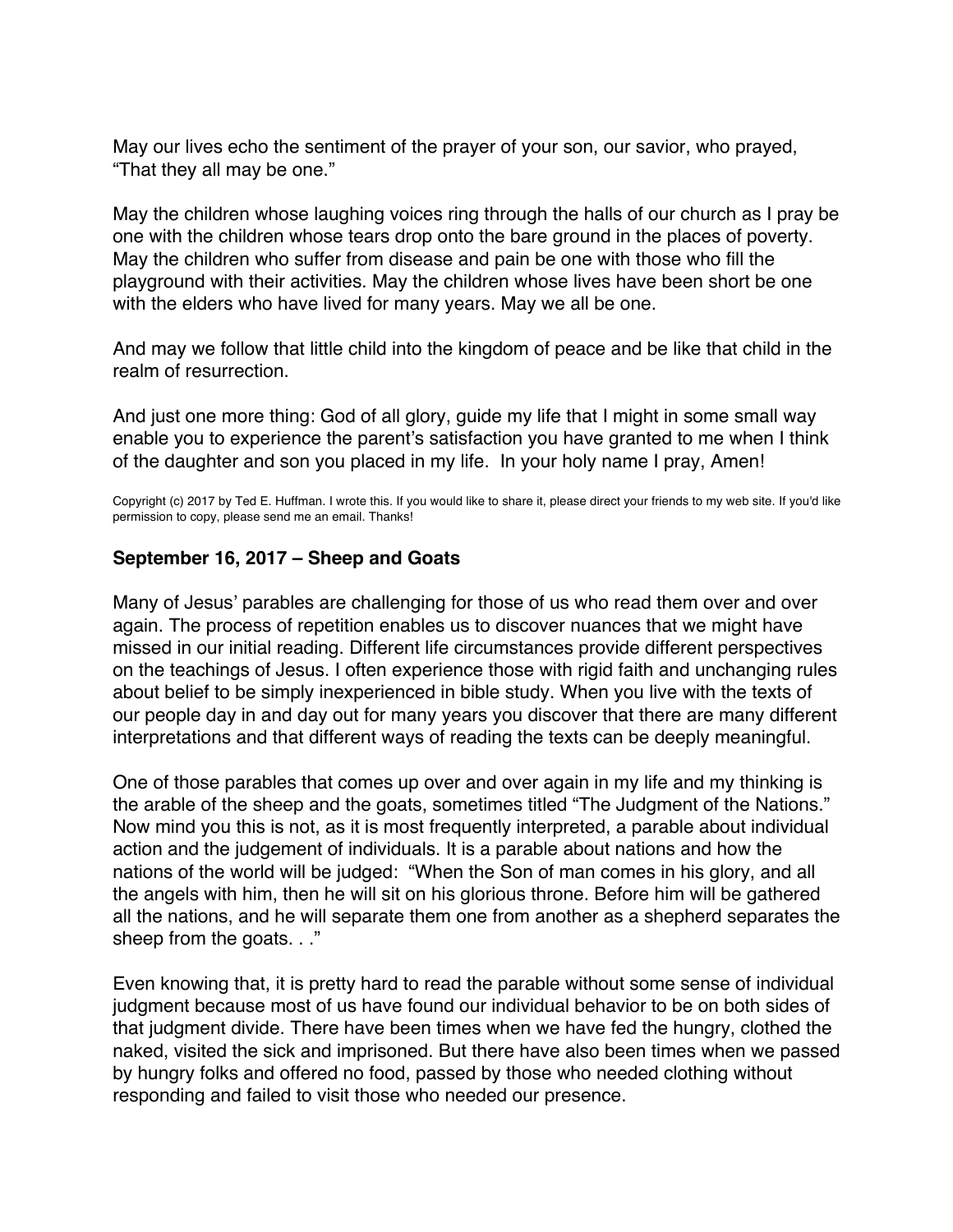May our lives echo the sentiment of the prayer of your son, our savior, who prayed, "That they all may be one."

May the children whose laughing voices ring through the halls of our church as I pray be one with the children whose tears drop onto the bare ground in the places of poverty. May the children who suffer from disease and pain be one with those who fill the playground with their activities. May the children whose lives have been short be one with the elders who have lived for many years. May we all be one.

And may we follow that little child into the kingdom of peace and be like that child in the realm of resurrection.

And just one more thing: God of all glory, guide my life that I might in some small way enable you to experience the parent's satisfaction you have granted to me when I think of the daughter and son you placed in my life.  In your holy name I pray, Amen!

Copyright (c) 2017 by Ted E. Huffman. I wrote this. If you would like to share it, please direct your friends to my web site. If you'd like permission to copy, please send me an email. Thanks!

**September 16, 2017 – Sheep and Goats**

Many of Jesus' parables are challenging for those of us who read them over and over again. The process of repetition enables us to discover nuances that we might have missed in our initial reading. Different life circumstances provide different perspectives on the teachings of Jesus. I often experience those with rigid faith and unchanging rules about belief to be simply inexperienced in bible study. When you live with the texts of our people day in and day out for many years you discover that there are many different interpretations and that different ways of reading the texts can be deeply meaningful.

One of those parables that comes up over and over again in my life and my thinking is the arable of the sheep and the goats, sometimes titled "The Judgment of the Nations." Now mind you this is not, as it is most frequently interpreted, a parable about individual action and the judgement of individuals. It is a parable about nations and how the nations of the world will be judged:  "When the Son of man comes in his glory, and all the angels with him, then he will sit on his glorious throne. Before him will be gathered all the nations, and he will separate them one from another as a shepherd separates the sheep from the goats. . ."

Even knowing that, it is pretty hard to read the parable without some sense of individual judgment because most of us have found our individual behavior to be on both sides of that judgment divide. There have been times when we have fed the hungry, clothed the naked, visited the sick and imprisoned. But there have also been times when we passed by hungry folks and offered no food, passed by those who needed clothing without responding and failed to visit those who needed our presence.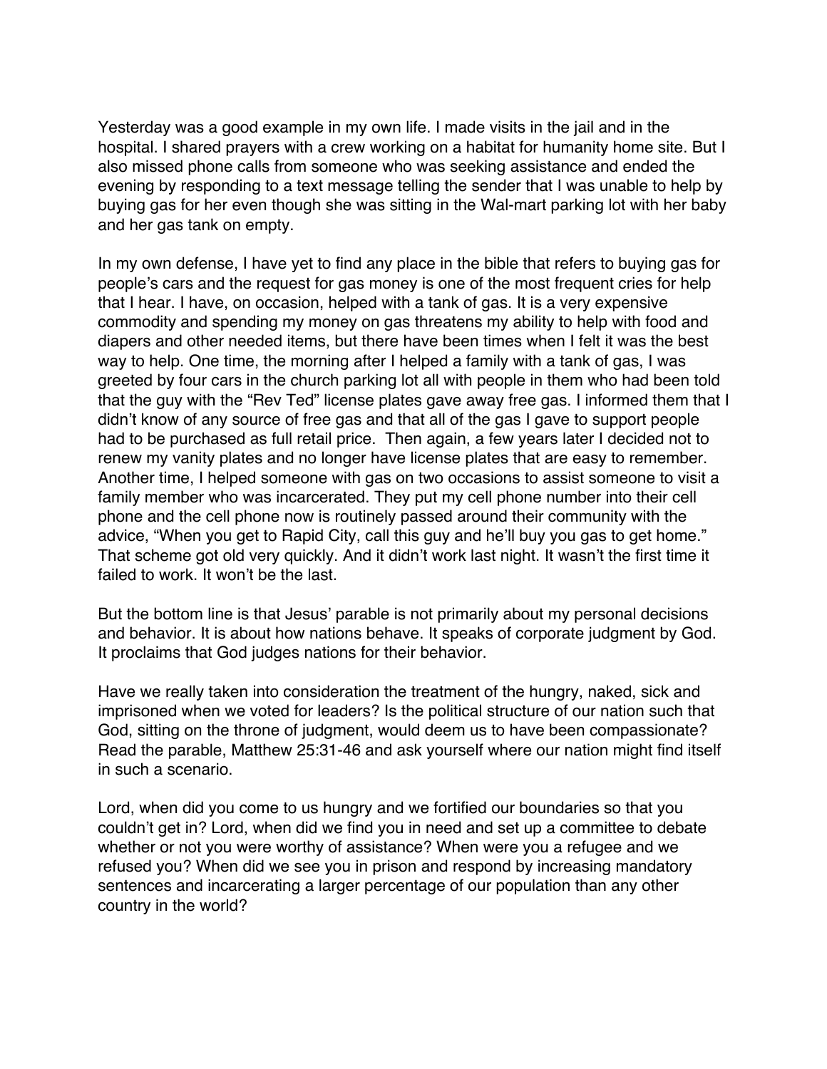Yesterday was a good example in my own life. I made visits in the jail and in the hospital. I shared prayers with a crew working on a habitat for humanity home site. But I also missed phone calls from someone who was seeking assistance and ended the evening by responding to a text message telling the sender that I was unable to help by buying gas for her even though she was sitting in the Wal-mart parking lot with her baby and her gas tank on empty.

In my own defense, I have yet to find any place in the bible that refers to buying gas for people's cars and the request for gas money is one of the most frequent cries for help that I hear. I have, on occasion, helped with a tank of gas. It is a very expensive commodity and spending my money on gas threatens my ability to help with food and diapers and other needed items, but there have been times when I felt it was the best way to help. One time, the morning after I helped a family with a tank of gas, I was greeted by four cars in the church parking lot all with people in them who had been told that the guy with the "Rev Ted" license plates gave away free gas. I informed them that I didn't know of any source of free gas and that all of the gas I gave to support people had to be purchased as full retail price. Then again, a few years later I decided not to renew my vanity plates and no longer have license plates that are easy to remember. Another time, I helped someone with gas on two occasions to assist someone to visit a family member who was incarcerated. They put my cell phone number into their cell phone and the cell phone now is routinely passed around their community with the advice, "When you get to Rapid City, call this guy and he'll buy you gas to get home." That scheme got old very quickly. And it didn't work last night. It wasn't the first time it failed to work. It won't be the last.

But the bottom line is that Jesus' parable is not primarily about my personal decisions and behavior. It is about how nations behave. It speaks of corporate judgment by God. It proclaims that God judges nations for their behavior.

Have we really taken into consideration the treatment of the hungry, naked, sick and imprisoned when we voted for leaders? Is the political structure of our nation such that God, sitting on the throne of judgment, would deem us to have been compassionate? Read the parable, Matthew 25:31-46 and ask yourself where our nation might find itself in such a scenario.

Lord, when did you come to us hungry and we fortified our boundaries so that you couldn't get in? Lord, when did we find you in need and set up a committee to debate whether or not you were worthy of assistance? When were you a refugee and we refused you? When did we see you in prison and respond by increasing mandatory sentences and incarcerating a larger percentage of our population than any other country in the world?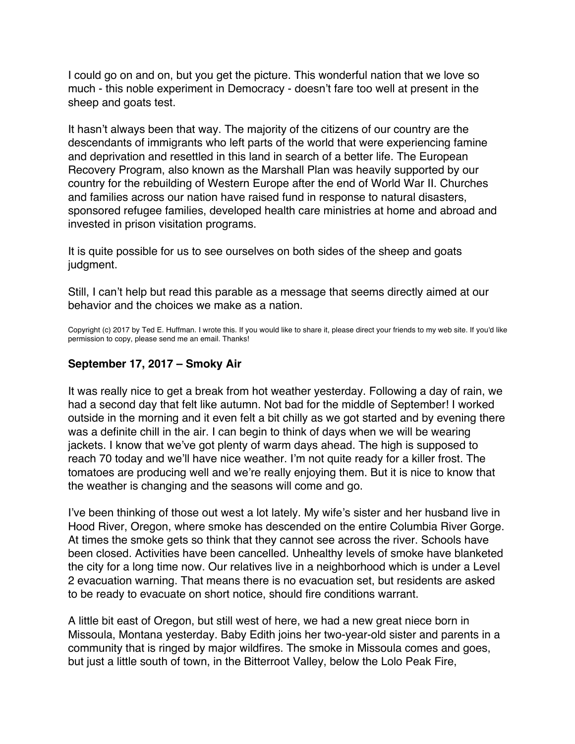I could go on and on, but you get the picture. This wonderful nation that we love so much - this noble experiment in Democracy - doesn't fare too well at present in the sheep and goats test.

It hasn't always been that way. The majority of the citizens of our country are the descendants of immigrants who left parts of the world that were experiencing famine and deprivation and resettled in this land in search of a better life. The European Recovery Program, also known as the Marshall Plan was heavily supported by our country for the rebuilding of Western Europe after the end of World War II. Churches and families across our nation have raised fund in response to natural disasters, sponsored refugee families, developed health care ministries at home and abroad and invested in prison visitation programs.

It is quite possible for us to see ourselves on both sides of the sheep and goats judgment.

Still, I can't help but read this parable as a message that seems directly aimed at our behavior and the choices we make as a nation.

Copyright (c) 2017 by Ted E. Huffman. I wrote this. If you would like to share it, please direct your friends to my web site. If you'd like permission to copy, please send me an email. Thanks!

### September 17, 2017 – Smoky Air

It was really nice to get a break from hot weather yesterday. Following a day of rain, we had a second day that felt like autumn. Not bad for the middle of September! I worked outside in the morning and it even felt a bit chilly as we got started and by evening there was a definite chill in the air. I can begin to think of days when we will be wearing jackets. I know that we've got plenty of warm days ahead. The high is supposed to reach 70 today and we'll have nice weather. I'm not quite ready for a killer frost. The tomatoes are producing well and we're really enjoying them. But it is nice to know that the weather is changing and the seasons will come and go.

I've been thinking of those out west a lot lately. My wife's sister and her husband live in Hood River, Oregon, where smoke has descended on the entire Columbia River Gorge. At times the smoke gets so think that they cannot see across the river. Schools have been closed. Activities have been cancelled. Unhealthy levels of smoke have blanketed the city for a long time now. Our relatives live in a neighborhood which is under a Level 2 evacuation warning. That means there is no evacuation set, but residents are asked to be ready to evacuate on short notice, should fire conditions warrant.

A little bit east of Oregon, but still west of here, we had a new great niece born in Missoula, Montana yesterday. Baby Edith joins her two-year-old sister and parents in a community that is ringed by major wildfires. The smoke in Missoula comes and goes, but just a little south of town, in the Bitterroot Valley, below the Lolo Peak Fire,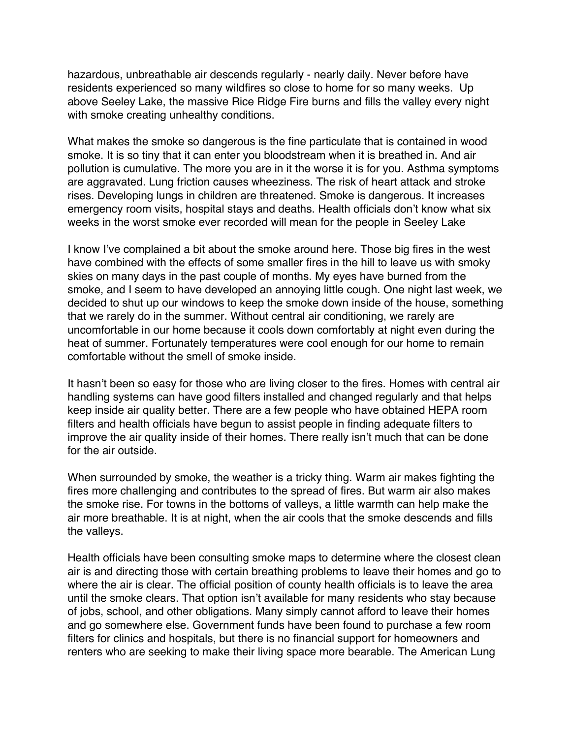hazardous, unbreathable air descends regularly - nearly daily. Never before have residents experienced so many wildfires so close to home for so many weeks. Up above Seeley Lake, the massive Rice Ridge Fire burns and fills the valley every night with smoke creating unhealthy conditions.

What makes the smoke so dangerous is the fine particulate that is contained in wood smoke. It is so tiny that it can enter you bloodstream when it is breathed in. And air pollution is cumulative. The more you are in it the worse it is for you. Asthma symptoms are aggravated. Lung friction causes wheeziness. The risk of heart attack and stroke rises. Developing lungs in children are threatened. Smoke is dangerous. It increases emergency room visits, hospital stays and deaths. Health officials don't know what six weeks in the worst smoke ever recorded will mean for the people in Seeley Lake

I know I've complained a bit about the smoke around here. Those big fires in the west have combined with the effects of some smaller fires in the hill to leave us with smoky skies on many days in the past couple of months. My eyes have burned from the smoke, and I seem to have developed an annoying little cough. One night last week, we decided to shut up our windows to keep the smoke down inside of the house, something that we rarely do in the summer. Without central air conditioning, we rarely are uncomfortable in our home because it cools down comfortably at night even during the heat of summer. Fortunately temperatures were cool enough for our home to remain comfortable without the smell of smoke inside.

It hasn't been so easy for those who are living closer to the fires. Homes with central air handling systems can have good filters installed and changed regularly and that helps keep inside air quality better. There are a few people who have obtained HEPA room filters and health officials have begun to assist people in finding adequate filters to improve the air quality inside of their homes. There really isn't much that can be done for the air outside.

When surrounded by smoke, the weather is a tricky thing. Warm air makes fighting the fires more challenging and contributes to the spread of fires. But warm air also makes the smoke rise. For towns in the bottoms of valleys, a little warmth can help make the air more breathable. It is at night, when the air cools that the smoke descends and fills the valleys.

Health officials have been consulting smoke maps to determine where the closest clean air is and directing those with certain breathing problems to leave their homes and go to where the air is clear. The official position of county health officials is to leave the area until the smoke clears. That option isn't available for many residents who stay because of jobs, school, and other obligations. Many simply cannot afford to leave their homes and go somewhere else. Government funds have been found to purchase a few room filters for clinics and hospitals, but there is no financial support for homeowners and renters who are seeking to make their living space more bearable. The American Lung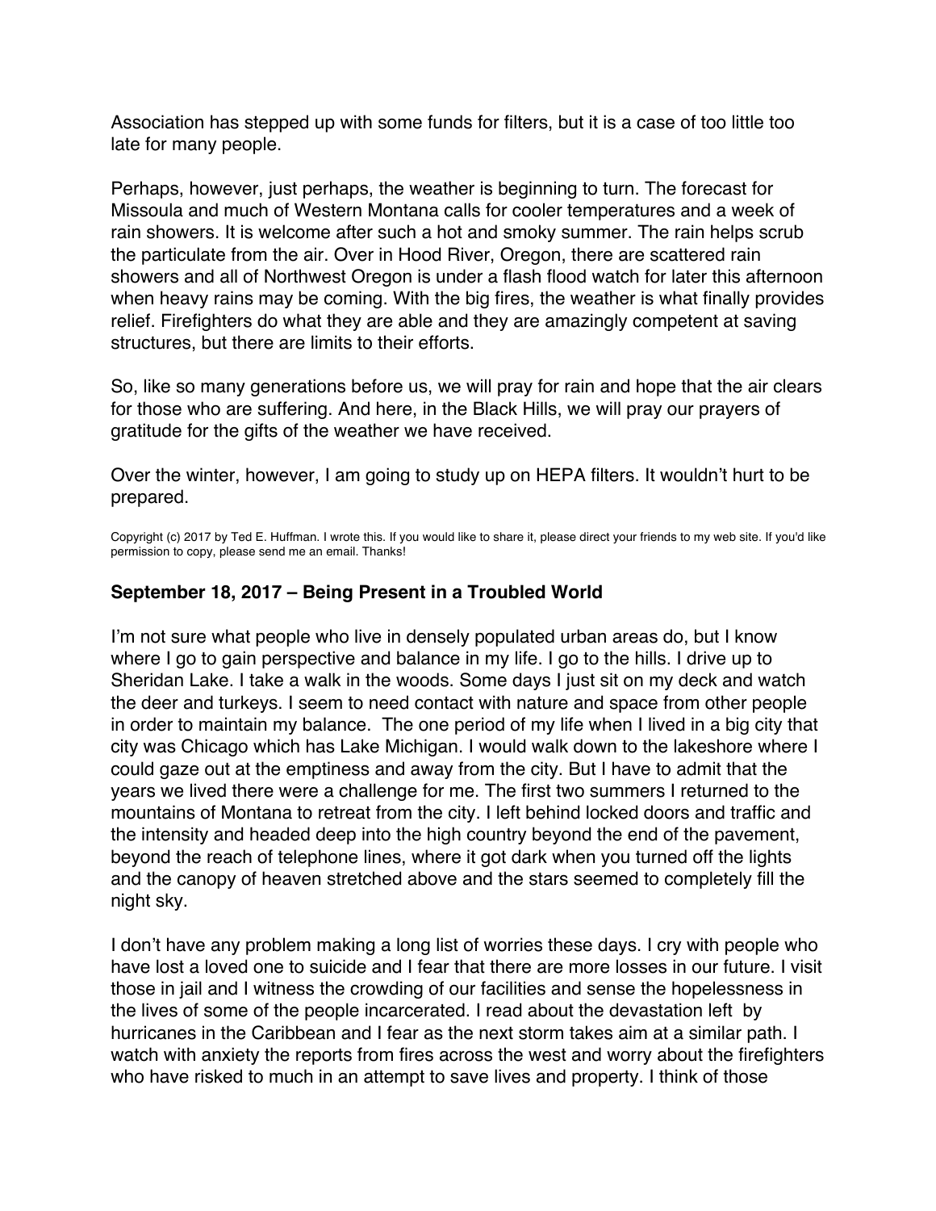Association has stepped up with some funds for filters, but it is a case of too little too late for many people.

Perhaps, however, just perhaps, the weather is beginning to turn. The forecast for Missoula and much of Western Montana calls for cooler temperatures and a week of rain showers. It is welcome after such a hot and smoky summer. The rain helps scrub the particulate from the air. Over in Hood River, Oregon, there are scattered rain showers and all of Northwest Oregon is under a flash flood watch for later this afternoon when heavy rains may be coming. With the big fires, the weather is what finally provides relief. Firefighters do what they are able and they are amazingly competent at saving structures, but there are limits to their efforts.

So, like so many generations before us, we will pray for rain and hope that the air clears for those who are suffering. And here, in the Black Hills, we will pray our prayers of gratitude for the gifts of the weather we have received.

Over the winter, however, I am going to study up on HEPA filters. It wouldn't hurt to be prepared.

Copyright (c) 2017 by Ted E. Huffman. I wrote this. If you would like to share it, please direct your friends to my web site. If you'd like permission to copy, please send me an email. Thanks!

### September 18, 2017 – Being Present in a Troubled World

I'm not sure what people who live in densely populated urban areas do, but I know where I go to gain perspective and balance in my life. I go to the hills. I drive up to Sheridan Lake. I take a walk in the woods. Some days I just sit on my deck and watch the deer and turkeys. I seem to need contact with nature and space from other people in order to maintain my balance. The one period of my life when I lived in a big city that city was Chicago which has Lake Michigan. I would walk down to the lakeshore where I could gaze out at the emptiness and away from the city. But I have to admit that the years we lived there were a challenge for me. The first two summers I returned to the mountains of Montana to retreat from the city. I left behind locked doors and traffic and the intensity and headed deep into the high country beyond the end of the pavement, beyond the reach of telephone lines, where it got dark when you turned off the lights and the canopy of heaven stretched above and the stars seemed to completely fill the night sky.

I don't have any problem making a long list of worries these days. I cry with people who have lost a loved one to suicide and I fear that there are more losses in our future. I visit those in jail and I witness the crowding of our facilities and sense the hopelessness in the lives of some of the people incarcerated. I read about the devastation left by hurricanes in the Caribbean and I fear as the next storm takes aim at a similar path. I watch with anxiety the reports from fires across the west and worry about the firefighters who have risked to much in an attempt to save lives and property. I think of those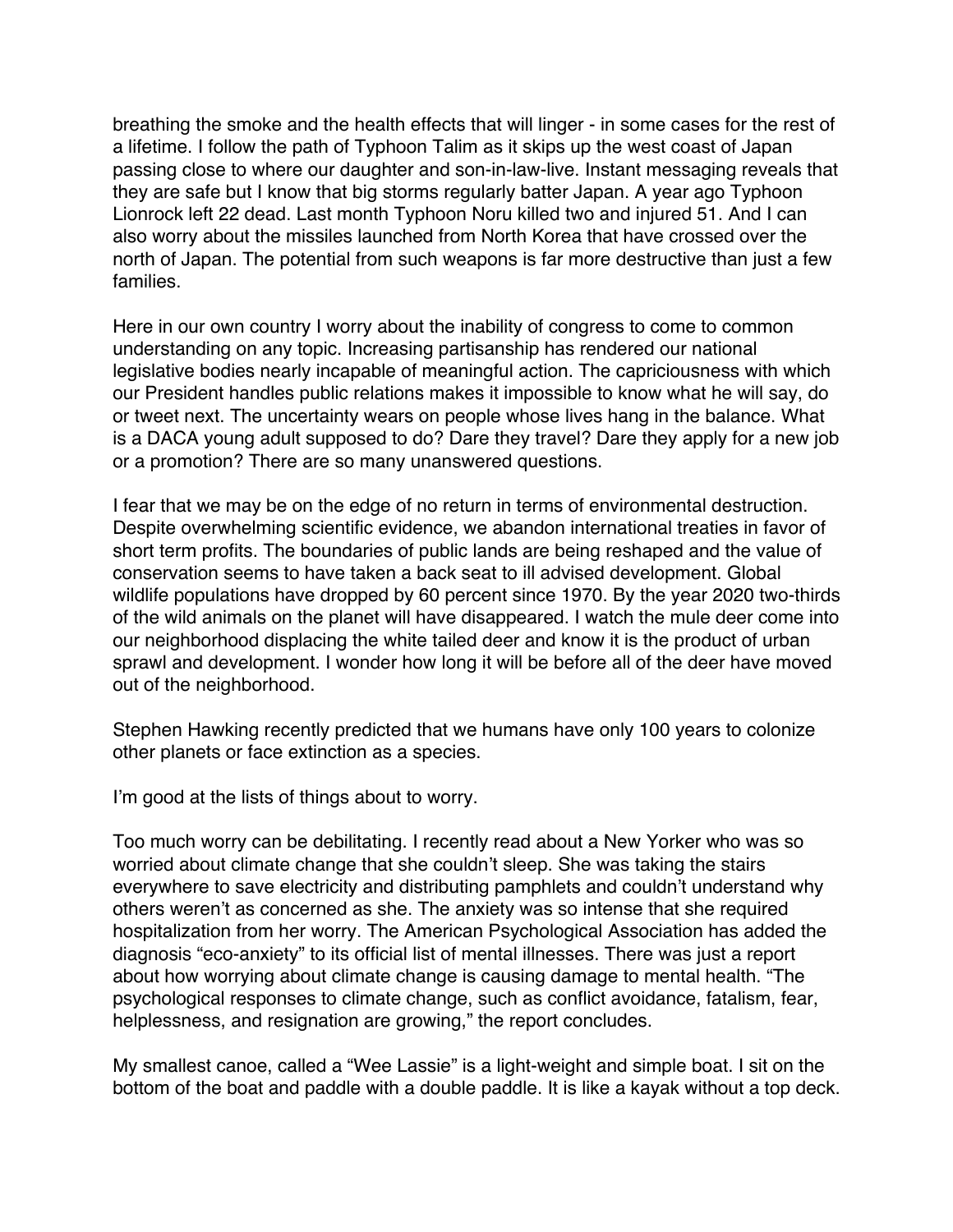breathing the smoke and the health effects that will linger - in some cases for the rest of a lifetime. I follow the path of Typhoon Talim as it skips up the west coast of Japan passing close to where our daughter and son-in-law-live. Instant messaging reveals that they are safe but I know that big storms regularly batter Japan. A year ago Typhoon Lionrock left 22 dead. Last month Typhoon Noru killed two and injured 51. And I can also worry about the missiles launched from North Korea that have crossed over the north of Japan. The potential from such weapons is far more destructive than just a few families.

Here in our own country I worry about the inability of congress to come to common understanding on any topic. Increasing partisanship has rendered our national legislative bodies nearly incapable of meaningful action. The capriciousness with which our President handles public relations makes it impossible to know what he will say, do or tweet next. The uncertainty wears on people whose lives hang in the balance. What is a DACA young adult supposed to do? Dare they travel? Dare they apply for a new job or a promotion? There are so many unanswered questions.

I fear that we may be on the edge of no return in terms of environmental destruction. Despite overwhelming scientific evidence, we abandon international treaties in favor of short term profits. The boundaries of public lands are being reshaped and the value of conservation seems to have taken a back seat to ill advised development. Global wildlife populations have dropped by 60 percent since 1970. By the year 2020 two-thirds of the wild animals on the planet will have disappeared. I watch the mule deer come into our neighborhood displacing the white tailed deer and know it is the product of urban sprawl and development. I wonder how long it will be before all of the deer have moved out of the neighborhood.

Stephen Hawking recently predicted that we humans have only 100 years to colonize other planets or face extinction as a species.

I'm good at the lists of things about to worry.

Too much worry can be debilitating. I recently read about a New Yorker who was so worried about climate change that she couldn't sleep. She was taking the stairs everywhere to save electricity and distributing pamphlets and couldn't understand why others weren't as concerned as she. The anxiety was so intense that she required hospitalization from her worry. The American Psychological Association has added the diagnosis "eco-anxiety" to its official list of mental illnesses. There was just a report about how worrying about climate change is causing damage to mental health. "The psychological responses to climate change, such as conflict avoidance, fatalism, fear, helplessness, and resignation are growing," the report concludes.

My smallest canoe, called a "Wee Lassie" is a light-weight and simple boat. I sit on the bottom of the boat and paddle with a double paddle. It is like a kayak without a top deck.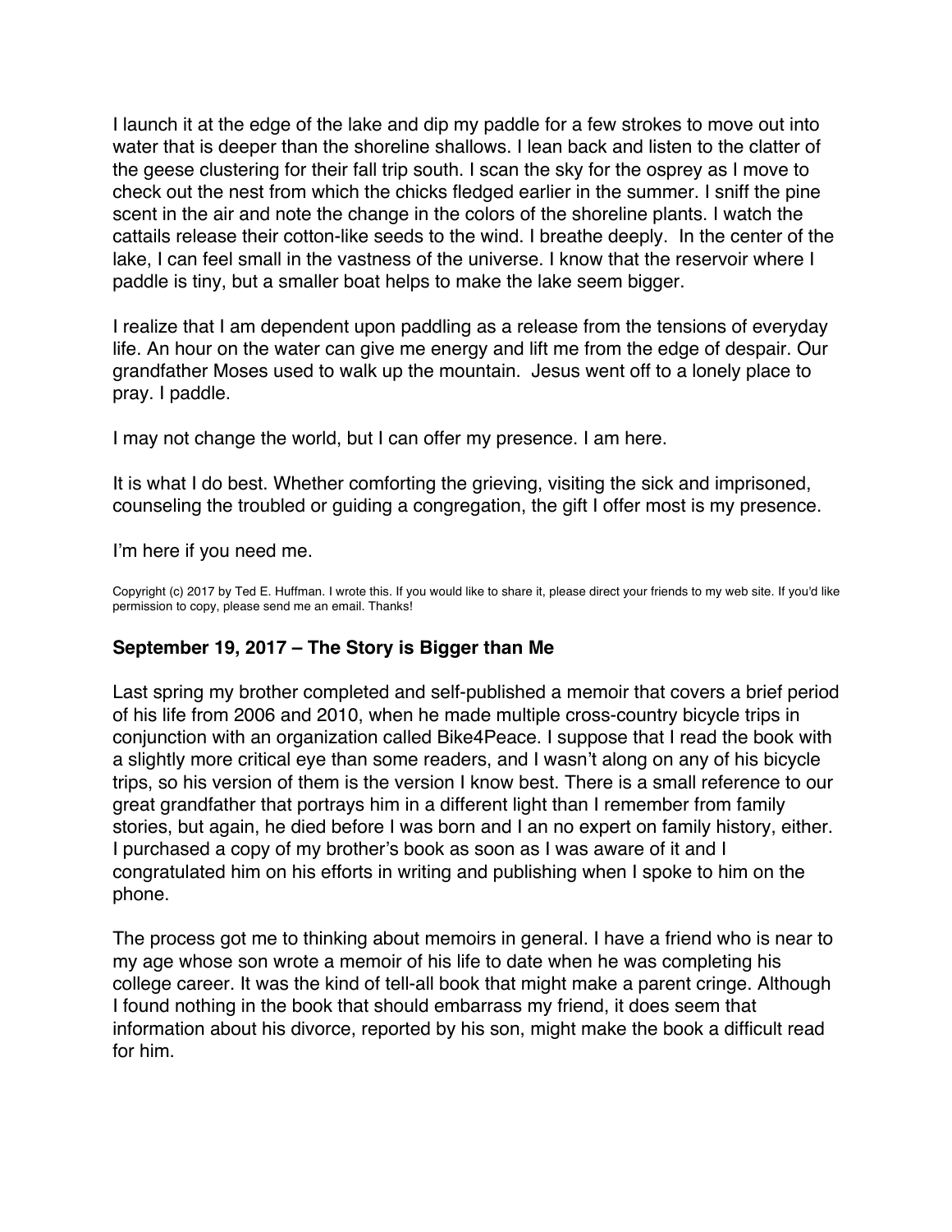I launch it at the edge of the lake and dip my paddle for a few strokes to move out into water that is deeper than the shoreline shallows. I lean back and listen to the clatter of the geese clustering for their fall trip south. I scan the sky for the osprey as I move to check out the nest from which the chicks fledged earlier in the summer. I sniff the pine scent in the air and note the change in the colors of the shoreline plants. I watch the cattails release their cotton-like seeds to the wind. I breathe deeply. In the center of the lake, I can feel small in the vastness of the universe. I know that the reservoir where I paddle is tiny, but a smaller boat helps to make the lake seem bigger.

I realize that I am dependent upon paddling as a release from the tensions of everyday life. An hour on the water can give me energy and lift me from the edge of despair. Our grandfather Moses used to walk up the mountain. Jesus went off to a lonely place to pray. I paddle.

I may not change the world, but I can offer my presence. I am here.

It is what I do best. Whether comforting the grieving, visiting the sick and imprisoned, counseling the troubled or guiding a congregation, the gift I offer most is my presence.

I'm here if you need me.

Copyright (c) 2017 by Ted E. Huffman. I wrote this. If you would like to share it, please direct your friends to my web site. If you'd like permission to copy, please send me an email. Thanks!

### September 19, 2017 – The Story is Bigger than Me

Last spring my brother completed and self-published a memoir that covers a brief period of his life from 2006 and 2010, when he made multiple cross-country bicycle trips in conjunction with an organization called Bike4Peace. I suppose that I read the book with a slightly more critical eye than some readers, and I wasn't along on any of his bicycle trips, so his version of them is the version I know best. There is a small reference to our great grandfather that portrays him in a different light than I remember from family stories, but again, he died before I was born and I an no expert on family history, either. I purchased a copy of my brother's book as soon as I was aware of it and I congratulated him on his efforts in writing and publishing when I spoke to him on the phone.

The process got me to thinking about memoirs in general. I have a friend who is near to my age whose son wrote a memoir of his life to date when he was completing his college career. It was the kind of tell-all book that might make a parent cringe. Although I found nothing in the book that should embarrass my friend, it does seem that information about his divorce, reported by his son, might make the book a difficult read for him.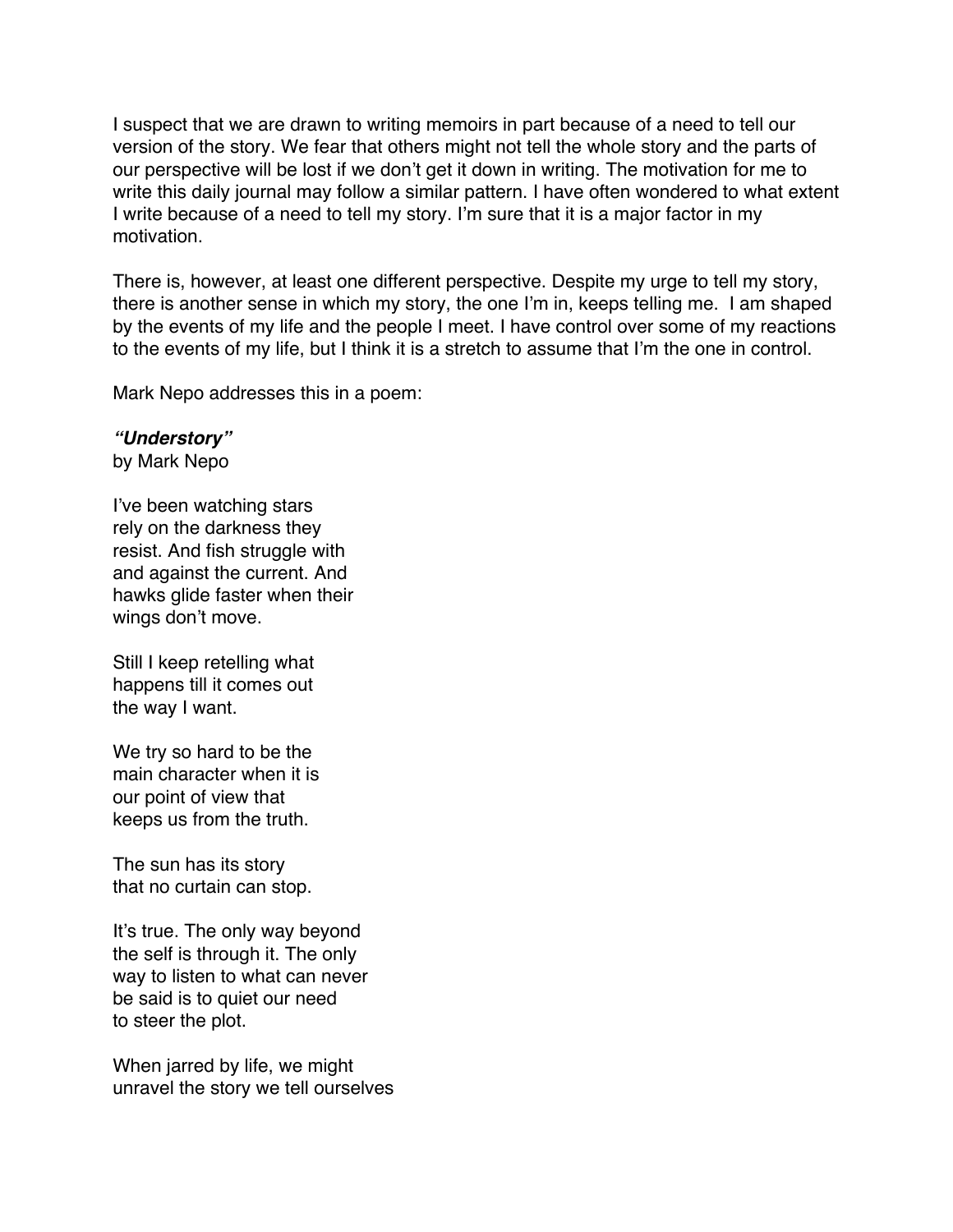I suspect that we are drawn to writing memoirs in part because of a need to tell our version of the story. We fear that others might not tell the whole story and the parts of our perspective will be lost if we don't get it down in writing. The motivation for me to write this daily journal may follow a similar pattern. I have often wondered to what extent I write because of a need to tell my story. I'm sure that it is a major factor in my motivation.

There is, however, at least one different perspective. Despite my urge to tell my story, there is another sense in which my story, the one I'm in, keeps telling me. I am shaped by the events of my life and the people I meet. I have control over some of my reactions to the events of my life, but I think it is a stretch to assume that I'm the one in control.

Mark Nepo addresses this in a poem:

***"Understory"***  
by Mark Nepo

I've been watching stars  
rely on the darkness they  
resist. And fish struggle with  
and against the current. And  
hawks glide faster when their  
wings don't move.

Still I keep retelling what  
happens till it comes out  
the way I want.

We try so hard to be the  
main character when it is  
our point of view that  
keeps us from the truth.

The sun has its story  
that no curtain can stop.

It's true. The only way beyond  
the self is through it. The only  
way to listen to what can never  
be said is to quiet our need  
to steer the plot.

When jarred by life, we might  
unravel the story we tell ourselves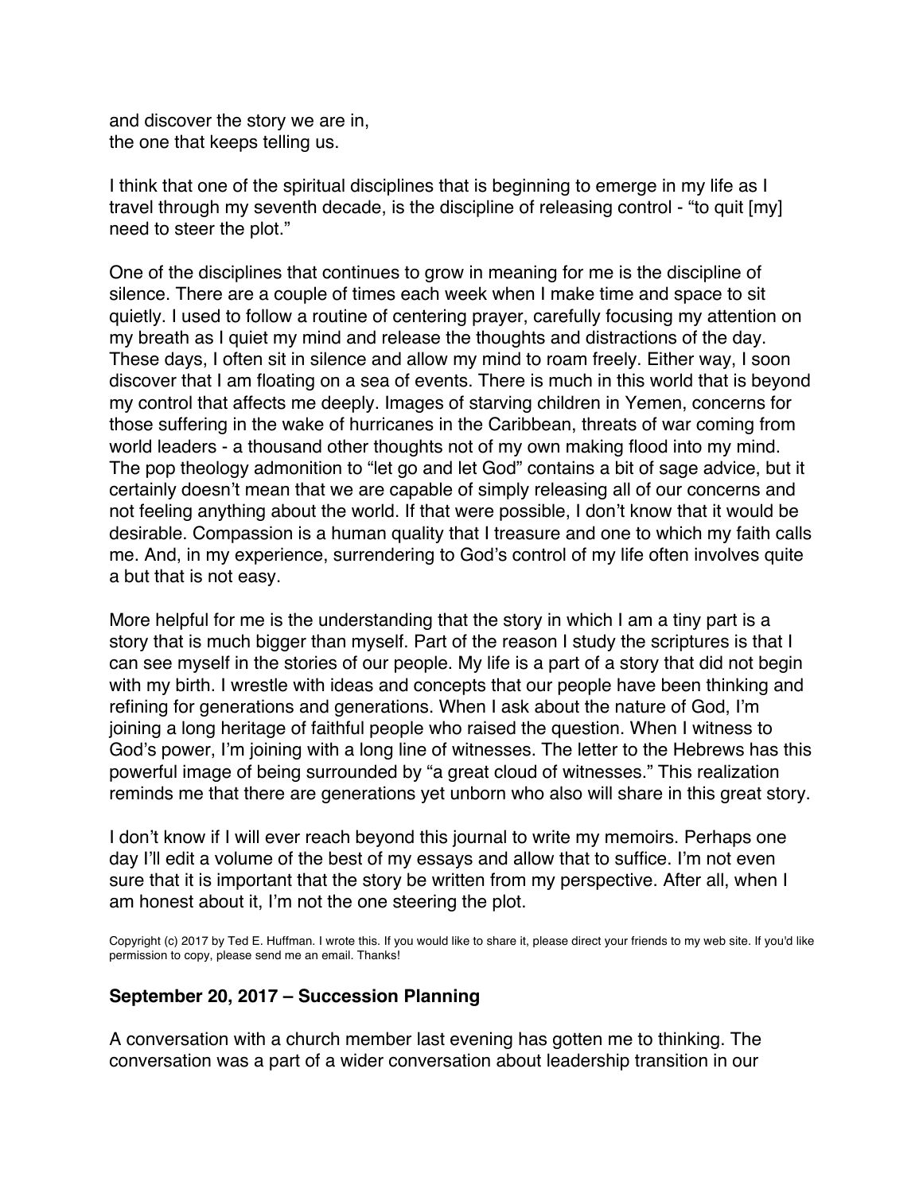and discover the story we are in,
the one that keeps telling us.

I think that one of the spiritual disciplines that is beginning to emerge in my life as I travel through my seventh decade, is the discipline of releasing control - "to quit [my] need to steer the plot."

One of the disciplines that continues to grow in meaning for me is the discipline of silence. There are a couple of times each week when I make time and space to sit quietly. I used to follow a routine of centering prayer, carefully focusing my attention on my breath as I quiet my mind and release the thoughts and distractions of the day. These days, I often sit in silence and allow my mind to roam freely. Either way, I soon discover that I am floating on a sea of events. There is much in this world that is beyond my control that affects me deeply. Images of starving children in Yemen, concerns for those suffering in the wake of hurricanes in the Caribbean, threats of war coming from world leaders - a thousand other thoughts not of my own making flood into my mind. The pop theology admonition to "let go and let God" contains a bit of sage advice, but it certainly doesn't mean that we are capable of simply releasing all of our concerns and not feeling anything about the world. If that were possible, I don't know that it would be desirable. Compassion is a human quality that I treasure and one to which my faith calls me. And, in my experience, surrendering to God's control of my life often involves quite a but that is not easy.

More helpful for me is the understanding that the story in which I am a tiny part is a story that is much bigger than myself. Part of the reason I study the scriptures is that I can see myself in the stories of our people. My life is a part of a story that did not begin with my birth. I wrestle with ideas and concepts that our people have been thinking and refining for generations and generations. When I ask about the nature of God, I'm joining a long heritage of faithful people who raised the question. When I witness to God's power, I'm joining with a long line of witnesses. The letter to the Hebrews has this powerful image of being surrounded by "a great cloud of witnesses." This realization reminds me that there are generations yet unborn who also will share in this great story.

I don't know if I will ever reach beyond this journal to write my memoirs. Perhaps one day I'll edit a volume of the best of my essays and allow that to suffice. I'm not even sure that it is important that the story be written from my perspective. After all, when I am honest about it, I'm not the one steering the plot.

Copyright (c) 2017 by Ted E. Huffman. I wrote this. If you would like to share it, please direct your friends to my web site. If you'd like permission to copy, please send me an email. Thanks!

### September 20, 2017 – Succession Planning

A conversation with a church member last evening has gotten me to thinking. The conversation was a part of a wider conversation about leadership transition in our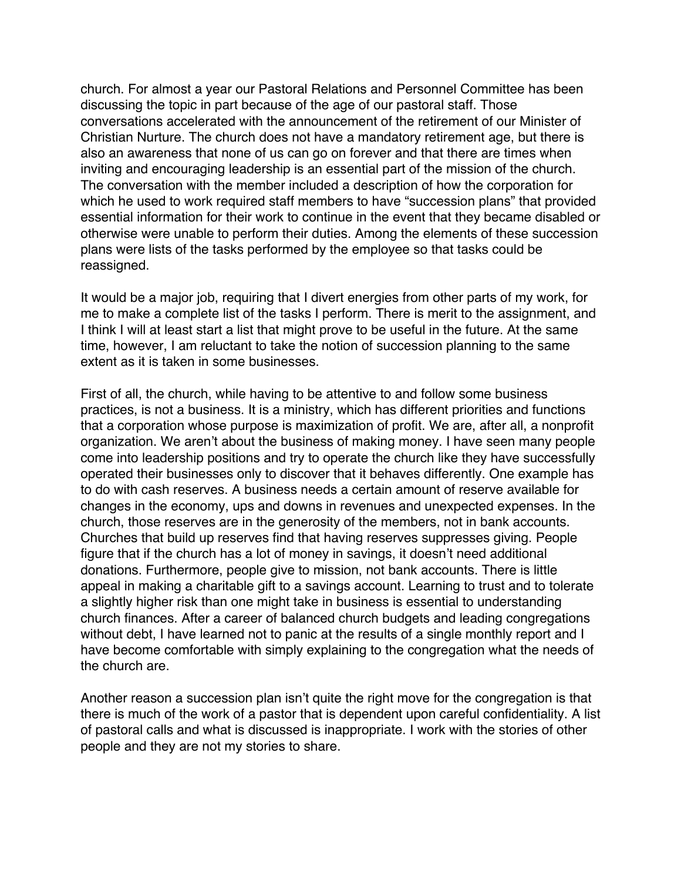church. For almost a year our Pastoral Relations and Personnel Committee has been discussing the topic in part because of the age of our pastoral staff. Those conversations accelerated with the announcement of the retirement of our Minister of Christian Nurture. The church does not have a mandatory retirement age, but there is also an awareness that none of us can go on forever and that there are times when inviting and encouraging leadership is an essential part of the mission of the church. The conversation with the member included a description of how the corporation for which he used to work required staff members to have "succession plans" that provided essential information for their work to continue in the event that they became disabled or otherwise were unable to perform their duties. Among the elements of these succession plans were lists of the tasks performed by the employee so that tasks could be reassigned.

It would be a major job, requiring that I divert energies from other parts of my work, for me to make a complete list of the tasks I perform. There is merit to the assignment, and I think I will at least start a list that might prove to be useful in the future. At the same time, however, I am reluctant to take the notion of succession planning to the same extent as it is taken in some businesses.

First of all, the church, while having to be attentive to and follow some business practices, is not a business. It is a ministry, which has different priorities and functions that a corporation whose purpose is maximization of profit. We are, after all, a nonprofit organization. We aren't about the business of making money. I have seen many people come into leadership positions and try to operate the church like they have successfully operated their businesses only to discover that it behaves differently. One example has to do with cash reserves. A business needs a certain amount of reserve available for changes in the economy, ups and downs in revenues and unexpected expenses. In the church, those reserves are in the generosity of the members, not in bank accounts. Churches that build up reserves find that having reserves suppresses giving. People figure that if the church has a lot of money in savings, it doesn't need additional donations. Furthermore, people give to mission, not bank accounts. There is little appeal in making a charitable gift to a savings account. Learning to trust and to tolerate a slightly higher risk than one might take in business is essential to understanding church finances. After a career of balanced church budgets and leading congregations without debt, I have learned not to panic at the results of a single monthly report and I have become comfortable with simply explaining to the congregation what the needs of the church are.

Another reason a succession plan isn't quite the right move for the congregation is that there is much of the work of a pastor that is dependent upon careful confidentiality. A list of pastoral calls and what is discussed is inappropriate. I work with the stories of other people and they are not my stories to share.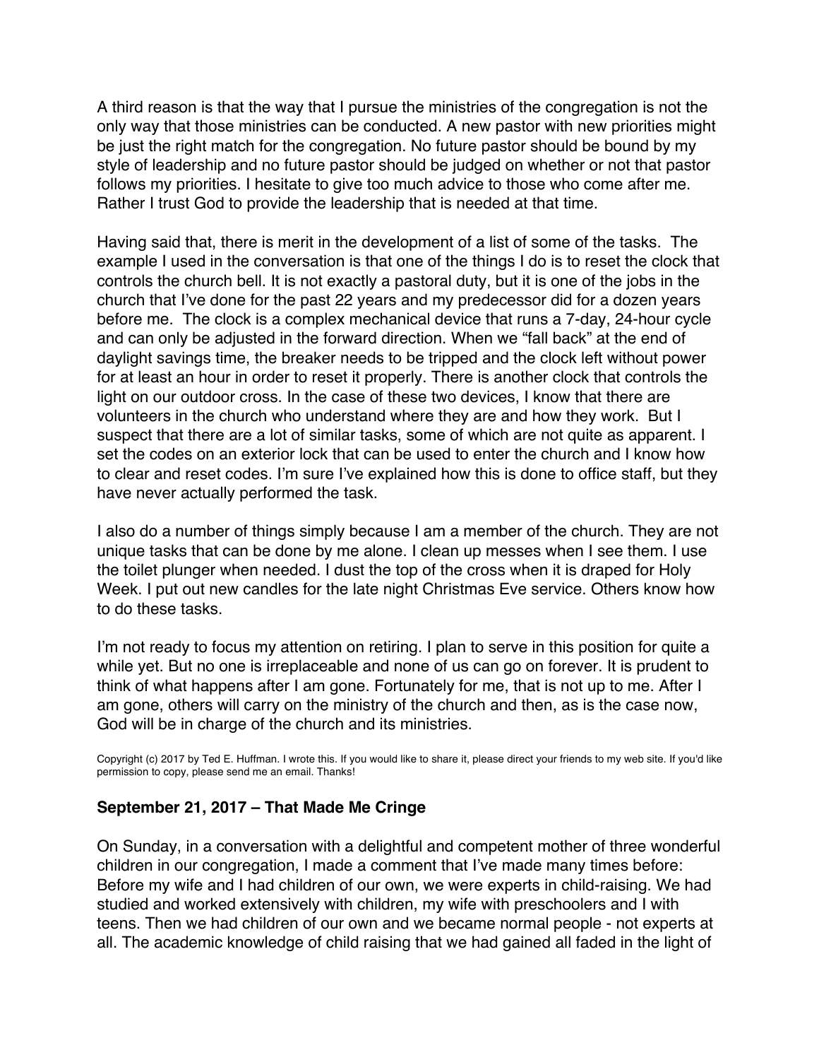A third reason is that the way that I pursue the ministries of the congregation is not the only way that those ministries can be conducted. A new pastor with new priorities might be just the right match for the congregation. No future pastor should be bound by my style of leadership and no future pastor should be judged on whether or not that pastor follows my priorities. I hesitate to give too much advice to those who come after me. Rather I trust God to provide the leadership that is needed at that time.

Having said that, there is merit in the development of a list of some of the tasks. The example I used in the conversation is that one of the things I do is to reset the clock that controls the church bell. It is not exactly a pastoral duty, but it is one of the jobs in the church that I've done for the past 22 years and my predecessor did for a dozen years before me. The clock is a complex mechanical device that runs a 7-day, 24-hour cycle and can only be adjusted in the forward direction. When we "fall back" at the end of daylight savings time, the breaker needs to be tripped and the clock left without power for at least an hour in order to reset it properly. There is another clock that controls the light on our outdoor cross. In the case of these two devices, I know that there are volunteers in the church who understand where they are and how they work. But I suspect that there are a lot of similar tasks, some of which are not quite as apparent. I set the codes on an exterior lock that can be used to enter the church and I know how to clear and reset codes. I'm sure I've explained how this is done to office staff, but they have never actually performed the task.

I also do a number of things simply because I am a member of the church. They are not unique tasks that can be done by me alone. I clean up messes when I see them. I use the toilet plunger when needed. I dust the top of the cross when it is draped for Holy Week. I put out new candles for the late night Christmas Eve service. Others know how to do these tasks.

I'm not ready to focus my attention on retiring. I plan to serve in this position for quite a while yet. But no one is irreplaceable and none of us can go on forever. It is prudent to think of what happens after I am gone. Fortunately for me, that is not up to me. After I am gone, others will carry on the ministry of the church and then, as is the case now, God will be in charge of the church and its ministries.

Copyright (c) 2017 by Ted E. Huffman. I wrote this. If you would like to share it, please direct your friends to my web site. If you'd like permission to copy, please send me an email. Thanks!

### September 21, 2017 – That Made Me Cringe

On Sunday, in a conversation with a delightful and competent mother of three wonderful children in our congregation, I made a comment that I've made many times before: Before my wife and I had children of our own, we were experts in child-raising. We had studied and worked extensively with children, my wife with preschoolers and I with teens. Then we had children of our own and we became normal people - not experts at all. The academic knowledge of child raising that we had gained all faded in the light of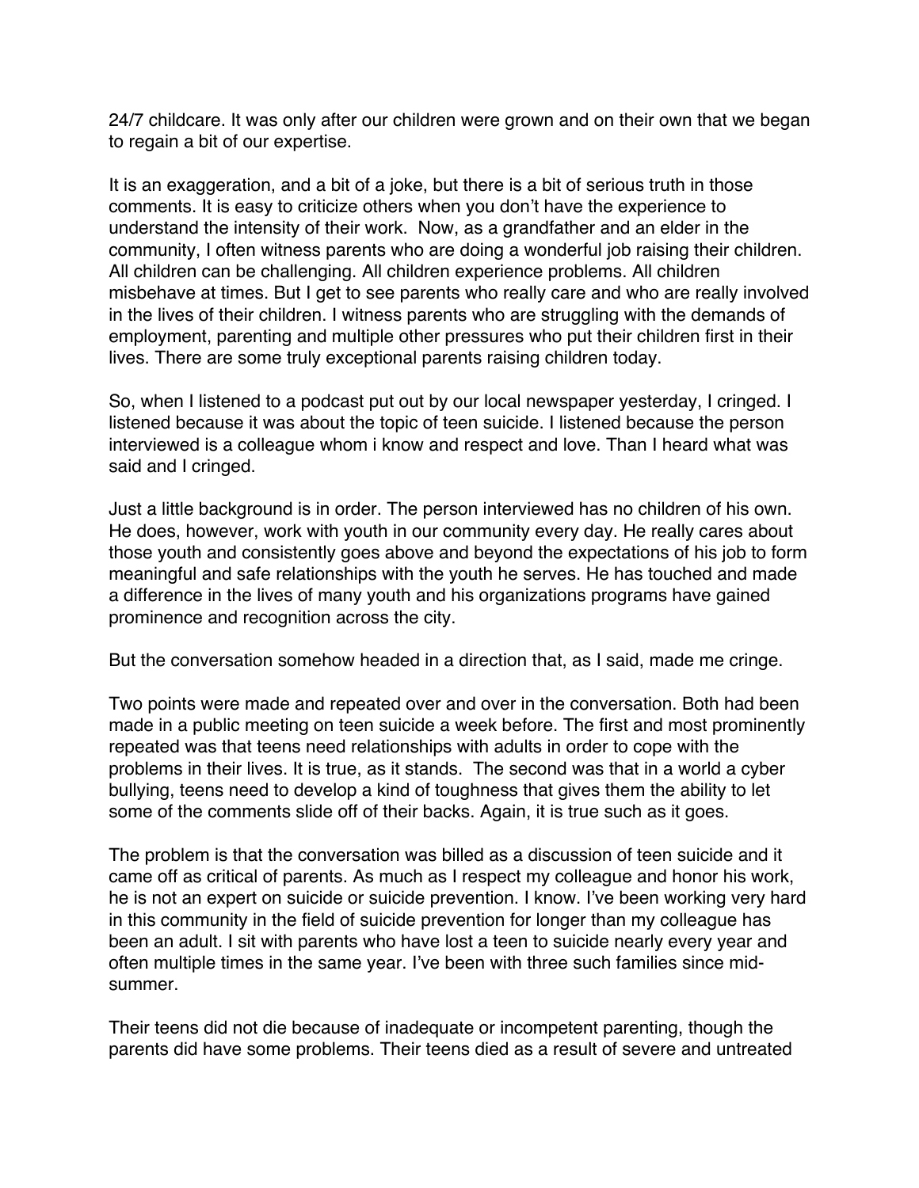24/7 childcare. It was only after our children were grown and on their own that we began to regain a bit of our expertise.

It is an exaggeration, and a bit of a joke, but there is a bit of serious truth in those comments. It is easy to criticize others when you don't have the experience to understand the intensity of their work. Now, as a grandfather and an elder in the community, I often witness parents who are doing a wonderful job raising their children. All children can be challenging. All children experience problems. All children misbehave at times. But I get to see parents who really care and who are really involved in the lives of their children. I witness parents who are struggling with the demands of employment, parenting and multiple other pressures who put their children first in their lives. There are some truly exceptional parents raising children today.

So, when I listened to a podcast put out by our local newspaper yesterday, I cringed. I listened because it was about the topic of teen suicide. I listened because the person interviewed is a colleague whom i know and respect and love. Than I heard what was said and I cringed.

Just a little background is in order. The person interviewed has no children of his own. He does, however, work with youth in our community every day. He really cares about those youth and consistently goes above and beyond the expectations of his job to form meaningful and safe relationships with the youth he serves. He has touched and made a difference in the lives of many youth and his organizations programs have gained prominence and recognition across the city.

But the conversation somehow headed in a direction that, as I said, made me cringe.

Two points were made and repeated over and over in the conversation. Both had been made in a public meeting on teen suicide a week before. The first and most prominently repeated was that teens need relationships with adults in order to cope with the problems in their lives. It is true, as it stands. The second was that in a world a cyber bullying, teens need to develop a kind of toughness that gives them the ability to let some of the comments slide off of their backs. Again, it is true such as it goes.

The problem is that the conversation was billed as a discussion of teen suicide and it came off as critical of parents. As much as I respect my colleague and honor his work, he is not an expert on suicide or suicide prevention. I know. I've been working very hard in this community in the field of suicide prevention for longer than my colleague has been an adult. I sit with parents who have lost a teen to suicide nearly every year and often multiple times in the same year. I've been with three such families since mid-summer.

Their teens did not die because of inadequate or incompetent parenting, though the parents did have some problems. Their teens died as a result of severe and untreated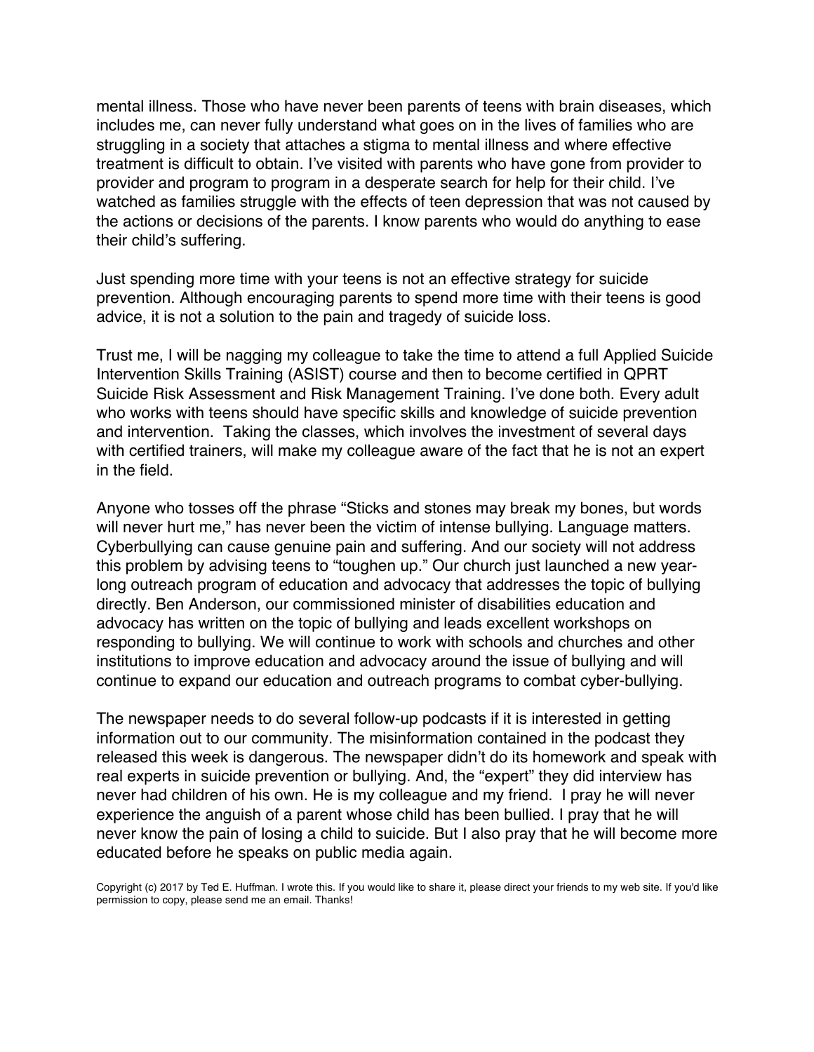mental illness. Those who have never been parents of teens with brain diseases, which includes me, can never fully understand what goes on in the lives of families who are struggling in a society that attaches a stigma to mental illness and where effective treatment is difficult to obtain. I've visited with parents who have gone from provider to provider and program to program in a desperate search for help for their child. I've watched as families struggle with the effects of teen depression that was not caused by the actions or decisions of the parents. I know parents who would do anything to ease their child's suffering.

Just spending more time with your teens is not an effective strategy for suicide prevention. Although encouraging parents to spend more time with their teens is good advice, it is not a solution to the pain and tragedy of suicide loss.

Trust me, I will be nagging my colleague to take the time to attend a full Applied Suicide Intervention Skills Training (ASIST) course and then to become certified in QPRT Suicide Risk Assessment and Risk Management Training. I've done both. Every adult who works with teens should have specific skills and knowledge of suicide prevention and intervention. Taking the classes, which involves the investment of several days with certified trainers, will make my colleague aware of the fact that he is not an expert in the field.

Anyone who tosses off the phrase "Sticks and stones may break my bones, but words will never hurt me," has never been the victim of intense bullying. Language matters. Cyberbullying can cause genuine pain and suffering. And our society will not address this problem by advising teens to "toughen up." Our church just launched a new year-long outreach program of education and advocacy that addresses the topic of bullying directly. Ben Anderson, our commissioned minister of disabilities education and advocacy has written on the topic of bullying and leads excellent workshops on responding to bullying. We will continue to work with schools and churches and other institutions to improve education and advocacy around the issue of bullying and will continue to expand our education and outreach programs to combat cyber-bullying.

The newspaper needs to do several follow-up podcasts if it is interested in getting information out to our community. The misinformation contained in the podcast they released this week is dangerous. The newspaper didn't do its homework and speak with real experts in suicide prevention or bullying. And, the "expert" they did interview has never had children of his own. He is my colleague and my friend. I pray he will never experience the anguish of a parent whose child has been bullied. I pray that he will never know the pain of losing a child to suicide. But I also pray that he will become more educated before he speaks on public media again.

Copyright (c) 2017 by Ted E. Huffman. I wrote this. If you would like to share it, please direct your friends to my web site. If you'd like permission to copy, please send me an email. Thanks!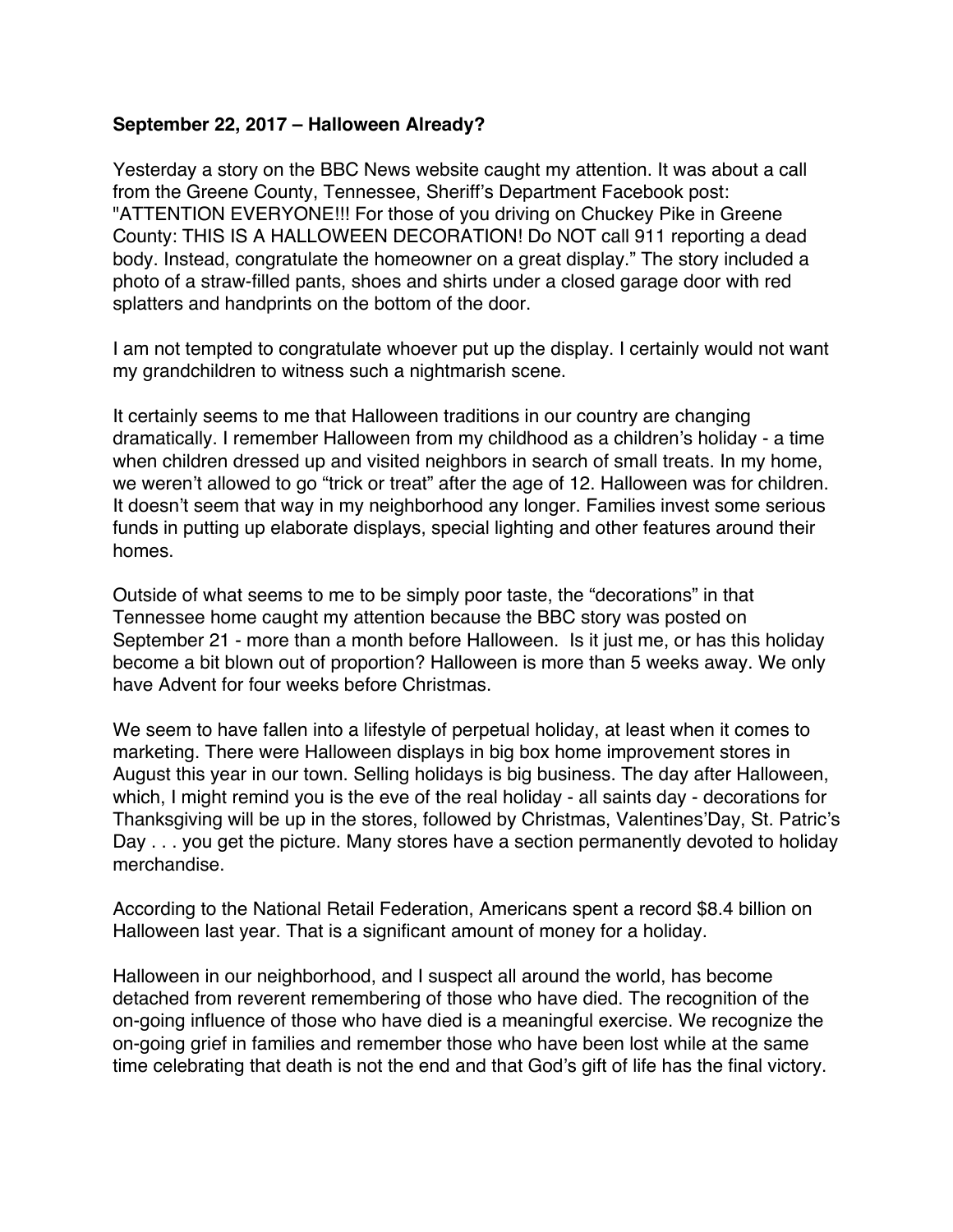**September 22, 2017 – Halloween Already?**

Yesterday a story on the BBC News website caught my attention. It was about a call from the Greene County, Tennessee, Sheriff's Department Facebook post: "ATTENTION EVERYONE!!! For those of you driving on Chuckey Pike in Greene County: THIS IS A HALLOWEEN DECORATION! Do NOT call 911 reporting a dead body. Instead, congratulate the homeowner on a great display." The story included a photo of a straw-filled pants, shoes and shirts under a closed garage door with red splatters and handprints on the bottom of the door.

I am not tempted to congratulate whoever put up the display. I certainly would not want my grandchildren to witness such a nightmarish scene.

It certainly seems to me that Halloween traditions in our country are changing dramatically. I remember Halloween from my childhood as a children's holiday - a time when children dressed up and visited neighbors in search of small treats. In my home, we weren't allowed to go "trick or treat" after the age of 12. Halloween was for children. It doesn't seem that way in my neighborhood any longer. Families invest some serious funds in putting up elaborate displays, special lighting and other features around their homes.

Outside of what seems to me to be simply poor taste, the "decorations" in that Tennessee home caught my attention because the BBC story was posted on September 21 - more than a month before Halloween. Is it just me, or has this holiday become a bit blown out of proportion? Halloween is more than 5 weeks away. We only have Advent for four weeks before Christmas.

We seem to have fallen into a lifestyle of perpetual holiday, at least when it comes to marketing. There were Halloween displays in big box home improvement stores in August this year in our town. Selling holidays is big business. The day after Halloween, which, I might remind you is the eve of the real holiday - all saints day - decorations for Thanksgiving will be up in the stores, followed by Christmas, Valentines'Day, St. Patric's Day . . . you get the picture. Many stores have a section permanently devoted to holiday merchandise.

According to the National Retail Federation, Americans spent a record $8.4 billion on Halloween last year. That is a significant amount of money for a holiday.

Halloween in our neighborhood, and I suspect all around the world, has become detached from reverent remembering of those who have died. The recognition of the on-going influence of those who have died is a meaningful exercise. We recognize the on-going grief in families and remember those who have been lost while at the same time celebrating that death is not the end and that God's gift of life has the final victory.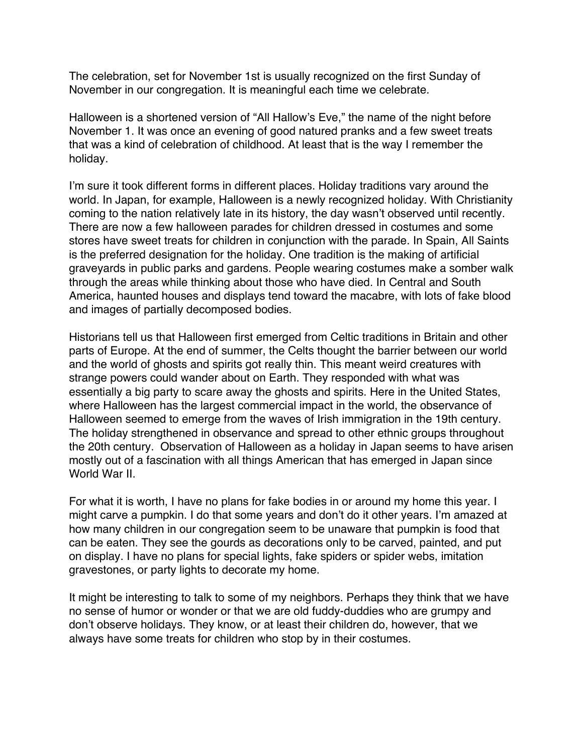The celebration, set for November 1st is usually recognized on the first Sunday of November in our congregation. It is meaningful each time we celebrate.

Halloween is a shortened version of "All Hallow's Eve," the name of the night before November 1. It was once an evening of good natured pranks and a few sweet treats that was a kind of celebration of childhood. At least that is the way I remember the holiday.

I'm sure it took different forms in different places. Holiday traditions vary around the world. In Japan, for example, Halloween is a newly recognized holiday. With Christianity coming to the nation relatively late in its history, the day wasn't observed until recently. There are now a few halloween parades for children dressed in costumes and some stores have sweet treats for children in conjunction with the parade. In Spain, All Saints is the preferred designation for the holiday. One tradition is the making of artificial graveyards in public parks and gardens. People wearing costumes make a somber walk through the areas while thinking about those who have died. In Central and South America, haunted houses and displays tend toward the macabre, with lots of fake blood and images of partially decomposed bodies.

Historians tell us that Halloween first emerged from Celtic traditions in Britain and other parts of Europe. At the end of summer, the Celts thought the barrier between our world and the world of ghosts and spirits got really thin. This meant weird creatures with strange powers could wander about on Earth. They responded with what was essentially a big party to scare away the ghosts and spirits. Here in the United States, where Halloween has the largest commercial impact in the world, the observance of Halloween seemed to emerge from the waves of Irish immigration in the 19th century. The holiday strengthened in observance and spread to other ethnic groups throughout the 20th century. Observation of Halloween as a holiday in Japan seems to have arisen mostly out of a fascination with all things American that has emerged in Japan since World War II.

For what it is worth, I have no plans for fake bodies in or around my home this year. I might carve a pumpkin. I do that some years and don't do it other years. I'm amazed at how many children in our congregation seem to be unaware that pumpkin is food that can be eaten. They see the gourds as decorations only to be carved, painted, and put on display. I have no plans for special lights, fake spiders or spider webs, imitation gravestones, or party lights to decorate my home.

It might be interesting to talk to some of my neighbors. Perhaps they think that we have no sense of humor or wonder or that we are old fuddy-duddies who are grumpy and don't observe holidays. They know, or at least their children do, however, that we always have some treats for children who stop by in their costumes.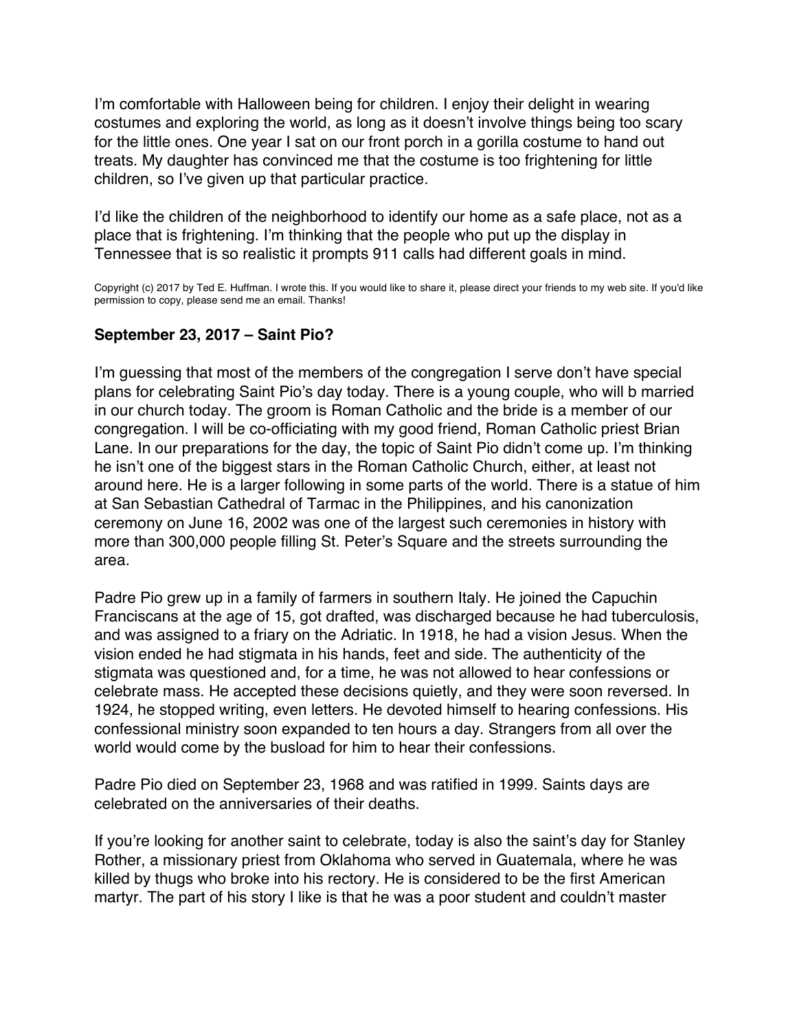I'm comfortable with Halloween being for children. I enjoy their delight in wearing costumes and exploring the world, as long as it doesn't involve things being too scary for the little ones. One year I sat on our front porch in a gorilla costume to hand out treats. My daughter has convinced me that the costume is too frightening for little children, so I've given up that particular practice.

I'd like the children of the neighborhood to identify our home as a safe place, not as a place that is frightening. I'm thinking that the people who put up the display in Tennessee that is so realistic it prompts 911 calls had different goals in mind.

Copyright (c) 2017 by Ted E. Huffman. I wrote this. If you would like to share it, please direct your friends to my web site. If you'd like permission to copy, please send me an email. Thanks!

**September 23, 2017 – Saint Pio?**

I'm guessing that most of the members of the congregation I serve don't have special plans for celebrating Saint Pio's day today. There is a young couple, who will b married in our church today. The groom is Roman Catholic and the bride is a member of our congregation. I will be co-officiating with my good friend, Roman Catholic priest Brian Lane. In our preparations for the day, the topic of Saint Pio didn't come up. I'm thinking he isn't one of the biggest stars in the Roman Catholic Church, either, at least not around here. He is a larger following in some parts of the world. There is a statue of him at San Sebastian Cathedral of Tarmac in the Philippines, and his canonization ceremony on June 16, 2002 was one of the largest such ceremonies in history with more than 300,000 people filling St. Peter's Square and the streets surrounding the area.

Padre Pio grew up in a family of farmers in southern Italy. He joined the Capuchin Franciscans at the age of 15, got drafted, was discharged because he had tuberculosis, and was assigned to a friary on the Adriatic. In 1918, he had a vision Jesus. When the vision ended he had stigmata in his hands, feet and side. The authenticity of the stigmata was questioned and, for a time, he was not allowed to hear confessions or celebrate mass. He accepted these decisions quietly, and they were soon reversed. In 1924, he stopped writing, even letters. He devoted himself to hearing confessions. His confessional ministry soon expanded to ten hours a day. Strangers from all over the world would come by the busload for him to hear their confessions.

Padre Pio died on September 23, 1968 and was ratified in 1999. Saints days are celebrated on the anniversaries of their deaths.

If you're looking for another saint to celebrate, today is also the saint's day for Stanley Rother, a missionary priest from Oklahoma who served in Guatemala, where he was killed by thugs who broke into his rectory. He is considered to be the first American martyr. The part of his story I like is that he was a poor student and couldn't master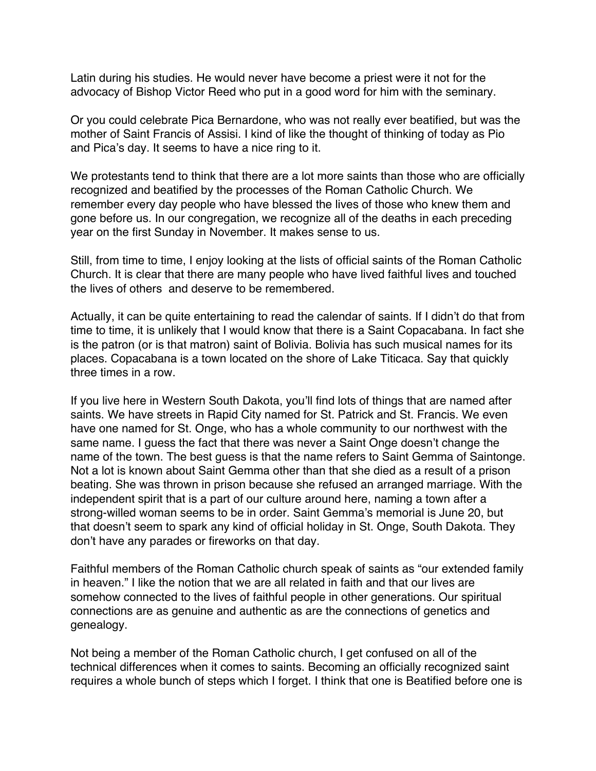Latin during his studies. He would never have become a priest were it not for the advocacy of Bishop Victor Reed who put in a good word for him with the seminary.

Or you could celebrate Pica Bernardone, who was not really ever beatified, but was the mother of Saint Francis of Assisi. I kind of like the thought of thinking of today as Pio and Pica's day. It seems to have a nice ring to it.

We protestants tend to think that there are a lot more saints than those who are officially recognized and beatified by the processes of the Roman Catholic Church. We remember every day people who have blessed the lives of those who knew them and gone before us. In our congregation, we recognize all of the deaths in each preceding year on the first Sunday in November. It makes sense to us.

Still, from time to time, I enjoy looking at the lists of official saints of the Roman Catholic Church. It is clear that there are many people who have lived faithful lives and touched the lives of others  and deserve to be remembered.

Actually, it can be quite entertaining to read the calendar of saints. If I didn't do that from time to time, it is unlikely that I would know that there is a Saint Copacabana. In fact she is the patron (or is that matron) saint of Bolivia. Bolivia has such musical names for its places. Copacabana is a town located on the shore of Lake Titicaca. Say that quickly three times in a row.

If you live here in Western South Dakota, you'll find lots of things that are named after saints. We have streets in Rapid City named for St. Patrick and St. Francis. We even have one named for St. Onge, who has a whole community to our northwest with the same name. I guess the fact that there was never a Saint Onge doesn't change the name of the town. The best guess is that the name refers to Saint Gemma of Saintonge. Not a lot is known about Saint Gemma other than that she died as a result of a prison beating. She was thrown in prison because she refused an arranged marriage. With the independent spirit that is a part of our culture around here, naming a town after a strong-willed woman seems to be in order. Saint Gemma's memorial is June 20, but that doesn't seem to spark any kind of official holiday in St. Onge, South Dakota. They don't have any parades or fireworks on that day.

Faithful members of the Roman Catholic church speak of saints as "our extended family in heaven." I like the notion that we are all related in faith and that our lives are somehow connected to the lives of faithful people in other generations. Our spiritual connections are as genuine and authentic as are the connections of genetics and genealogy.

Not being a member of the Roman Catholic church, I get confused on all of the technical differences when it comes to saints. Becoming an officially recognized saint requires a whole bunch of steps which I forget. I think that one is Beatified before one is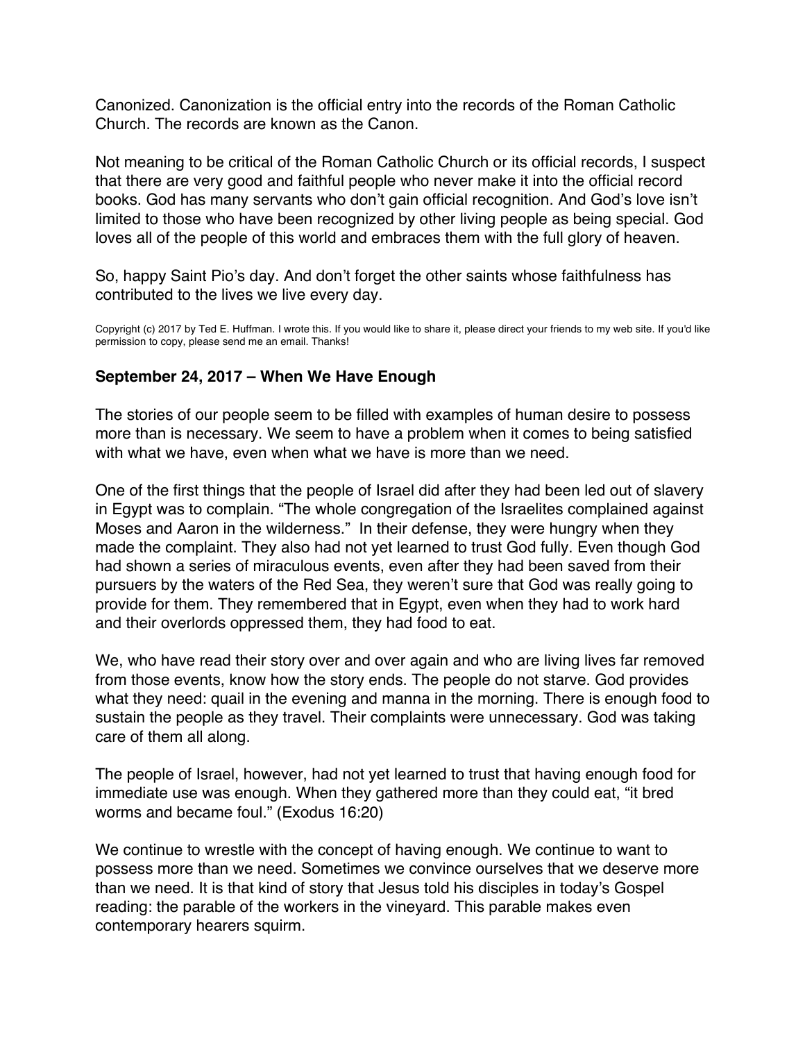Canonized. Canonization is the official entry into the records of the Roman Catholic Church. The records are known as the Canon.

Not meaning to be critical of the Roman Catholic Church or its official records, I suspect that there are very good and faithful people who never make it into the official record books. God has many servants who don't gain official recognition. And God's love isn't limited to those who have been recognized by other living people as being special. God loves all of the people of this world and embraces them with the full glory of heaven.

So, happy Saint Pio's day. And don't forget the other saints whose faithfulness has contributed to the lives we live every day.

Copyright (c) 2017 by Ted E. Huffman. I wrote this. If you would like to share it, please direct your friends to my web site. If you'd like permission to copy, please send me an email. Thanks!

### September 24, 2017 – When We Have Enough

The stories of our people seem to be filled with examples of human desire to possess more than is necessary. We seem to have a problem when it comes to being satisfied with what we have, even when what we have is more than we need.

One of the first things that the people of Israel did after they had been led out of slavery in Egypt was to complain. "The whole congregation of the Israelites complained against Moses and Aaron in the wilderness."  In their defense, they were hungry when they made the complaint. They also had not yet learned to trust God fully. Even though God had shown a series of miraculous events, even after they had been saved from their pursuers by the waters of the Red Sea, they weren't sure that God was really going to provide for them. They remembered that in Egypt, even when they had to work hard and their overlords oppressed them, they had food to eat.

We, who have read their story over and over again and who are living lives far removed from those events, know how the story ends. The people do not starve. God provides what they need: quail in the evening and manna in the morning. There is enough food to sustain the people as they travel. Their complaints were unnecessary. God was taking care of them all along.

The people of Israel, however, had not yet learned to trust that having enough food for immediate use was enough. When they gathered more than they could eat, "it bred worms and became foul." (Exodus 16:20)

We continue to wrestle with the concept of having enough. We continue to want to possess more than we need. Sometimes we convince ourselves that we deserve more than we need. It is that kind of story that Jesus told his disciples in today's Gospel reading: the parable of the workers in the vineyard. This parable makes even contemporary hearers squirm.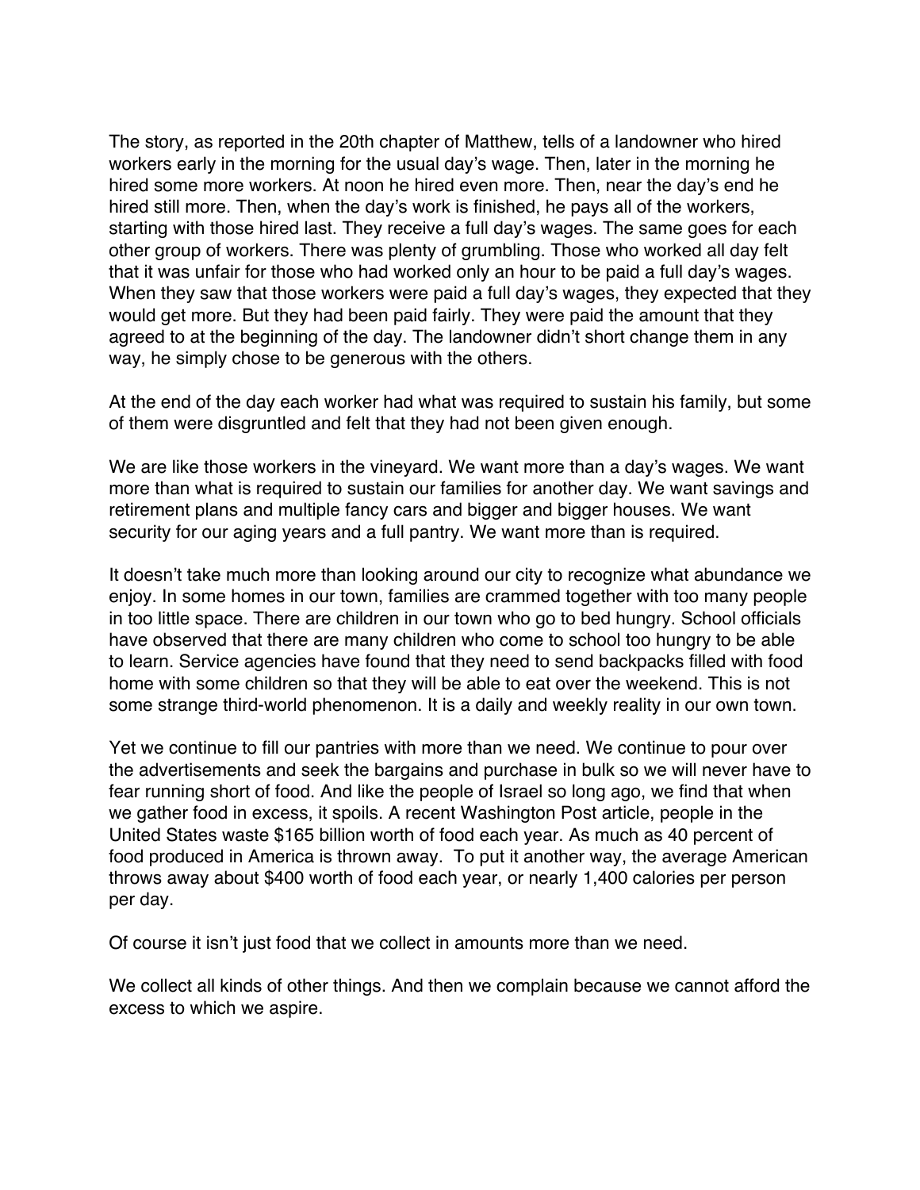The story, as reported in the 20th chapter of Matthew, tells of a landowner who hired workers early in the morning for the usual day's wage. Then, later in the morning he hired some more workers. At noon he hired even more. Then, near the day's end he hired still more. Then, when the day's work is finished, he pays all of the workers, starting with those hired last. They receive a full day's wages. The same goes for each other group of workers. There was plenty of grumbling. Those who worked all day felt that it was unfair for those who had worked only an hour to be paid a full day's wages. When they saw that those workers were paid a full day's wages, they expected that they would get more. But they had been paid fairly. They were paid the amount that they agreed to at the beginning of the day. The landowner didn't short change them in any way, he simply chose to be generous with the others.

At the end of the day each worker had what was required to sustain his family, but some of them were disgruntled and felt that they had not been given enough.

We are like those workers in the vineyard. We want more than a day's wages. We want more than what is required to sustain our families for another day. We want savings and retirement plans and multiple fancy cars and bigger and bigger houses. We want security for our aging years and a full pantry. We want more than is required.

It doesn't take much more than looking around our city to recognize what abundance we enjoy. In some homes in our town, families are crammed together with too many people in too little space. There are children in our town who go to bed hungry. School officials have observed that there are many children who come to school too hungry to be able to learn. Service agencies have found that they need to send backpacks filled with food home with some children so that they will be able to eat over the weekend. This is not some strange third-world phenomenon. It is a daily and weekly reality in our own town.

Yet we continue to fill our pantries with more than we need. We continue to pour over the advertisements and seek the bargains and purchase in bulk so we will never have to fear running short of food. And like the people of Israel so long ago, we find that when we gather food in excess, it spoils. A recent Washington Post article, people in the United States waste $165 billion worth of food each year. As much as 40 percent of food produced in America is thrown away. To put it another way, the average American throws away about $400 worth of food each year, or nearly 1,400 calories per person per day.

Of course it isn't just food that we collect in amounts more than we need.

We collect all kinds of other things. And then we complain because we cannot afford the excess to which we aspire.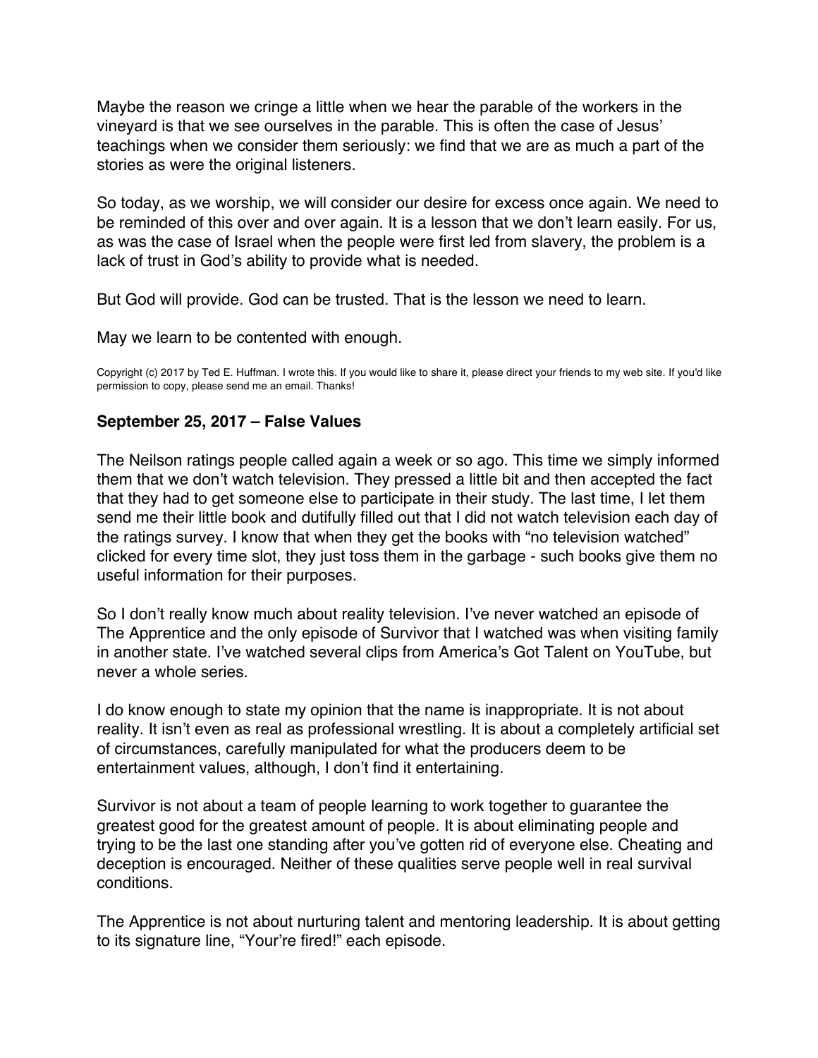Maybe the reason we cringe a little when we hear the parable of the workers in the vineyard is that we see ourselves in the parable. This is often the case of Jesus' teachings when we consider them seriously: we find that we are as much a part of the stories as were the original listeners.

So today, as we worship, we will consider our desire for excess once again. We need to be reminded of this over and over again. It is a lesson that we don't learn easily. For us, as was the case of Israel when the people were first led from slavery, the problem is a lack of trust in God's ability to provide what is needed.

But God will provide. God can be trusted. That is the lesson we need to learn.

May we learn to be contented with enough.

Copyright (c) 2017 by Ted E. Huffman. I wrote this. If you would like to share it, please direct your friends to my web site. If you'd like permission to copy, please send me an email. Thanks!

**September 25, 2017 – False Values**

The Neilson ratings people called again a week or so ago. This time we simply informed them that we don't watch television. They pressed a little bit and then accepted the fact that they had to get someone else to participate in their study. The last time, I let them send me their little book and dutifully filled out that I did not watch television each day of the ratings survey. I know that when they get the books with "no television watched" clicked for every time slot, they just toss them in the garbage - such books give them no useful information for their purposes.

So I don't really know much about reality television. I've never watched an episode of The Apprentice and the only episode of Survivor that I watched was when visiting family in another state. I've watched several clips from America's Got Talent on YouTube, but never a whole series.

I do know enough to state my opinion that the name is inappropriate. It is not about reality. It isn't even as real as professional wrestling. It is about a completely artificial set of circumstances, carefully manipulated for what the producers deem to be entertainment values, although, I don't find it entertaining.

Survivor is not about a team of people learning to work together to guarantee the greatest good for the greatest amount of people. It is about eliminating people and trying to be the last one standing after you've gotten rid of everyone else. Cheating and deception is encouraged. Neither of these qualities serve people well in real survival conditions.

The Apprentice is not about nurturing talent and mentoring leadership. It is about getting to its signature line, "Your're fired!" each episode.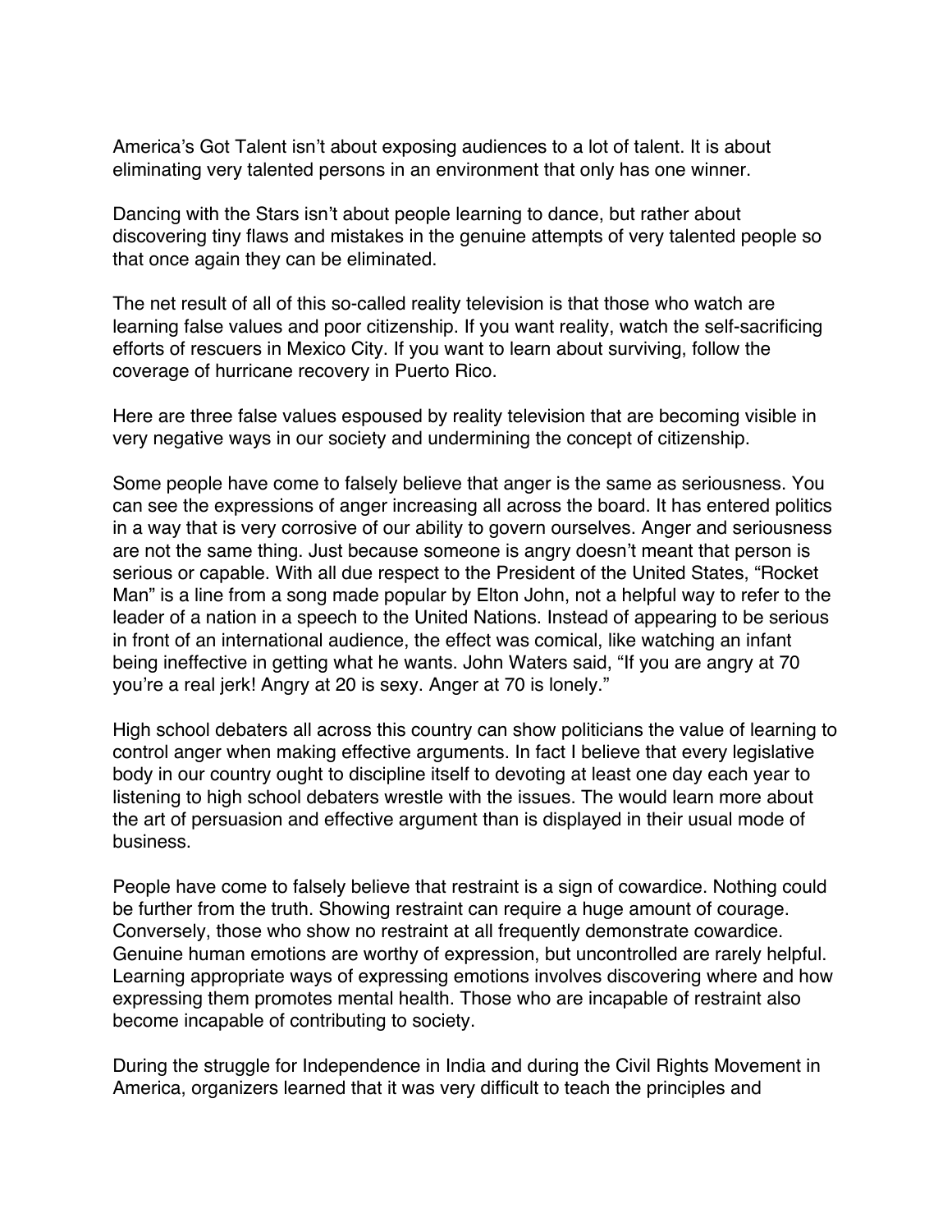America's Got Talent isn't about exposing audiences to a lot of talent. It is about eliminating very talented persons in an environment that only has one winner.

Dancing with the Stars isn't about people learning to dance, but rather about discovering tiny flaws and mistakes in the genuine attempts of very talented people so that once again they can be eliminated.

The net result of all of this so-called reality television is that those who watch are learning false values and poor citizenship. If you want reality, watch the self-sacrificing efforts of rescuers in Mexico City. If you want to learn about surviving, follow the coverage of hurricane recovery in Puerto Rico.

Here are three false values espoused by reality television that are becoming visible in very negative ways in our society and undermining the concept of citizenship.

Some people have come to falsely believe that anger is the same as seriousness. You can see the expressions of anger increasing all across the board. It has entered politics in a way that is very corrosive of our ability to govern ourselves. Anger and seriousness are not the same thing. Just because someone is angry doesn't meant that person is serious or capable. With all due respect to the President of the United States, "Rocket Man" is a line from a song made popular by Elton John, not a helpful way to refer to the leader of a nation in a speech to the United Nations. Instead of appearing to be serious in front of an international audience, the effect was comical, like watching an infant being ineffective in getting what he wants. John Waters said, "If you are angry at 70 you're a real jerk! Angry at 20 is sexy. Anger at 70 is lonely."

High school debaters all across this country can show politicians the value of learning to control anger when making effective arguments. In fact I believe that every legislative body in our country ought to discipline itself to devoting at least one day each year to listening to high school debaters wrestle with the issues. The would learn more about the art of persuasion and effective argument than is displayed in their usual mode of business.

People have come to falsely believe that restraint is a sign of cowardice. Nothing could be further from the truth. Showing restraint can require a huge amount of courage. Conversely, those who show no restraint at all frequently demonstrate cowardice. Genuine human emotions are worthy of expression, but uncontrolled are rarely helpful. Learning appropriate ways of expressing emotions involves discovering where and how expressing them promotes mental health. Those who are incapable of restraint also become incapable of contributing to society.

During the struggle for Independence in India and during the Civil Rights Movement in America, organizers learned that it was very difficult to teach the principles and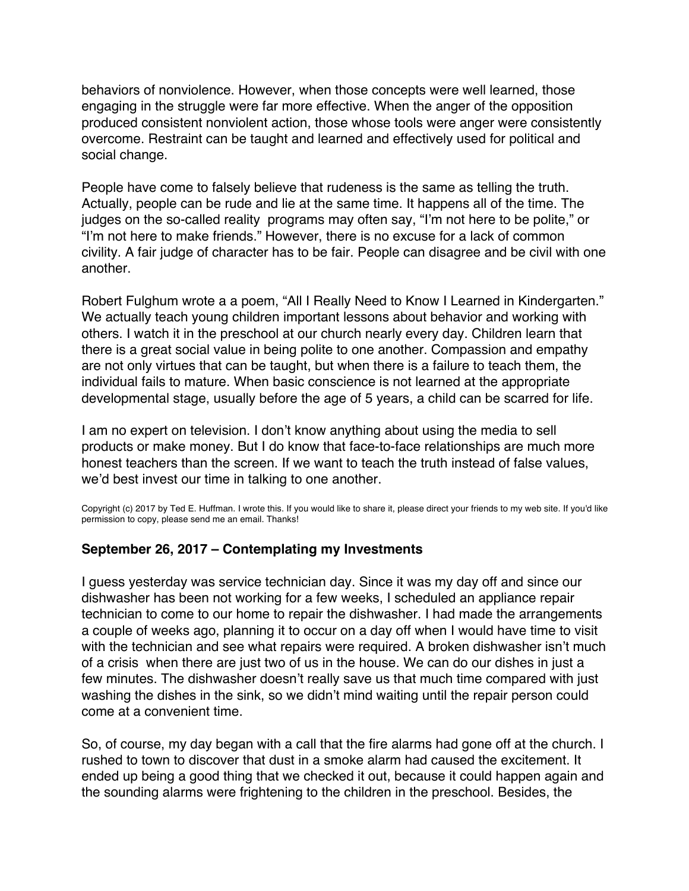behaviors of nonviolence. However, when those concepts were well learned, those engaging in the struggle were far more effective. When the anger of the opposition produced consistent nonviolent action, those whose tools were anger were consistently overcome. Restraint can be taught and learned and effectively used for political and social change.

People have come to falsely believe that rudeness is the same as telling the truth. Actually, people can be rude and lie at the same time. It happens all of the time. The judges on the so-called reality programs may often say, "I'm not here to be polite," or "I'm not here to make friends." However, there is no excuse for a lack of common civility. A fair judge of character has to be fair. People can disagree and be civil with one another.

Robert Fulghum wrote a a poem, "All I Really Need to Know I Learned in Kindergarten." We actually teach young children important lessons about behavior and working with others. I watch it in the preschool at our church nearly every day. Children learn that there is a great social value in being polite to one another. Compassion and empathy are not only virtues that can be taught, but when there is a failure to teach them, the individual fails to mature. When basic conscience is not learned at the appropriate developmental stage, usually before the age of 5 years, a child can be scarred for life.

I am no expert on television. I don't know anything about using the media to sell products or make money. But I do know that face-to-face relationships are much more honest teachers than the screen. If we want to teach the truth instead of false values, we'd best invest our time in talking to one another.

Copyright (c) 2017 by Ted E. Huffman. I wrote this. If you would like to share it, please direct your friends to my web site. If you'd like permission to copy, please send me an email. Thanks!

### September 26, 2017 – Contemplating my Investments

I guess yesterday was service technician day. Since it was my day off and since our dishwasher has been not working for a few weeks, I scheduled an appliance repair technician to come to our home to repair the dishwasher. I had made the arrangements a couple of weeks ago, planning it to occur on a day off when I would have time to visit with the technician and see what repairs were required. A broken dishwasher isn't much of a crisis when there are just two of us in the house. We can do our dishes in just a few minutes. The dishwasher doesn't really save us that much time compared with just washing the dishes in the sink, so we didn't mind waiting until the repair person could come at a convenient time.

So, of course, my day began with a call that the fire alarms had gone off at the church. I rushed to town to discover that dust in a smoke alarm had caused the excitement. It ended up being a good thing that we checked it out, because it could happen again and the sounding alarms were frightening to the children in the preschool. Besides, the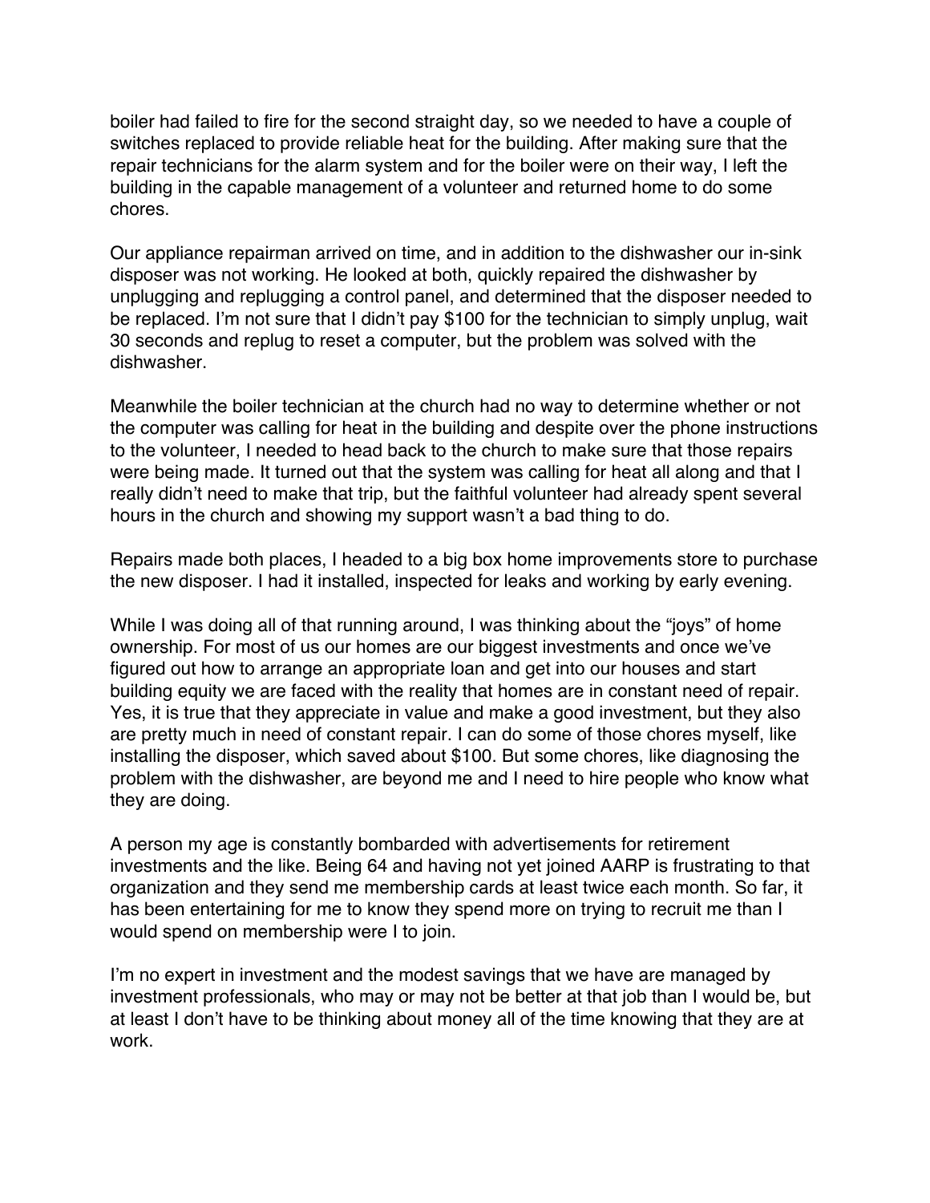boiler had failed to fire for the second straight day, so we needed to have a couple of switches replaced to provide reliable heat for the building. After making sure that the repair technicians for the alarm system and for the boiler were on their way, I left the building in the capable management of a volunteer and returned home to do some chores.

Our appliance repairman arrived on time, and in addition to the dishwasher our in-sink disposer was not working. He looked at both, quickly repaired the dishwasher by unplugging and replugging a control panel, and determined that the disposer needed to be replaced. I'm not sure that I didn't pay $100 for the technician to simply unplug, wait 30 seconds and replug to reset a computer, but the problem was solved with the dishwasher.

Meanwhile the boiler technician at the church had no way to determine whether or not the computer was calling for heat in the building and despite over the phone instructions to the volunteer, I needed to head back to the church to make sure that those repairs were being made. It turned out that the system was calling for heat all along and that I really didn't need to make that trip, but the faithful volunteer had already spent several hours in the church and showing my support wasn't a bad thing to do.

Repairs made both places, I headed to a big box home improvements store to purchase the new disposer. I had it installed, inspected for leaks and working by early evening.

While I was doing all of that running around, I was thinking about the "joys" of home ownership. For most of us our homes are our biggest investments and once we've figured out how to arrange an appropriate loan and get into our houses and start building equity we are faced with the reality that homes are in constant need of repair. Yes, it is true that they appreciate in value and make a good investment, but they also are pretty much in need of constant repair. I can do some of those chores myself, like installing the disposer, which saved about $100. But some chores, like diagnosing the problem with the dishwasher, are beyond me and I need to hire people who know what they are doing.

A person my age is constantly bombarded with advertisements for retirement investments and the like. Being 64 and having not yet joined AARP is frustrating to that organization and they send me membership cards at least twice each month. So far, it has been entertaining for me to know they spend more on trying to recruit me than I would spend on membership were I to join.

I'm no expert in investment and the modest savings that we have are managed by investment professionals, who may or may not be better at that job than I would be, but at least I don't have to be thinking about money all of the time knowing that they are at work.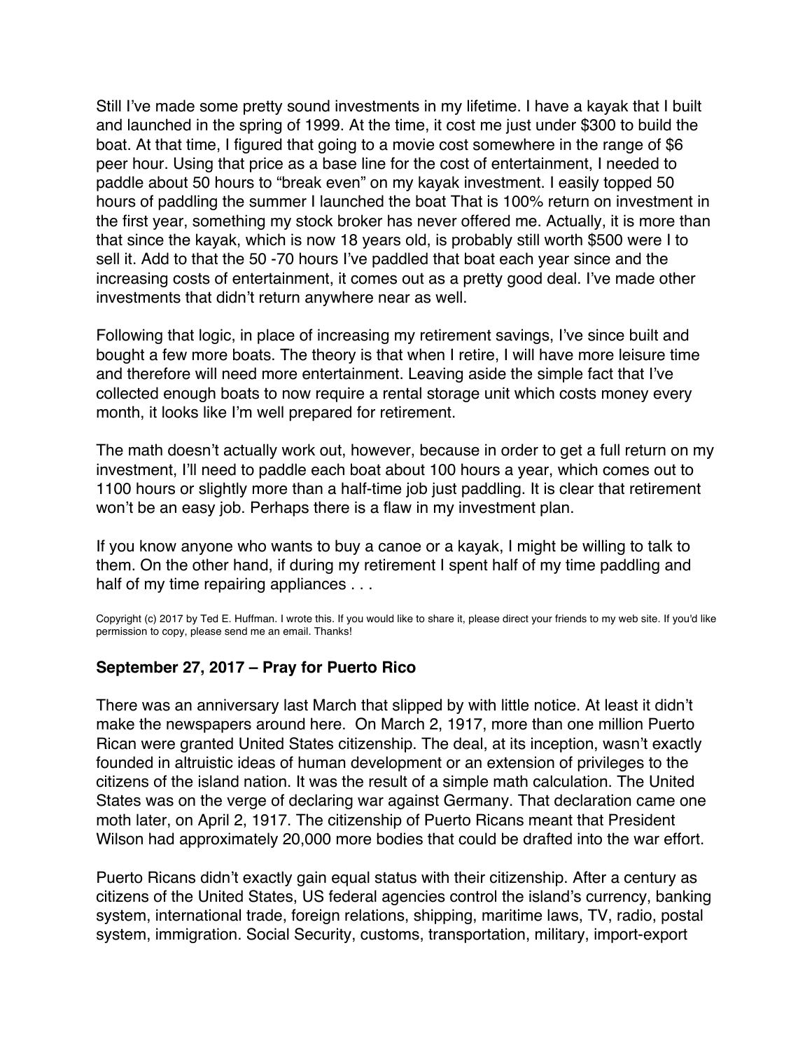Still I've made some pretty sound investments in my lifetime. I have a kayak that I built and launched in the spring of 1999. At the time, it cost me just under $300 to build the boat. At that time, I figured that going to a movie cost somewhere in the range of $6 peer hour. Using that price as a base line for the cost of entertainment, I needed to paddle about 50 hours to "break even" on my kayak investment. I easily topped 50 hours of paddling the summer I launched the boat That is 100% return on investment in the first year, something my stock broker has never offered me. Actually, it is more than that since the kayak, which is now 18 years old, is probably still worth $500 were I to sell it. Add to that the 50 -70 hours I've paddled that boat each year since and the increasing costs of entertainment, it comes out as a pretty good deal. I've made other investments that didn't return anywhere near as well.

Following that logic, in place of increasing my retirement savings, I've since built and bought a few more boats. The theory is that when I retire, I will have more leisure time and therefore will need more entertainment. Leaving aside the simple fact that I've collected enough boats to now require a rental storage unit which costs money every month, it looks like I'm well prepared for retirement.

The math doesn't actually work out, however, because in order to get a full return on my investment, I'll need to paddle each boat about 100 hours a year, which comes out to 1100 hours or slightly more than a half-time job just paddling. It is clear that retirement won't be an easy job. Perhaps there is a flaw in my investment plan.

If you know anyone who wants to buy a canoe or a kayak, I might be willing to talk to them. On the other hand, if during my retirement I spent half of my time paddling and half of my time repairing appliances . . .

Copyright (c) 2017 by Ted E. Huffman. I wrote this. If you would like to share it, please direct your friends to my web site. If you'd like permission to copy, please send me an email. Thanks!

### September 27, 2017 – Pray for Puerto Rico

There was an anniversary last March that slipped by with little notice. At least it didn't make the newspapers around here. On March 2, 1917, more than one million Puerto Rican were granted United States citizenship. The deal, at its inception, wasn't exactly founded in altruistic ideas of human development or an extension of privileges to the citizens of the island nation. It was the result of a simple math calculation. The United States was on the verge of declaring war against Germany. That declaration came one moth later, on April 2, 1917. The citizenship of Puerto Ricans meant that President Wilson had approximately 20,000 more bodies that could be drafted into the war effort.

Puerto Ricans didn't exactly gain equal status with their citizenship. After a century as citizens of the United States, US federal agencies control the island's currency, banking system, international trade, foreign relations, shipping, maritime laws, TV, radio, postal system, immigration. Social Security, customs, transportation, military, import-export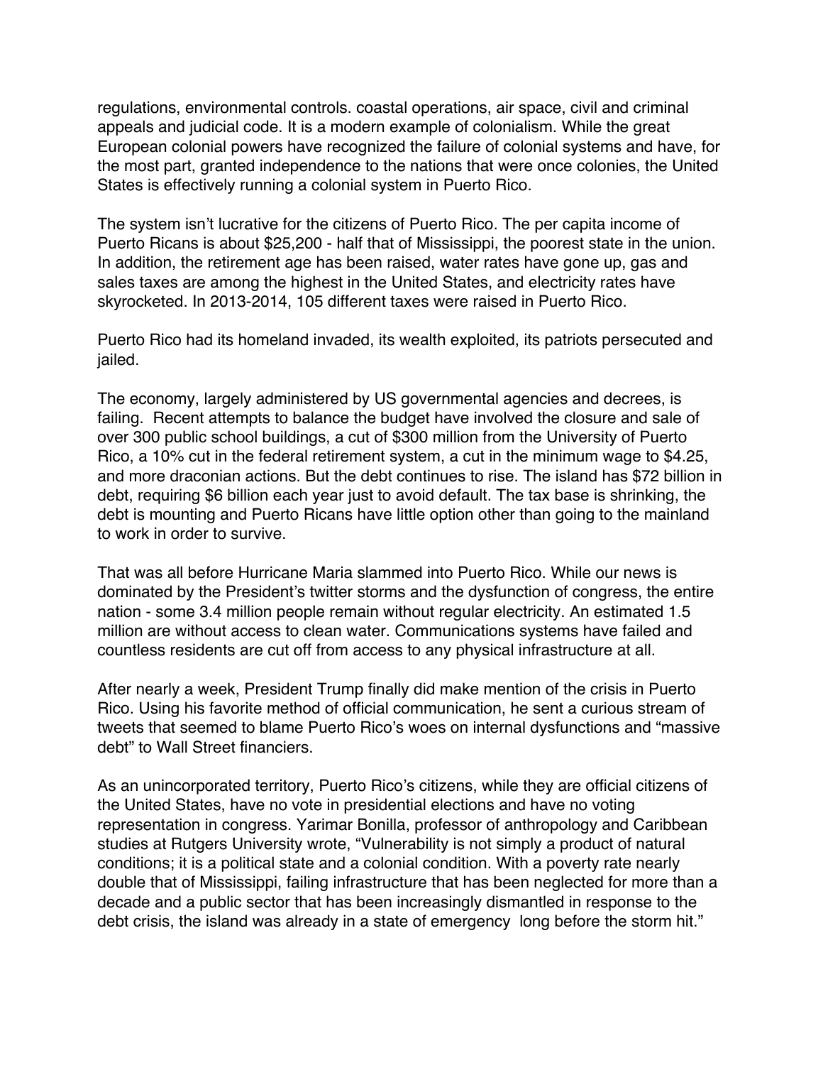regulations, environmental controls. coastal operations, air space, civil and criminal appeals and judicial code. It is a modern example of colonialism. While the great European colonial powers have recognized the failure of colonial systems and have, for the most part, granted independence to the nations that were once colonies, the United States is effectively running a colonial system in Puerto Rico.

The system isn't lucrative for the citizens of Puerto Rico. The per capita income of Puerto Ricans is about $25,200 - half that of Mississippi, the poorest state in the union. In addition, the retirement age has been raised, water rates have gone up, gas and sales taxes are among the highest in the United States, and electricity rates have skyrocketed. In 2013-2014, 105 different taxes were raised in Puerto Rico.

Puerto Rico had its homeland invaded, its wealth exploited, its patriots persecuted and jailed.

The economy, largely administered by US governmental agencies and decrees, is failing. Recent attempts to balance the budget have involved the closure and sale of over 300 public school buildings, a cut of $300 million from the University of Puerto Rico, a 10% cut in the federal retirement system, a cut in the minimum wage to $4.25, and more draconian actions. But the debt continues to rise. The island has $72 billion in debt, requiring $6 billion each year just to avoid default. The tax base is shrinking, the debt is mounting and Puerto Ricans have little option other than going to the mainland to work in order to survive.

That was all before Hurricane Maria slammed into Puerto Rico. While our news is dominated by the President's twitter storms and the dysfunction of congress, the entire nation - some 3.4 million people remain without regular electricity. An estimated 1.5 million are without access to clean water. Communications systems have failed and countless residents are cut off from access to any physical infrastructure at all.

After nearly a week, President Trump finally did make mention of the crisis in Puerto Rico. Using his favorite method of official communication, he sent a curious stream of tweets that seemed to blame Puerto Rico's woes on internal dysfunctions and "massive debt" to Wall Street financiers.

As an unincorporated territory, Puerto Rico's citizens, while they are official citizens of the United States, have no vote in presidential elections and have no voting representation in congress. Yarimar Bonilla, professor of anthropology and Caribbean studies at Rutgers University wrote, "Vulnerability is not simply a product of natural conditions; it is a political state and a colonial condition. With a poverty rate nearly double that of Mississippi, failing infrastructure that has been neglected for more than a decade and a public sector that has been increasingly dismantled in response to the debt crisis, the island was already in a state of emergency long before the storm hit."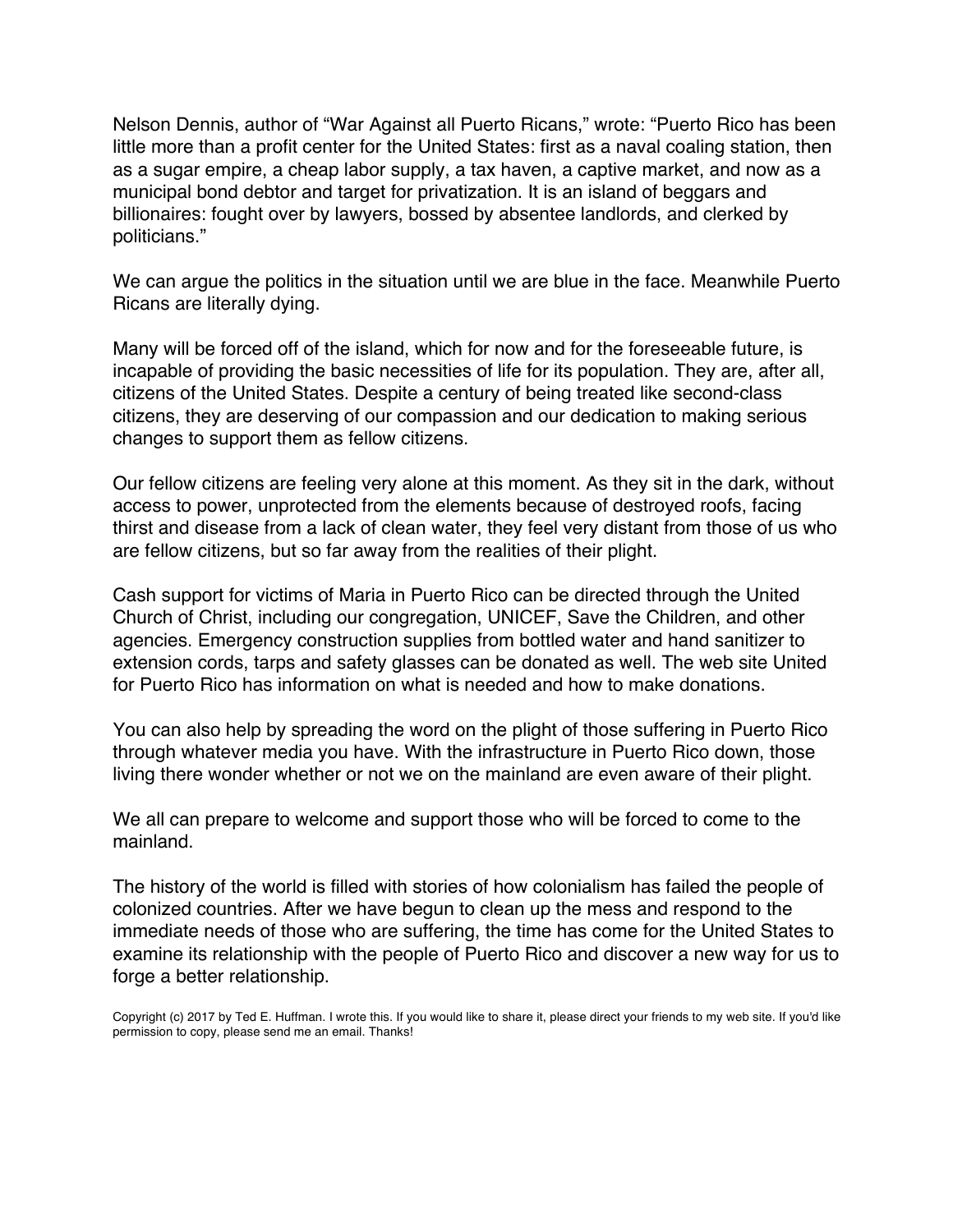Nelson Dennis, author of "War Against all Puerto Ricans," wrote: "Puerto Rico has been little more than a profit center for the United States: first as a naval coaling station, then as a sugar empire, a cheap labor supply, a tax haven, a captive market, and now as a municipal bond debtor and target for privatization. It is an island of beggars and billionaires: fought over by lawyers, bossed by absentee landlords, and clerked by politicians."

We can argue the politics in the situation until we are blue in the face. Meanwhile Puerto Ricans are literally dying.

Many will be forced off of the island, which for now and for the foreseeable future, is incapable of providing the basic necessities of life for its population. They are, after all, citizens of the United States. Despite a century of being treated like second-class citizens, they are deserving of our compassion and our dedication to making serious changes to support them as fellow citizens.

Our fellow citizens are feeling very alone at this moment. As they sit in the dark, without access to power, unprotected from the elements because of destroyed roofs, facing thirst and disease from a lack of clean water, they feel very distant from those of us who are fellow citizens, but so far away from the realities of their plight.

Cash support for victims of Maria in Puerto Rico can be directed through the United Church of Christ, including our congregation, UNICEF, Save the Children, and other agencies. Emergency construction supplies from bottled water and hand sanitizer to extension cords, tarps and safety glasses can be donated as well. The web site United for Puerto Rico has information on what is needed and how to make donations.

You can also help by spreading the word on the plight of those suffering in Puerto Rico through whatever media you have. With the infrastructure in Puerto Rico down, those living there wonder whether or not we on the mainland are even aware of their plight.

We all can prepare to welcome and support those who will be forced to come to the mainland.

The history of the world is filled with stories of how colonialism has failed the people of colonized countries. After we have begun to clean up the mess and respond to the immediate needs of those who are suffering, the time has come for the United States to examine its relationship with the people of Puerto Rico and discover a new way for us to forge a better relationship.

Copyright (c) 2017 by Ted E. Huffman. I wrote this. If you would like to share it, please direct your friends to my web site. If you'd like permission to copy, please send me an email. Thanks!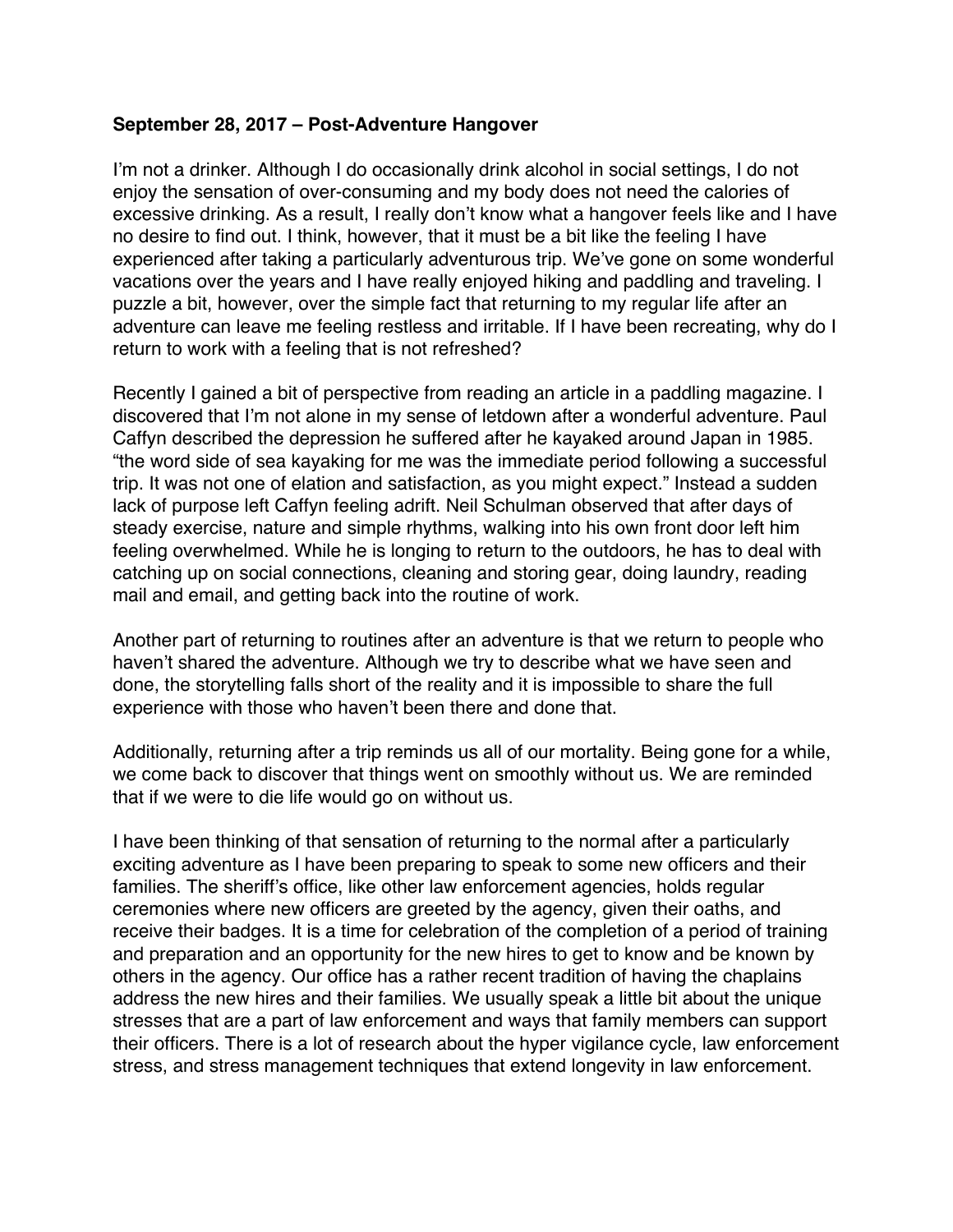**September 28, 2017 – Post-Adventure Hangover**

I'm not a drinker. Although I do occasionally drink alcohol in social settings, I do not enjoy the sensation of over-consuming and my body does not need the calories of excessive drinking. As a result, I really don't know what a hangover feels like and I have no desire to find out. I think, however, that it must be a bit like the feeling I have experienced after taking a particularly adventurous trip. We've gone on some wonderful vacations over the years and I have really enjoyed hiking and paddling and traveling. I puzzle a bit, however, over the simple fact that returning to my regular life after an adventure can leave me feeling restless and irritable. If I have been recreating, why do I return to work with a feeling that is not refreshed?

Recently I gained a bit of perspective from reading an article in a paddling magazine. I discovered that I'm not alone in my sense of letdown after a wonderful adventure. Paul Caffyn described the depression he suffered after he kayaked around Japan in 1985. "the word side of sea kayaking for me was the immediate period following a successful trip. It was not one of elation and satisfaction, as you might expect." Instead a sudden lack of purpose left Caffyn feeling adrift. Neil Schulman observed that after days of steady exercise, nature and simple rhythms, walking into his own front door left him feeling overwhelmed. While he is longing to return to the outdoors, he has to deal with catching up on social connections, cleaning and storing gear, doing laundry, reading mail and email, and getting back into the routine of work.

Another part of returning to routines after an adventure is that we return to people who haven't shared the adventure. Although we try to describe what we have seen and done, the storytelling falls short of the reality and it is impossible to share the full experience with those who haven't been there and done that.

Additionally, returning after a trip reminds us all of our mortality. Being gone for a while, we come back to discover that things went on smoothly without us. We are reminded that if we were to die life would go on without us.

I have been thinking of that sensation of returning to the normal after a particularly exciting adventure as I have been preparing to speak to some new officers and their families. The sheriff's office, like other law enforcement agencies, holds regular ceremonies where new officers are greeted by the agency, given their oaths, and receive their badges. It is a time for celebration of the completion of a period of training and preparation and an opportunity for the new hires to get to know and be known by others in the agency. Our office has a rather recent tradition of having the chaplains address the new hires and their families. We usually speak a little bit about the unique stresses that are a part of law enforcement and ways that family members can support their officers. There is a lot of research about the hyper vigilance cycle, law enforcement stress, and stress management techniques that extend longevity in law enforcement.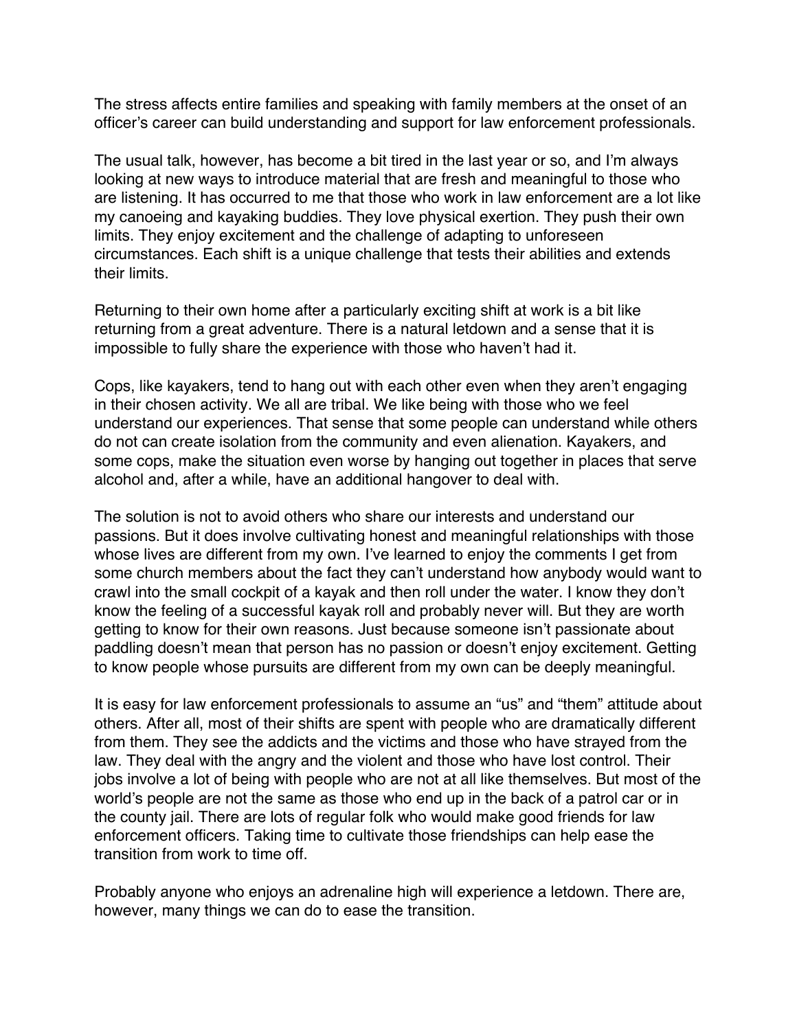The stress affects entire families and speaking with family members at the onset of an officer's career can build understanding and support for law enforcement professionals.

The usual talk, however, has become a bit tired in the last year or so, and I'm always looking at new ways to introduce material that are fresh and meaningful to those who are listening. It has occurred to me that those who work in law enforcement are a lot like my canoeing and kayaking buddies. They love physical exertion. They push their own limits. They enjoy excitement and the challenge of adapting to unforeseen circumstances. Each shift is a unique challenge that tests their abilities and extends their limits.

Returning to their own home after a particularly exciting shift at work is a bit like returning from a great adventure. There is a natural letdown and a sense that it is impossible to fully share the experience with those who haven't had it.

Cops, like kayakers, tend to hang out with each other even when they aren't engaging in their chosen activity. We all are tribal. We like being with those who we feel understand our experiences. That sense that some people can understand while others do not can create isolation from the community and even alienation. Kayakers, and some cops, make the situation even worse by hanging out together in places that serve alcohol and, after a while, have an additional hangover to deal with.

The solution is not to avoid others who share our interests and understand our passions. But it does involve cultivating honest and meaningful relationships with those whose lives are different from my own. I've learned to enjoy the comments I get from some church members about the fact they can't understand how anybody would want to crawl into the small cockpit of a kayak and then roll under the water. I know they don't know the feeling of a successful kayak roll and probably never will. But they are worth getting to know for their own reasons. Just because someone isn't passionate about paddling doesn't mean that person has no passion or doesn't enjoy excitement. Getting to know people whose pursuits are different from my own can be deeply meaningful.

It is easy for law enforcement professionals to assume an "us" and "them" attitude about others. After all, most of their shifts are spent with people who are dramatically different from them. They see the addicts and the victims and those who have strayed from the law. They deal with the angry and the violent and those who have lost control. Their jobs involve a lot of being with people who are not at all like themselves. But most of the world's people are not the same as those who end up in the back of a patrol car or in the county jail. There are lots of regular folk who would make good friends for law enforcement officers. Taking time to cultivate those friendships can help ease the transition from work to time off.

Probably anyone who enjoys an adrenaline high will experience a letdown. There are, however, many things we can do to ease the transition.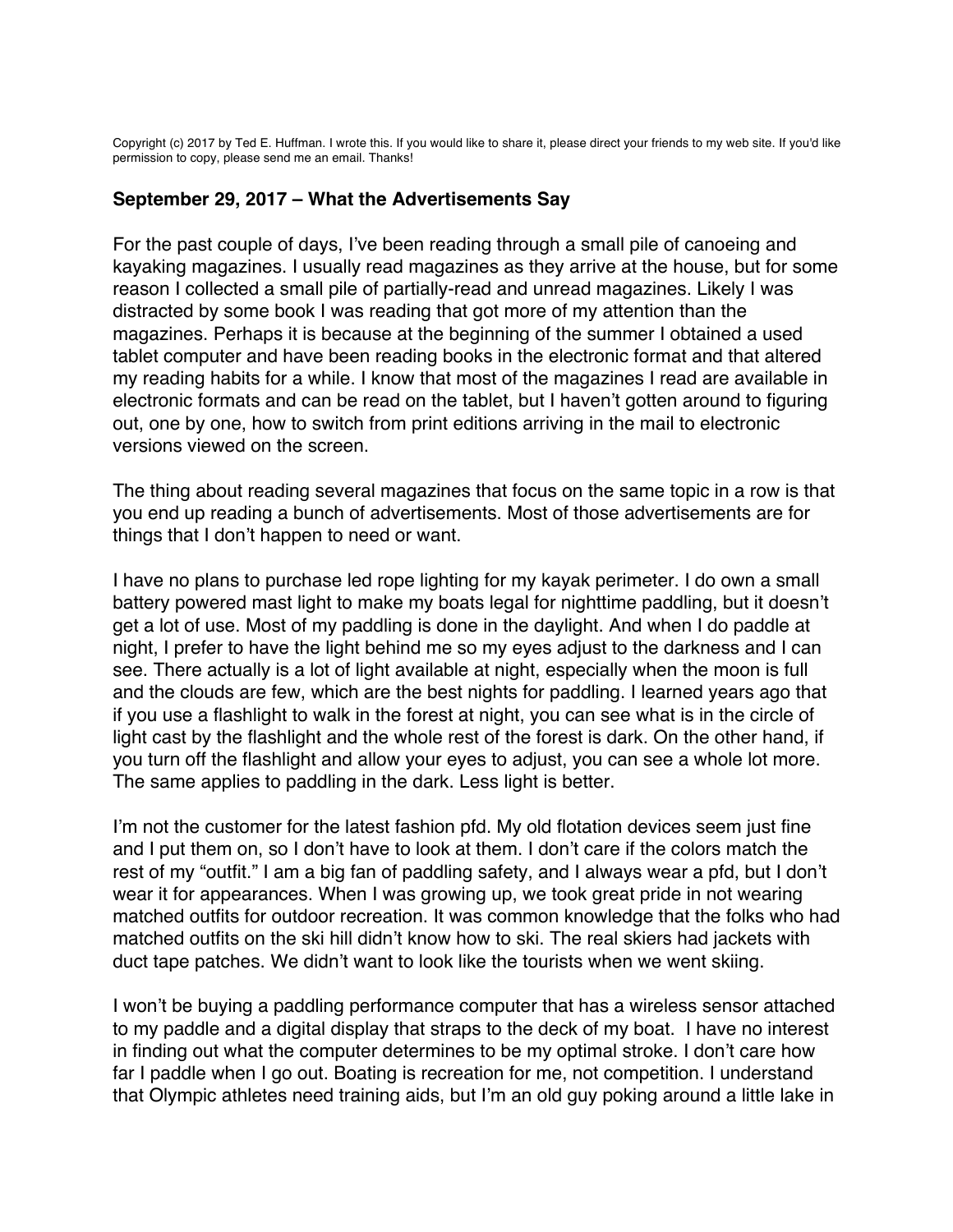Copyright (c) 2017 by Ted E. Huffman. I wrote this. If you would like to share it, please direct your friends to my web site. If you'd like permission to copy, please send me an email. Thanks!

### September 29, 2017 – What the Advertisements Say

For the past couple of days, I've been reading through a small pile of canoeing and kayaking magazines. I usually read magazines as they arrive at the house, but for some reason I collected a small pile of partially-read and unread magazines. Likely I was distracted by some book I was reading that got more of my attention than the magazines. Perhaps it is because at the beginning of the summer I obtained a used tablet computer and have been reading books in the electronic format and that altered my reading habits for a while. I know that most of the magazines I read are available in electronic formats and can be read on the tablet, but I haven't gotten around to figuring out, one by one, how to switch from print editions arriving in the mail to electronic versions viewed on the screen.

The thing about reading several magazines that focus on the same topic in a row is that you end up reading a bunch of advertisements. Most of those advertisements are for things that I don't happen to need or want.

I have no plans to purchase led rope lighting for my kayak perimeter. I do own a small battery powered mast light to make my boats legal for nighttime paddling, but it doesn't get a lot of use. Most of my paddling is done in the daylight. And when I do paddle at night, I prefer to have the light behind me so my eyes adjust to the darkness and I can see. There actually is a lot of light available at night, especially when the moon is full and the clouds are few, which are the best nights for paddling. I learned years ago that if you use a flashlight to walk in the forest at night, you can see what is in the circle of light cast by the flashlight and the whole rest of the forest is dark. On the other hand, if you turn off the flashlight and allow your eyes to adjust, you can see a whole lot more. The same applies to paddling in the dark. Less light is better.

I'm not the customer for the latest fashion pfd. My old flotation devices seem just fine and I put them on, so I don't have to look at them. I don't care if the colors match the rest of my "outfit." I am a big fan of paddling safety, and I always wear a pfd, but I don't wear it for appearances. When I was growing up, we took great pride in not wearing matched outfits for outdoor recreation. It was common knowledge that the folks who had matched outfits on the ski hill didn't know how to ski. The real skiers had jackets with duct tape patches. We didn't want to look like the tourists when we went skiing.

I won't be buying a paddling performance computer that has a wireless sensor attached to my paddle and a digital display that straps to the deck of my boat. I have no interest in finding out what the computer determines to be my optimal stroke. I don't care how far I paddle when I go out. Boating is recreation for me, not competition. I understand that Olympic athletes need training aids, but I'm an old guy poking around a little lake in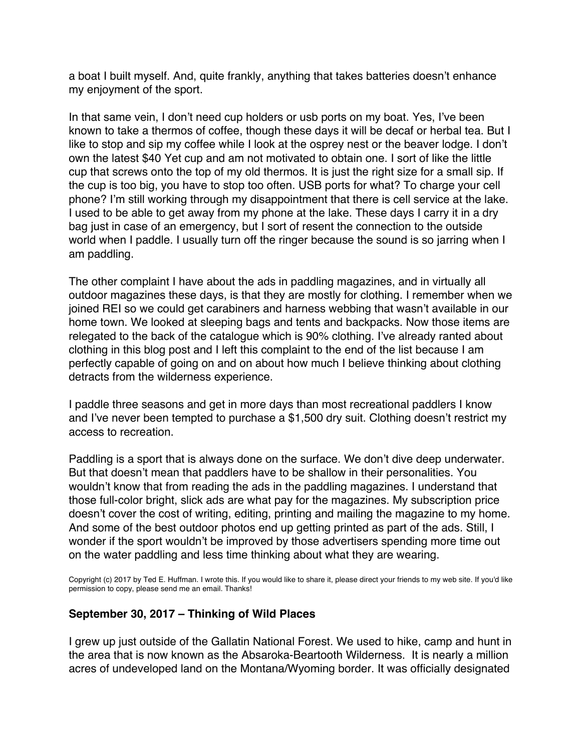a boat I built myself. And, quite frankly, anything that takes batteries doesn't enhance my enjoyment of the sport.

In that same vein, I don't need cup holders or usb ports on my boat. Yes, I've been known to take a thermos of coffee, though these days it will be decaf or herbal tea. But I like to stop and sip my coffee while I look at the osprey nest or the beaver lodge. I don't own the latest $40 Yet cup and am not motivated to obtain one. I sort of like the little cup that screws onto the top of my old thermos. It is just the right size for a small sip. If the cup is too big, you have to stop too often. USB ports for what? To charge your cell phone? I'm still working through my disappointment that there is cell service at the lake. I used to be able to get away from my phone at the lake. These days I carry it in a dry bag just in case of an emergency, but I sort of resent the connection to the outside world when I paddle. I usually turn off the ringer because the sound is so jarring when I am paddling.

The other complaint I have about the ads in paddling magazines, and in virtually all outdoor magazines these days, is that they are mostly for clothing. I remember when we joined REI so we could get carabiners and harness webbing that wasn't available in our home town. We looked at sleeping bags and tents and backpacks. Now those items are relegated to the back of the catalogue which is 90% clothing. I've already ranted about clothing in this blog post and I left this complaint to the end of the list because I am perfectly capable of going on and on about how much I believe thinking about clothing detracts from the wilderness experience.

I paddle three seasons and get in more days than most recreational paddlers I know and I've never been tempted to purchase a $1,500 dry suit. Clothing doesn't restrict my access to recreation.

Paddling is a sport that is always done on the surface. We don't dive deep underwater. But that doesn't mean that paddlers have to be shallow in their personalities. You wouldn't know that from reading the ads in the paddling magazines. I understand that those full-color bright, slick ads are what pay for the magazines. My subscription price doesn't cover the cost of writing, editing, printing and mailing the magazine to my home. And some of the best outdoor photos end up getting printed as part of the ads. Still, I wonder if the sport wouldn't be improved by those advertisers spending more time out on the water paddling and less time thinking about what they are wearing.

Copyright (c) 2017 by Ted E. Huffman. I wrote this. If you would like to share it, please direct your friends to my web site. If you'd like permission to copy, please send me an email. Thanks!

### September 30, 2017 – Thinking of Wild Places

I grew up just outside of the Gallatin National Forest. We used to hike, camp and hunt in the area that is now known as the Absaroka-Beartooth Wilderness. It is nearly a million acres of undeveloped land on the Montana/Wyoming border. It was officially designated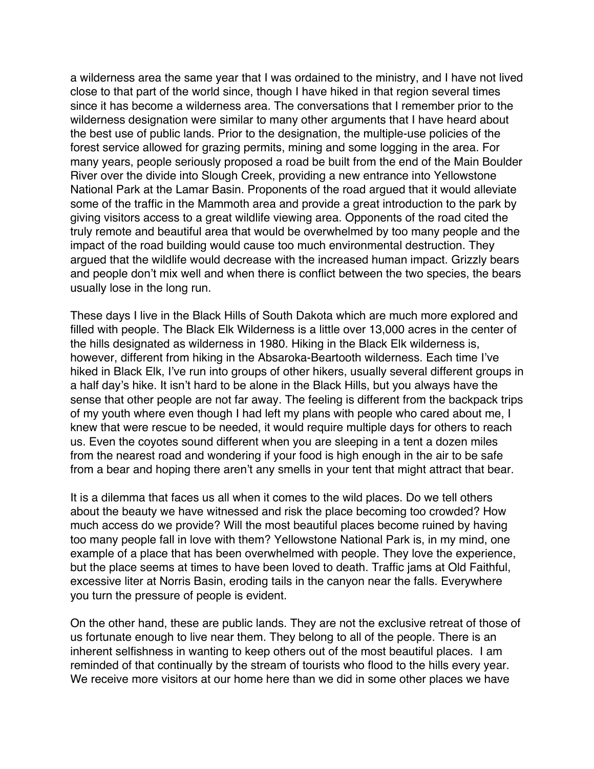a wilderness area the same year that I was ordained to the ministry, and I have not lived close to that part of the world since, though I have hiked in that region several times since it has become a wilderness area. The conversations that I remember prior to the wilderness designation were similar to many other arguments that I have heard about the best use of public lands. Prior to the designation, the multiple-use policies of the forest service allowed for grazing permits, mining and some logging in the area. For many years, people seriously proposed a road be built from the end of the Main Boulder River over the divide into Slough Creek, providing a new entrance into Yellowstone National Park at the Lamar Basin. Proponents of the road argued that it would alleviate some of the traffic in the Mammoth area and provide a great introduction to the park by giving visitors access to a great wildlife viewing area. Opponents of the road cited the truly remote and beautiful area that would be overwhelmed by too many people and the impact of the road building would cause too much environmental destruction. They argued that the wildlife would decrease with the increased human impact. Grizzly bears and people don't mix well and when there is conflict between the two species, the bears usually lose in the long run.

These days I live in the Black Hills of South Dakota which are much more explored and filled with people. The Black Elk Wilderness is a little over 13,000 acres in the center of the hills designated as wilderness in 1980. Hiking in the Black Elk wilderness is, however, different from hiking in the Absaroka-Beartooth wilderness. Each time I've hiked in Black Elk, I've run into groups of other hikers, usually several different groups in a half day's hike. It isn't hard to be alone in the Black Hills, but you always have the sense that other people are not far away. The feeling is different from the backpack trips of my youth where even though I had left my plans with people who cared about me, I knew that were rescue to be needed, it would require multiple days for others to reach us. Even the coyotes sound different when you are sleeping in a tent a dozen miles from the nearest road and wondering if your food is high enough in the air to be safe from a bear and hoping there aren't any smells in your tent that might attract that bear.

It is a dilemma that faces us all when it comes to the wild places. Do we tell others about the beauty we have witnessed and risk the place becoming too crowded? How much access do we provide? Will the most beautiful places become ruined by having too many people fall in love with them? Yellowstone National Park is, in my mind, one example of a place that has been overwhelmed with people. They love the experience, but the place seems at times to have been loved to death. Traffic jams at Old Faithful, excessive liter at Norris Basin, eroding tails in the canyon near the falls. Everywhere you turn the pressure of people is evident.

On the other hand, these are public lands. They are not the exclusive retreat of those of us fortunate enough to live near them. They belong to all of the people. There is an inherent selfishness in wanting to keep others out of the most beautiful places. I am reminded of that continually by the stream of tourists who flood to the hills every year. We receive more visitors at our home here than we did in some other places we have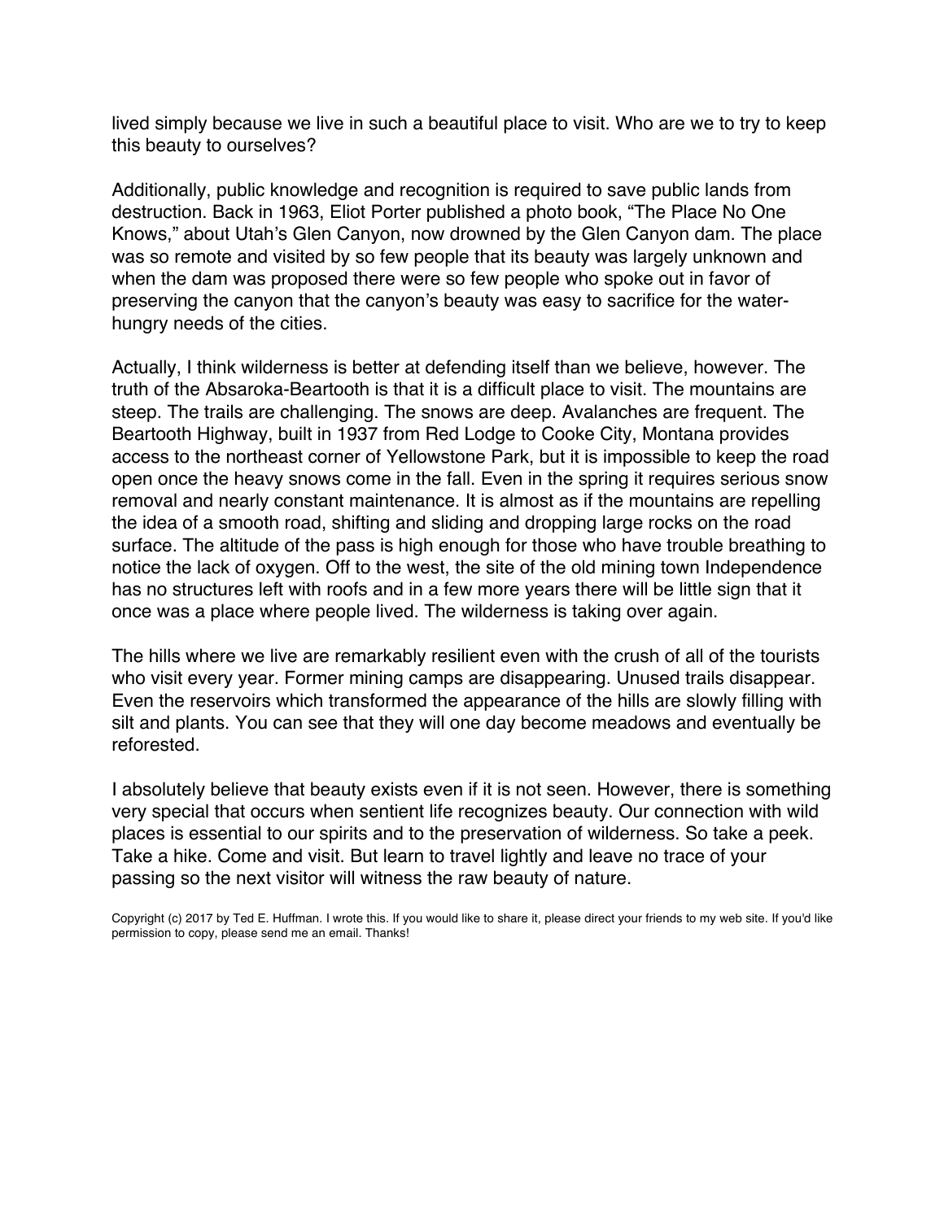lived simply because we live in such a beautiful place to visit. Who are we to try to keep this beauty to ourselves?

Additionally, public knowledge and recognition is required to save public lands from destruction. Back in 1963, Eliot Porter published a photo book, "The Place No One Knows," about Utah's Glen Canyon, now drowned by the Glen Canyon dam. The place was so remote and visited by so few people that its beauty was largely unknown and when the dam was proposed there were so few people who spoke out in favor of preserving the canyon that the canyon's beauty was easy to sacrifice for the water-hungry needs of the cities.

Actually, I think wilderness is better at defending itself than we believe, however. The truth of the Absaroka-Beartooth is that it is a difficult place to visit. The mountains are steep. The trails are challenging. The snows are deep. Avalanches are frequent. The Beartooth Highway, built in 1937 from Red Lodge to Cooke City, Montana provides access to the northeast corner of Yellowstone Park, but it is impossible to keep the road open once the heavy snows come in the fall. Even in the spring it requires serious snow removal and nearly constant maintenance. It is almost as if the mountains are repelling the idea of a smooth road, shifting and sliding and dropping large rocks on the road surface. The altitude of the pass is high enough for those who have trouble breathing to notice the lack of oxygen. Off to the west, the site of the old mining town Independence has no structures left with roofs and in a few more years there will be little sign that it once was a place where people lived. The wilderness is taking over again.

The hills where we live are remarkably resilient even with the crush of all of the tourists who visit every year. Former mining camps are disappearing. Unused trails disappear. Even the reservoirs which transformed the appearance of the hills are slowly filling with silt and plants. You can see that they will one day become meadows and eventually be reforested.

I absolutely believe that beauty exists even if it is not seen. However, there is something very special that occurs when sentient life recognizes beauty. Our connection with wild places is essential to our spirits and to the preservation of wilderness. So take a peek. Take a hike. Come and visit. But learn to travel lightly and leave no trace of your passing so the next visitor will witness the raw beauty of nature.

Copyright (c) 2017 by Ted E. Huffman. I wrote this. If you would like to share it, please direct your friends to my web site. If you'd like permission to copy, please send me an email. Thanks!